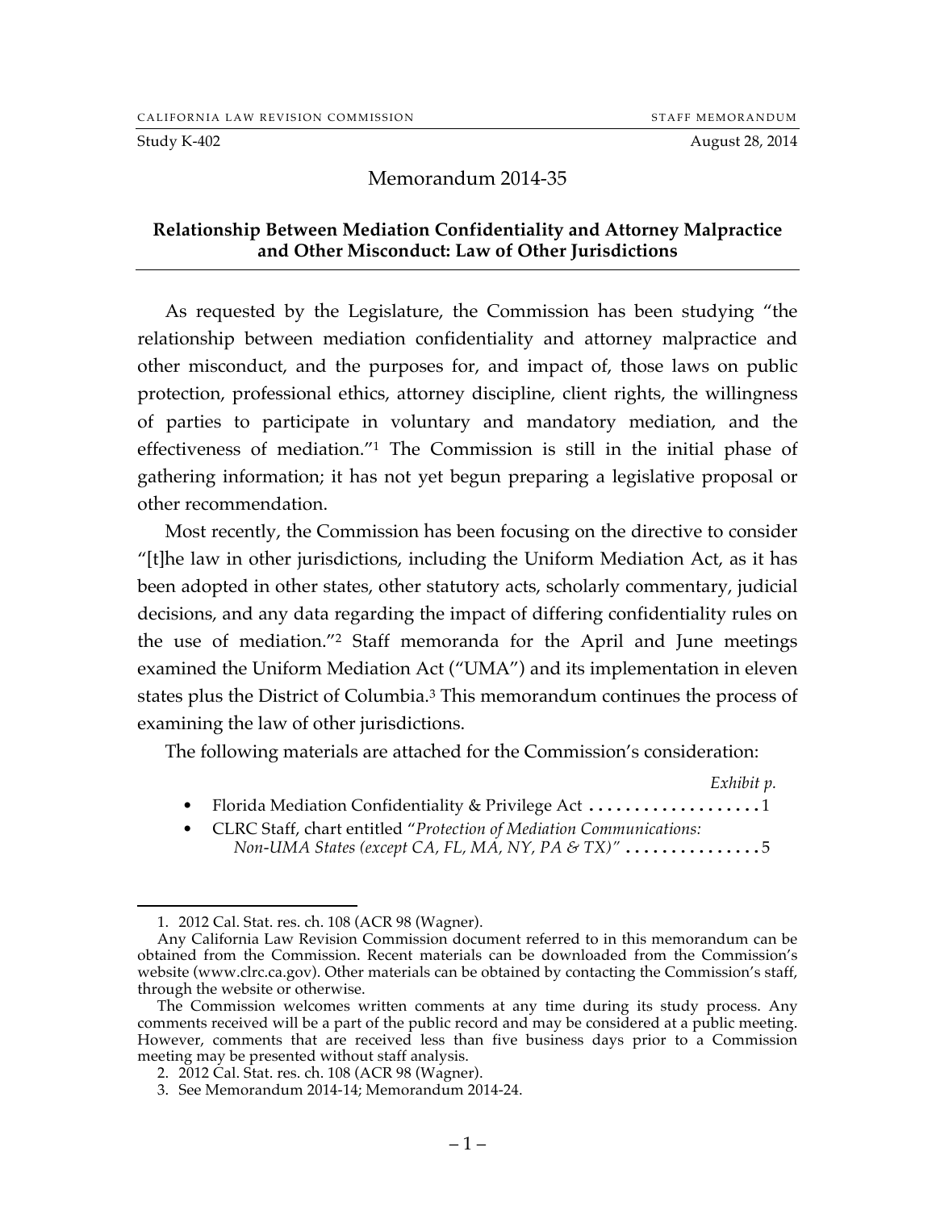CALIFORNIA LAW REVISION COMMISSION STAFF MEMORANDUM

Study K-402 August 28, 2014

# Memorandum 2014-35

## Relationship Between Mediation Confidentiality and Attorney Malpractice and Other Misconduct: Law of Other Jurisdictions

As requested by the Legislature, the Commission has been studying "the relationship between mediation confidentiality and attorney malpractice and other misconduct, and the purposes for, and impact of, those laws on public protection, professional ethics, attorney discipline, client rights, the willingness of parties to participate in voluntary and mandatory mediation, and the effectiveness of mediation."[1] The Commission is still in the initial phase of gathering information; it has not yet begun preparing a legislative proposal or other recommendation.

Most recently, the Commission has been focusing on the directive to consider "[t]he law in other jurisdictions, including the Uniform Mediation Act, as it has been adopted in other states, other statutory acts, scholarly commentary, judicial decisions, and any data regarding the impact of differing confidentiality rules on the use of mediation."[2] Staff memoranda for the April and June meetings examined the Uniform Mediation Act ("UMA") and its implementation in eleven states plus the District of Columbia.[3] This memorandum continues the process of examining the law of other jurisdictions.

The following materials are attached for the Commission's consideration:

*Exhibit p.*

- Florida Mediation Confidentiality & Privilege Act .................... 1
- CLRC Staff, chart entitled "*Protection of Mediation Communications: Non-UMA States (except CA, FL, MA, NY, PA & TX)*" ............... 5

---

1. 2012 Cal. Stat. res. ch. 108 (ACR 98 (Wagner).

Any California Law Revision Commission document referred to in this memorandum can be obtained from the Commission. Recent materials can be downloaded from the Commission's website (www.clrc.ca.gov). Other materials can be obtained by contacting the Commission's staff, through the website or otherwise.

The Commission welcomes written comments at any time during its study process. Any comments received will be a part of the public record and may be considered at a public meeting. However, comments that are received less than five business days prior to a Commission meeting may be presented without staff analysis.

2. 2012 Cal. Stat. res. ch. 108 (ACR 98 (Wagner).

3. See Memorandum 2014-14; Memorandum 2014-24.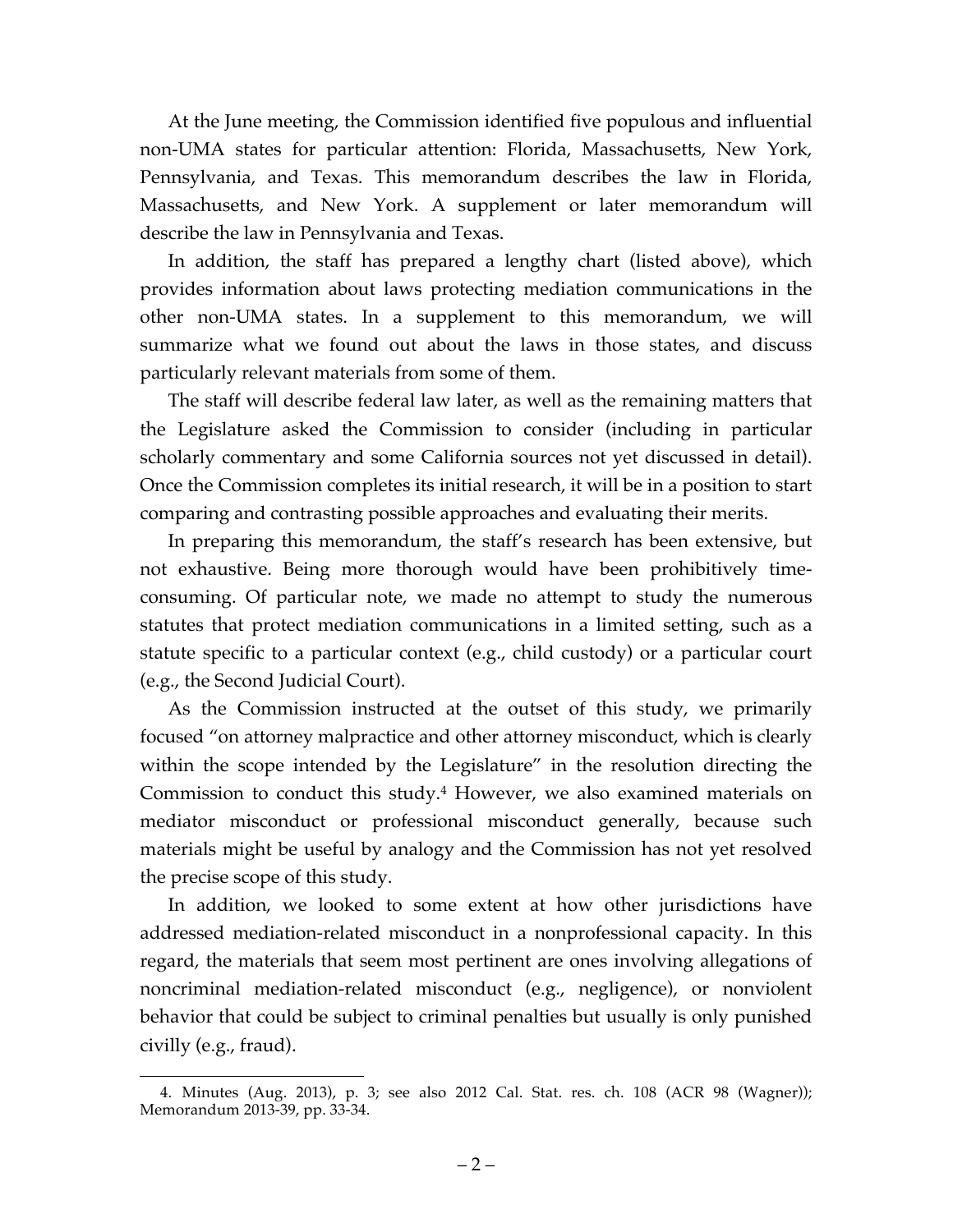At the June meeting, the Commission identified five populous and influential non-UMA states for particular attention: Florida, Massachusetts, New York, Pennsylvania, and Texas. This memorandum describes the law in Florida, Massachusetts, and New York. A supplement or later memorandum will describe the law in Pennsylvania and Texas.

In addition, the staff has prepared a lengthy chart (listed above), which provides information about laws protecting mediation communications in the other non-UMA states. In a supplement to this memorandum, we will summarize what we found out about the laws in those states, and discuss particularly relevant materials from some of them.

The staff will describe federal law later, as well as the remaining matters that the Legislature asked the Commission to consider (including in particular scholarly commentary and some California sources not yet discussed in detail). Once the Commission completes its initial research, it will be in a position to start comparing and contrasting possible approaches and evaluating their merits.

In preparing this memorandum, the staff's research has been extensive, but not exhaustive. Being more thorough would have been prohibitively time-consuming. Of particular note, we made no attempt to study the numerous statutes that protect mediation communications in a limited setting, such as a statute specific to a particular context (e.g., child custody) or a particular court (e.g., the Second Judicial Court).

As the Commission instructed at the outset of this study, we primarily focused "on attorney malpractice and other attorney misconduct, which is clearly within the scope intended by the Legislature" in the resolution directing the Commission to conduct this study.[4] However, we also examined materials on mediator misconduct or professional misconduct generally, because such materials might be useful by analogy and the Commission has not yet resolved the precise scope of this study.

In addition, we looked to some extent at how other jurisdictions have addressed mediation-related misconduct in a nonprofessional capacity. In this regard, the materials that seem most pertinent are ones involving allegations of noncriminal mediation-related misconduct (e.g., negligence), or nonviolent behavior that could be subject to criminal penalties but usually is only punished civilly (e.g., fraud).

---

4. Minutes (Aug. 2013), p. 3; see also 2012 Cal. Stat. res. ch. 108 (ACR 98 (Wagner)); Memorandum 2013-39, pp. 33-34.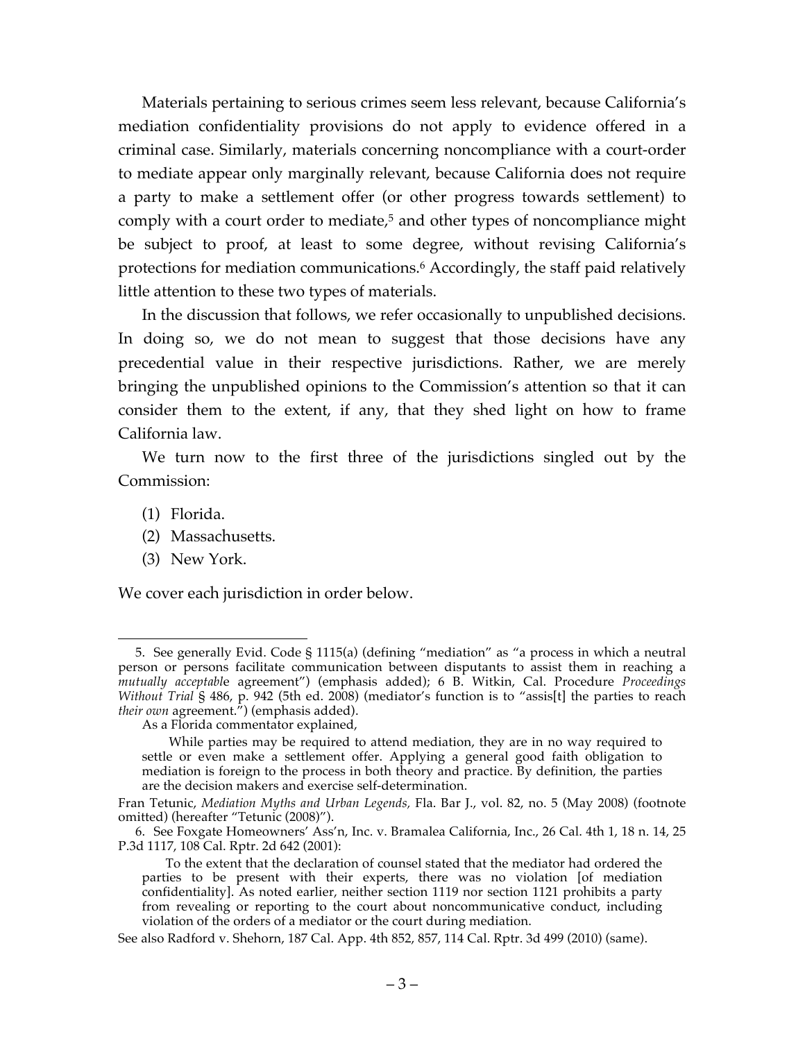Materials pertaining to serious crimes seem less relevant, because California's mediation confidentiality provisions do not apply to evidence offered in a criminal case. Similarly, materials concerning noncompliance with a court-order to mediate appear only marginally relevant, because California does not require a party to make a settlement offer (or other progress towards settlement) to comply with a court order to mediate,[5] and other types of noncompliance might be subject to proof, at least to some degree, without revising California's protections for mediation communications.[6] Accordingly, the staff paid relatively little attention to these two types of materials.

In the discussion that follows, we refer occasionally to unpublished decisions. In doing so, we do not mean to suggest that those decisions have any precedential value in their respective jurisdictions. Rather, we are merely bringing the unpublished opinions to the Commission's attention so that it can consider them to the extent, if any, that they shed light on how to frame California law.

We turn now to the first three of the jurisdictions singled out by the Commission:

(1) Florida.
(2) Massachusetts.
(3) New York.

We cover each jurisdiction in order below.

---

5. See generally Evid. Code § 1115(a) (defining "mediation" as "a process in which a neutral person or persons facilitate communication between disputants to assist them in reaching a *mutually acceptable* agreement") (emphasis added); 6 B. Witkin, Cal. Procedure *Proceedings Without Trial* § 486, p. 942 (5th ed. 2008) (mediator's function is to "assis[t] the parties to reach *their own* agreement.") (emphasis added).

As a Florida commentator explained,

> While parties may be required to attend mediation, they are in no way required to settle or even make a settlement offer. Applying a general good faith obligation to mediation is foreign to the process in both theory and practice. By definition, the parties are the decision makers and exercise self-determination.

Fran Tetunic, *Mediation Myths and Urban Legends,* Fla. Bar J., vol. 82, no. 5 (May 2008) (footnote omitted) (hereafter "Tetunic (2008)").

6. See Foxgate Homeowners' Ass'n, Inc. v. Bramalea California, Inc., 26 Cal. 4th 1, 18 n. 14, 25 P.3d 1117, 108 Cal. Rptr. 2d 642 (2001):

> To the extent that the declaration of counsel stated that the mediator had ordered the parties to be present with their experts, there was no violation [of mediation confidentiality]. As noted earlier, neither section 1119 nor section 1121 prohibits a party from revealing or reporting to the court about noncommunicative conduct, including violation of the orders of a mediator or the court during mediation.

See also Radford v. Shehorn, 187 Cal. App. 4th 852, 857, 114 Cal. Rptr. 3d 499 (2010) (same).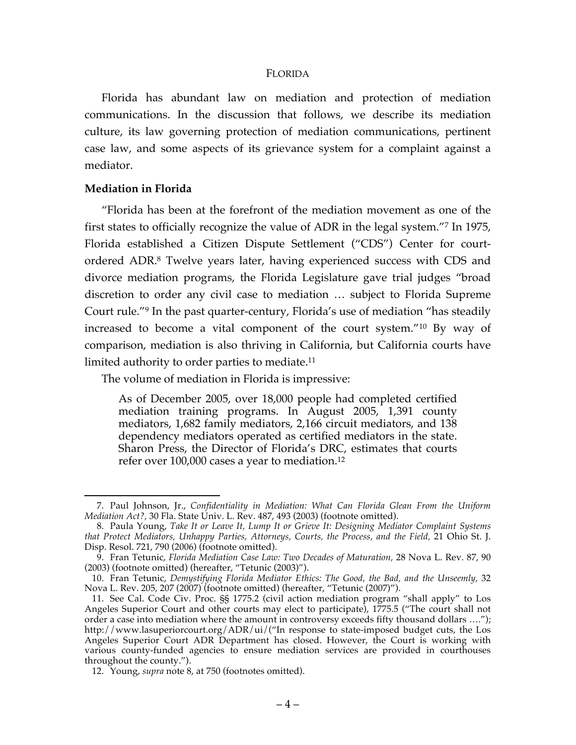## FLORIDA

Florida has abundant law on mediation and protection of mediation communications. In the discussion that follows, we describe its mediation culture, its law governing protection of mediation communications, pertinent case law, and some aspects of its grievance system for a complaint against a mediator.

### Mediation in Florida

"Florida has been at the forefront of the mediation movement as one of the first states to officially recognize the value of ADR in the legal system."[7] In 1975, Florida established a Citizen Dispute Settlement ("CDS") Center for court-ordered ADR.[8] Twelve years later, having experienced success with CDS and divorce mediation programs, the Florida Legislature gave trial judges "broad discretion to order any civil case to mediation … subject to Florida Supreme Court rule."[9] In the past quarter-century, Florida's use of mediation "has steadily increased to become a vital component of the court system."[10] By way of comparison, mediation is also thriving in California, but California courts have limited authority to order parties to mediate.[11]

The volume of mediation in Florida is impressive:

> As of December 2005, over 18,000 people had completed certified mediation training programs. In August 2005, 1,391 county mediators, 1,682 family mediators, 2,166 circuit mediators, and 138 dependency mediators operated as certified mediators in the state. Sharon Press, the Director of Florida's DRC, estimates that courts refer over 100,000 cases a year to mediation.[12]

---

7. Paul Johnson, Jr., *Confidentiality in Mediation: What Can Florida Glean From the Uniform Mediation Act?*, 30 Fla. State Univ. L. Rev. 487, 493 (2003) (footnote omitted).

8. Paula Young, *Take It or Leave It, Lump It or Grieve It: Designing Mediator Complaint Systems that Protect Mediators, Unhappy Parties, Attorneys, Courts, the Process, and the Field,* 21 Ohio St. J. Disp. Resol. 721, 790 (2006) (footnote omitted).

9. Fran Tetunic, *Florida Mediation Case Law: Two Decades of Maturation,* 28 Nova L. Rev. 87, 90 (2003) (footnote omitted) (hereafter, "Tetunic (2003)").

10. Fran Tetunic, *Demystifying Florida Mediator Ethics: The Good, the Bad, and the Unseemly,* 32 Nova L. Rev. 205, 207 (2007) (footnote omitted) (hereafter, "Tetunic (2007)").

11. See Cal. Code Civ. Proc. §§ 1775.2 (civil action mediation program "shall apply" to Los Angeles Superior Court and other courts may elect to participate), 1775.5 ("The court shall not order a case into mediation where the amount in controversy exceeds fifty thousand dollars …."); http://www.lasuperiorcourt.org/ADR/ui/("In response to state-imposed budget cuts, the Los Angeles Superior Court ADR Department has closed. However, the Court is working with various county-funded agencies to ensure mediation services are provided in courthouses throughout the county.").

12. Young, *supra* note 8, at 750 (footnotes omitted).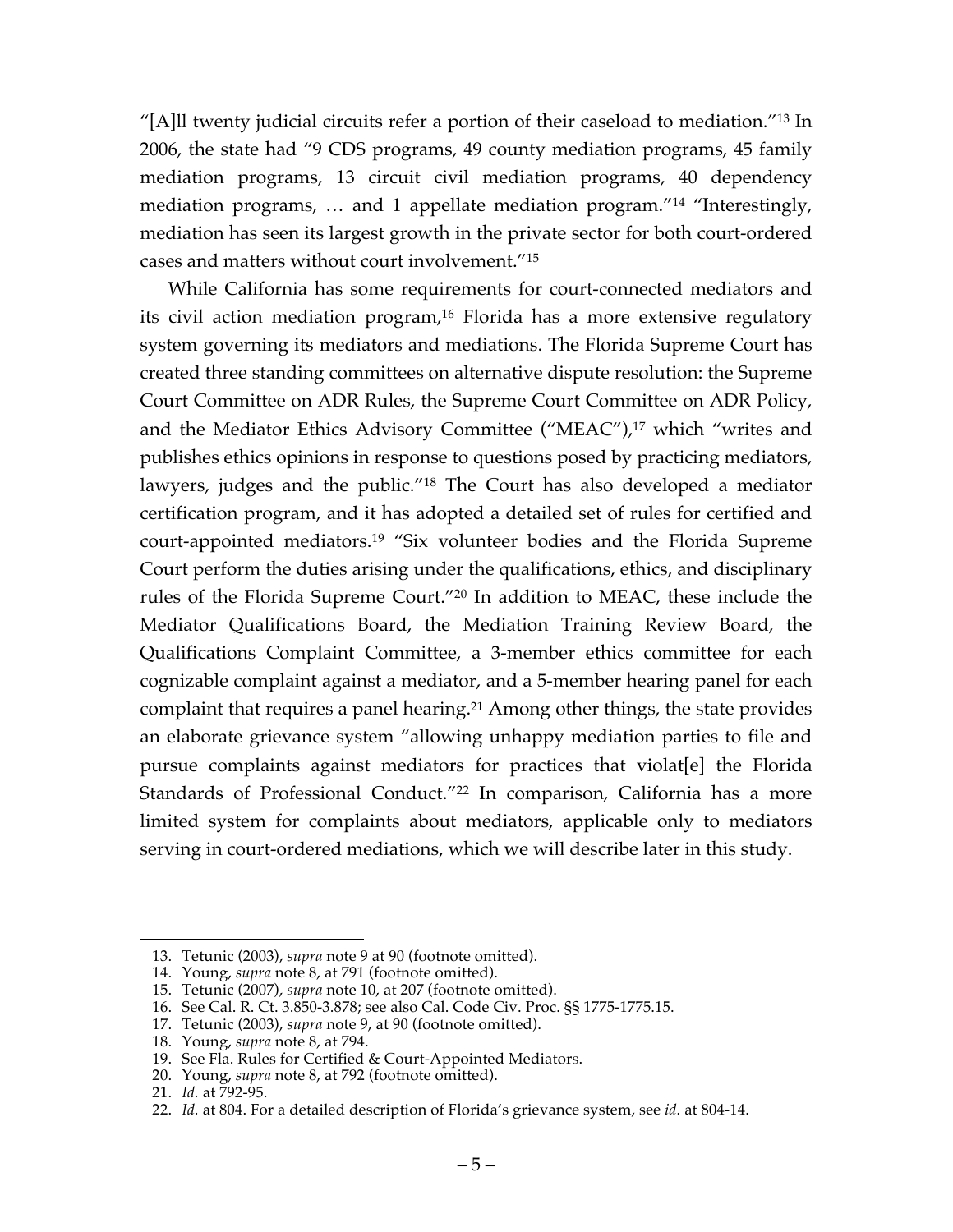"[A]ll twenty judicial circuits refer a portion of their caseload to mediation."[13] In 2006, the state had "9 CDS programs, 49 county mediation programs, 45 family mediation programs, 13 circuit civil mediation programs, 40 dependency mediation programs, … and 1 appellate mediation program."[14] "Interestingly, mediation has seen its largest growth in the private sector for both court-ordered cases and matters without court involvement."[15]

While California has some requirements for court-connected mediators and its civil action mediation program,[16] Florida has a more extensive regulatory system governing its mediators and mediations. The Florida Supreme Court has created three standing committees on alternative dispute resolution: the Supreme Court Committee on ADR Rules, the Supreme Court Committee on ADR Policy, and the Mediator Ethics Advisory Committee ("MEAC"),[17] which "writes and publishes ethics opinions in response to questions posed by practicing mediators, lawyers, judges and the public."[18] The Court has also developed a mediator certification program, and it has adopted a detailed set of rules for certified and court-appointed mediators.[19] "Six volunteer bodies and the Florida Supreme Court perform the duties arising under the qualifications, ethics, and disciplinary rules of the Florida Supreme Court."[20] In addition to MEAC, these include the Mediator Qualifications Board, the Mediation Training Review Board, the Qualifications Complaint Committee, a 3-member ethics committee for each cognizable complaint against a mediator, and a 5-member hearing panel for each complaint that requires a panel hearing.[21] Among other things, the state provides an elaborate grievance system "allowing unhappy mediation parties to file and pursue complaints against mediators for practices that violat[e] the Florida Standards of Professional Conduct."[22] In comparison, California has a more limited system for complaints about mediators, applicable only to mediators serving in court-ordered mediations, which we will describe later in this study.

---

13. Tetunic (2003), *supra* note 9 at 90 (footnote omitted).
14. Young, *supra* note 8, at 791 (footnote omitted).
15. Tetunic (2007), *supra* note 10, at 207 (footnote omitted).
16. See Cal. R. Ct. 3.850-3.878; see also Cal. Code Civ. Proc. §§ 1775-1775.15.
17. Tetunic (2003), *supra* note 9, at 90 (footnote omitted).
18. Young, *supra* note 8, at 794.
19. See Fla. Rules for Certified & Court-Appointed Mediators.
20. Young, *supra* note 8, at 792 (footnote omitted).
21. *Id.* at 792-95.
22. *Id.* at 804. For a detailed description of Florida's grievance system, see *id.* at 804-14.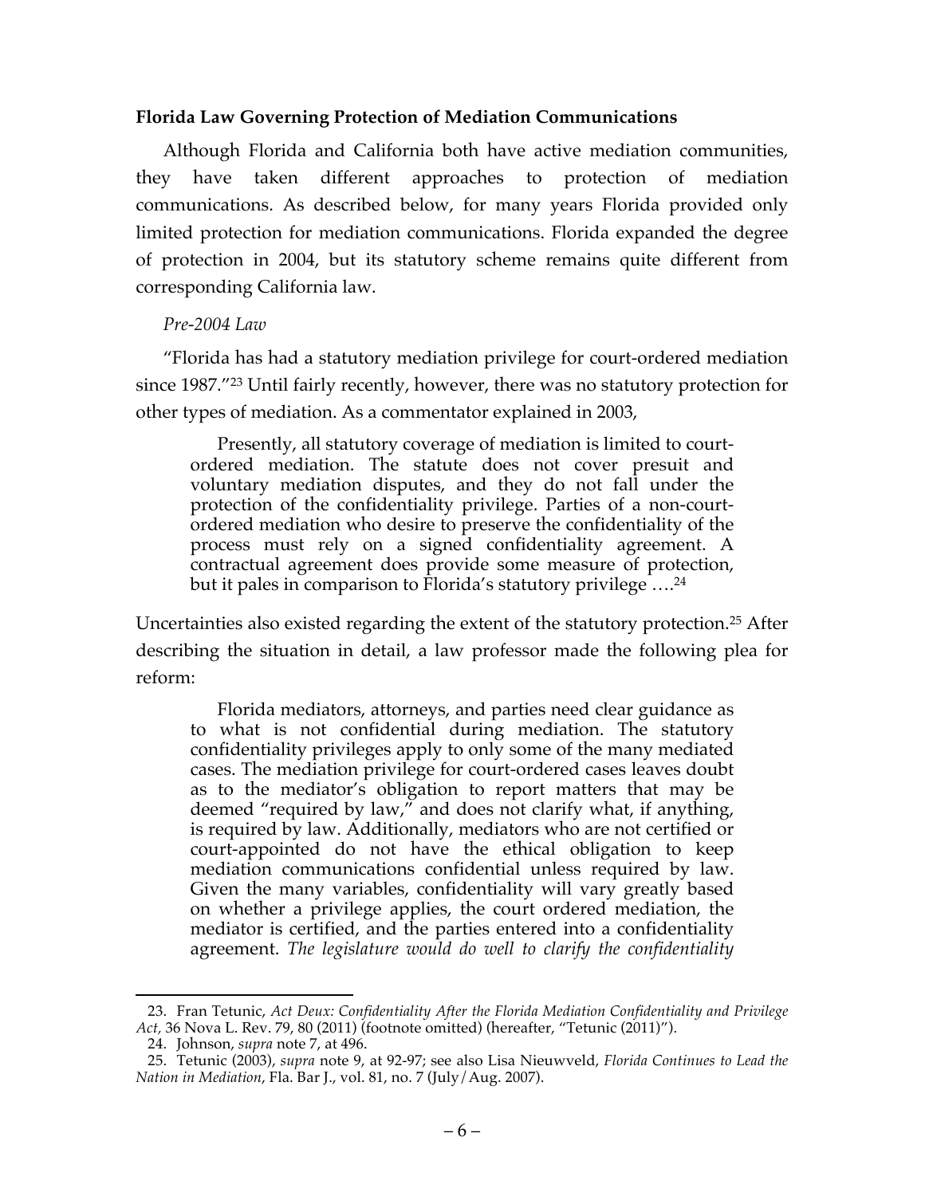**Florida Law Governing Protection of Mediation Communications**

Although Florida and California both have active mediation communities, they have taken different approaches to protection of mediation communications. As described below, for many years Florida provided only limited protection for mediation communications. Florida expanded the degree of protection in 2004, but its statutory scheme remains quite different from corresponding California law.

*Pre-2004 Law*

"Florida has had a statutory mediation privilege for court-ordered mediation since 1987."[23] Until fairly recently, however, there was no statutory protection for other types of mediation. As a commentator explained in 2003,

> Presently, all statutory coverage of mediation is limited to court-ordered mediation. The statute does not cover presuit and voluntary mediation disputes, and they do not fall under the protection of the confidentiality privilege. Parties of a non-court-ordered mediation who desire to preserve the confidentiality of the process must rely on a signed confidentiality agreement. A contractual agreement does provide some measure of protection, but it pales in comparison to Florida's statutory privilege ….[24]

Uncertainties also existed regarding the extent of the statutory protection.[25] After describing the situation in detail, a law professor made the following plea for reform:

> Florida mediators, attorneys, and parties need clear guidance as to what is not confidential during mediation. The statutory confidentiality privileges apply to only some of the many mediated cases. The mediation privilege for court-ordered cases leaves doubt as to the mediator's obligation to report matters that may be deemed "required by law," and does not clarify what, if anything, is required by law. Additionally, mediators who are not certified or court-appointed do not have the ethical obligation to keep mediation communications confidential unless required by law. Given the many variables, confidentiality will vary greatly based on whether a privilege applies, the court ordered mediation, the mediator is certified, and the parties entered into a confidentiality agreement. *The legislature would do well to clarify the confidentiality*

---

23. Fran Tetunic, *Act Deux: Confidentiality After the Florida Mediation Confidentiality and Privilege Act*, 36 Nova L. Rev. 79, 80 (2011) (footnote omitted) (hereafter, "Tetunic (2011)").

24. Johnson, *supra* note 7, at 496.

25. Tetunic (2003), *supra* note 9, at 92-97; see also Lisa Nieuwveld, *Florida Continues to Lead the Nation in Mediation*, Fla. Bar J., vol. 81, no. 7 (July/Aug. 2007).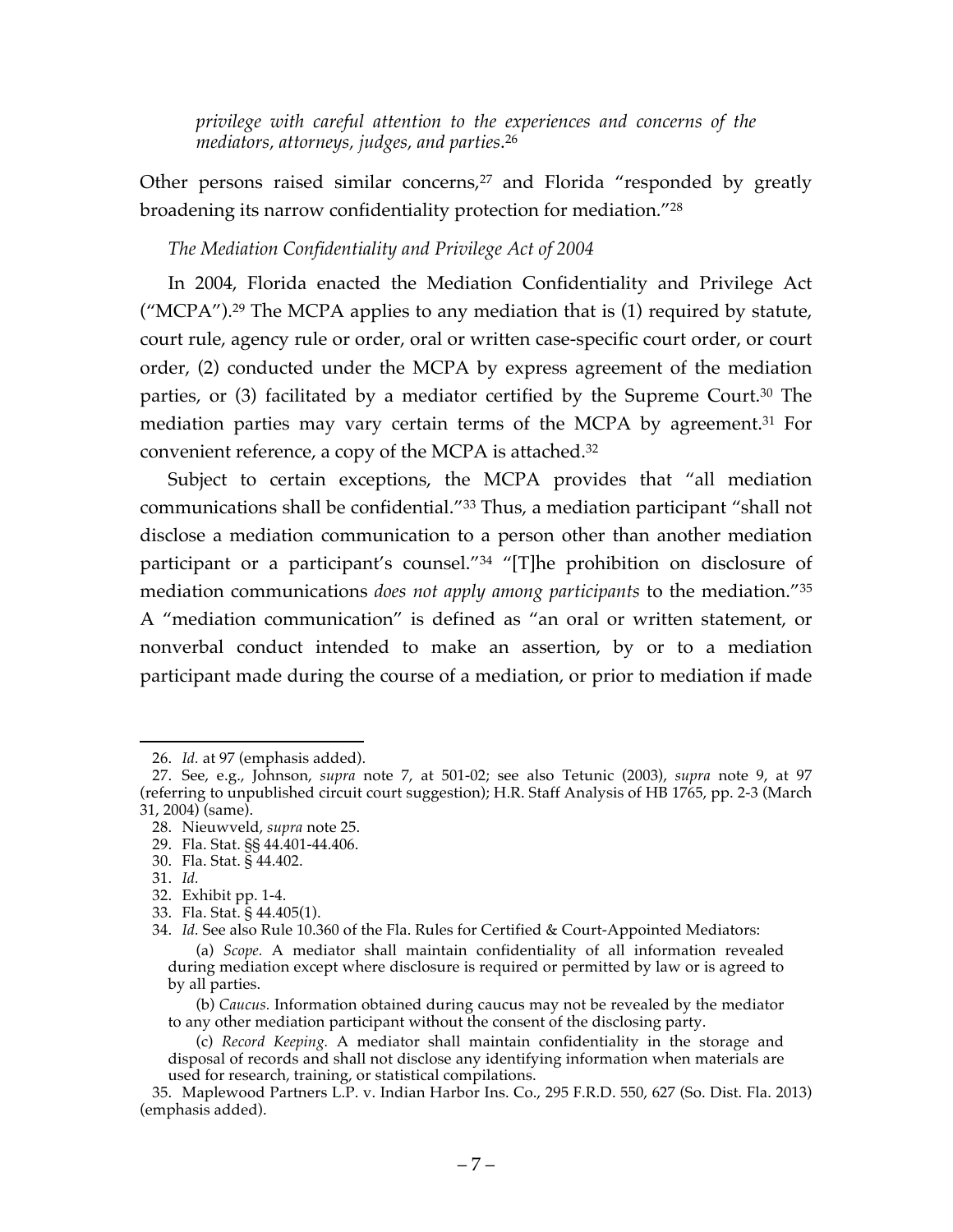*privilege with careful attention to the experiences and concerns of the mediators, attorneys, judges, and parties*.[26]

Other persons raised similar concerns,[27] and Florida "responded by greatly broadening its narrow confidentiality protection for mediation."[28]

*The Mediation Confidentiality and Privilege Act of 2004*

In 2004, Florida enacted the Mediation Confidentiality and Privilege Act ("MCPA").[29] The MCPA applies to any mediation that is (1) required by statute, court rule, agency rule or order, oral or written case-specific court order, or court order, (2) conducted under the MCPA by express agreement of the mediation parties, or (3) facilitated by a mediator certified by the Supreme Court.[30] The mediation parties may vary certain terms of the MCPA by agreement.[31] For convenient reference, a copy of the MCPA is attached.[32]

Subject to certain exceptions, the MCPA provides that "all mediation communications shall be confidential."[33] Thus, a mediation participant "shall not disclose a mediation communication to a person other than another mediation participant or a participant's counsel."[34] "[T]he prohibition on disclosure of mediation communications *does not apply among participants* to the mediation."[35] A "mediation communication" is defined as "an oral or written statement, or nonverbal conduct intended to make an assertion, by or to a mediation participant made during the course of a mediation, or prior to mediation if made

---

26. *Id.* at 97 (emphasis added).

27. See, e.g., Johnson, *supra* note 7, at 501-02; see also Tetunic (2003), *supra* note 9, at 97 (referring to unpublished circuit court suggestion); H.R. Staff Analysis of HB 1765, pp. 2-3 (March 31, 2004) (same).

28. Nieuwveld, *supra* note 25.

29. Fla. Stat. §§ 44.401-44.406.

30. Fla. Stat. § 44.402.

31. *Id.*

32. Exhibit pp. 1-4.

33. Fla. Stat. § 44.405(1).

34. *Id.* See also Rule 10.360 of the Fla. Rules for Certified & Court-Appointed Mediators:

> (a) *Scope.* A mediator shall maintain confidentiality of all information revealed during mediation except where disclosure is required or permitted by law or is agreed to by all parties.
>
> (b) *Caucus.* Information obtained during caucus may not be revealed by the mediator to any other mediation participant without the consent of the disclosing party.
>
> (c) *Record Keeping.* A mediator shall maintain confidentiality in the storage and disposal of records and shall not disclose any identifying information when materials are used for research, training, or statistical compilations.

35. Maplewood Partners L.P. v. Indian Harbor Ins. Co., 295 F.R.D. 550, 627 (So. Dist. Fla. 2013) (emphasis added).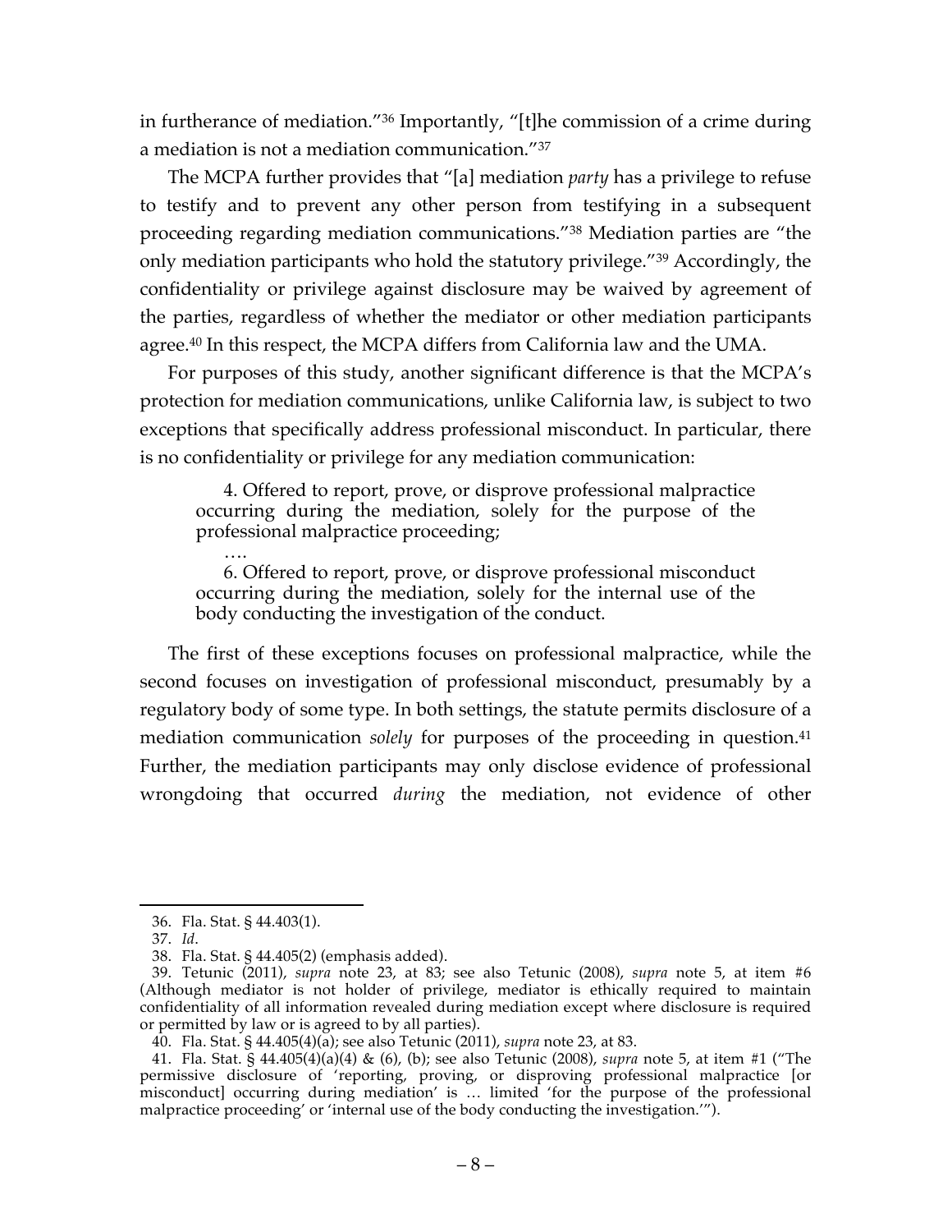in furtherance of mediation."[36] Importantly, "[t]he commission of a crime during a mediation is not a mediation communication."[37]

The MCPA further provides that "[a] mediation *party* has a privilege to refuse to testify and to prevent any other person from testifying in a subsequent proceeding regarding mediation communications."[38] Mediation parties are "the only mediation participants who hold the statutory privilege."[39] Accordingly, the confidentiality or privilege against disclosure may be waived by agreement of the parties, regardless of whether the mediator or other mediation participants agree.[40] In this respect, the MCPA differs from California law and the UMA.

For purposes of this study, another significant difference is that the MCPA's protection for mediation communications, unlike California law, is subject to two exceptions that specifically address professional misconduct. In particular, there is no confidentiality or privilege for any mediation communication:

> 4. Offered to report, prove, or disprove professional malpractice occurring during the mediation, solely for the purpose of the professional malpractice proceeding;
>
> ….
>
> 6. Offered to report, prove, or disprove professional misconduct occurring during the mediation, solely for the internal use of the body conducting the investigation of the conduct.

The first of these exceptions focuses on professional malpractice, while the second focuses on investigation of professional misconduct, presumably by a regulatory body of some type. In both settings, the statute permits disclosure of a mediation communication *solely* for purposes of the proceeding in question.[41] Further, the mediation participants may only disclose evidence of professional wrongdoing that occurred *during* the mediation, not evidence of other

---

36. Fla. Stat. § 44.403(1).

37. *Id*.

38. Fla. Stat. § 44.405(2) (emphasis added).

39. Tetunic (2011), *supra* note 23, at 83; see also Tetunic (2008), *supra* note 5, at item #6 (Although mediator is not holder of privilege, mediator is ethically required to maintain confidentiality of all information revealed during mediation except where disclosure is required or permitted by law or is agreed to by all parties).

40. Fla. Stat. § 44.405(4)(a); see also Tetunic (2011), *supra* note 23, at 83.

41. Fla. Stat. § 44.405(4)(a)(4) & (6), (b); see also Tetunic (2008), *supra* note 5, at item #1 ("The permissive disclosure of 'reporting, proving, or disproving professional malpractice [or misconduct] occurring during mediation' is … limited 'for the purpose of the professional malpractice proceeding' or 'internal use of the body conducting the investigation.'").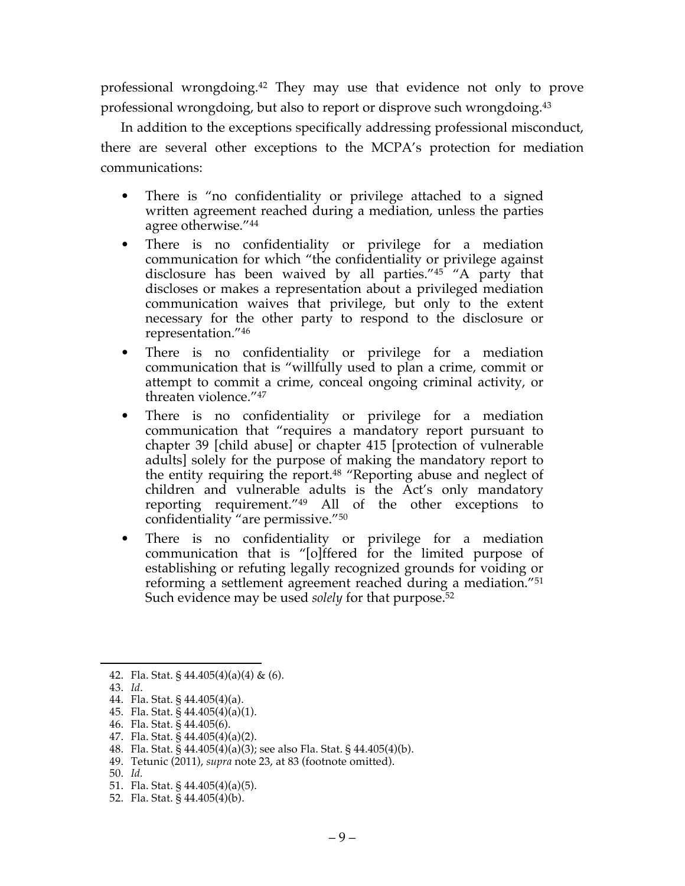professional wrongdoing.[42] They may use that evidence not only to prove professional wrongdoing, but also to report or disprove such wrongdoing.[43]

In addition to the exceptions specifically addressing professional misconduct, there are several other exceptions to the MCPA's protection for mediation communications:

- There is "no confidentiality or privilege attached to a signed written agreement reached during a mediation, unless the parties agree otherwise."[44]
- There is no confidentiality or privilege for a mediation communication for which "the confidentiality or privilege against disclosure has been waived by all parties."[45] "A party that discloses or makes a representation about a privileged mediation communication waives that privilege, but only to the extent necessary for the other party to respond to the disclosure or representation."[46]
- There is no confidentiality or privilege for a mediation communication that is "willfully used to plan a crime, commit or attempt to commit a crime, conceal ongoing criminal activity, or threaten violence."[47]
- There is no confidentiality or privilege for a mediation communication that "requires a mandatory report pursuant to chapter 39 [child abuse] or chapter 415 [protection of vulnerable adults] solely for the purpose of making the mandatory report to the entity requiring the report.[48] "Reporting abuse and neglect of children and vulnerable adults is the Act's only mandatory reporting requirement."[49] All of the other exceptions to confidentiality "are permissive."[50]
- There is no confidentiality or privilege for a mediation communication that is "[o]ffered for the limited purpose of establishing or refuting legally recognized grounds for voiding or reforming a settlement agreement reached during a mediation."[51] Such evidence may be used *solely* for that purpose.[52]

---

42. Fla. Stat. § 44.405(4)(a)(4) & (6).
43. *Id*.
44. Fla. Stat. § 44.405(4)(a).
45. Fla. Stat. § 44.405(4)(a)(1).
46. Fla. Stat. § 44.405(6).
47. Fla. Stat. § 44.405(4)(a)(2).
48. Fla. Stat. § 44.405(4)(a)(3); see also Fla. Stat. § 44.405(4)(b).
49. Tetunic (2011), *supra* note 23, at 83 (footnote omitted).
50. *Id.*
51. Fla. Stat. § 44.405(4)(a)(5).
52. Fla. Stat. § 44.405(4)(b).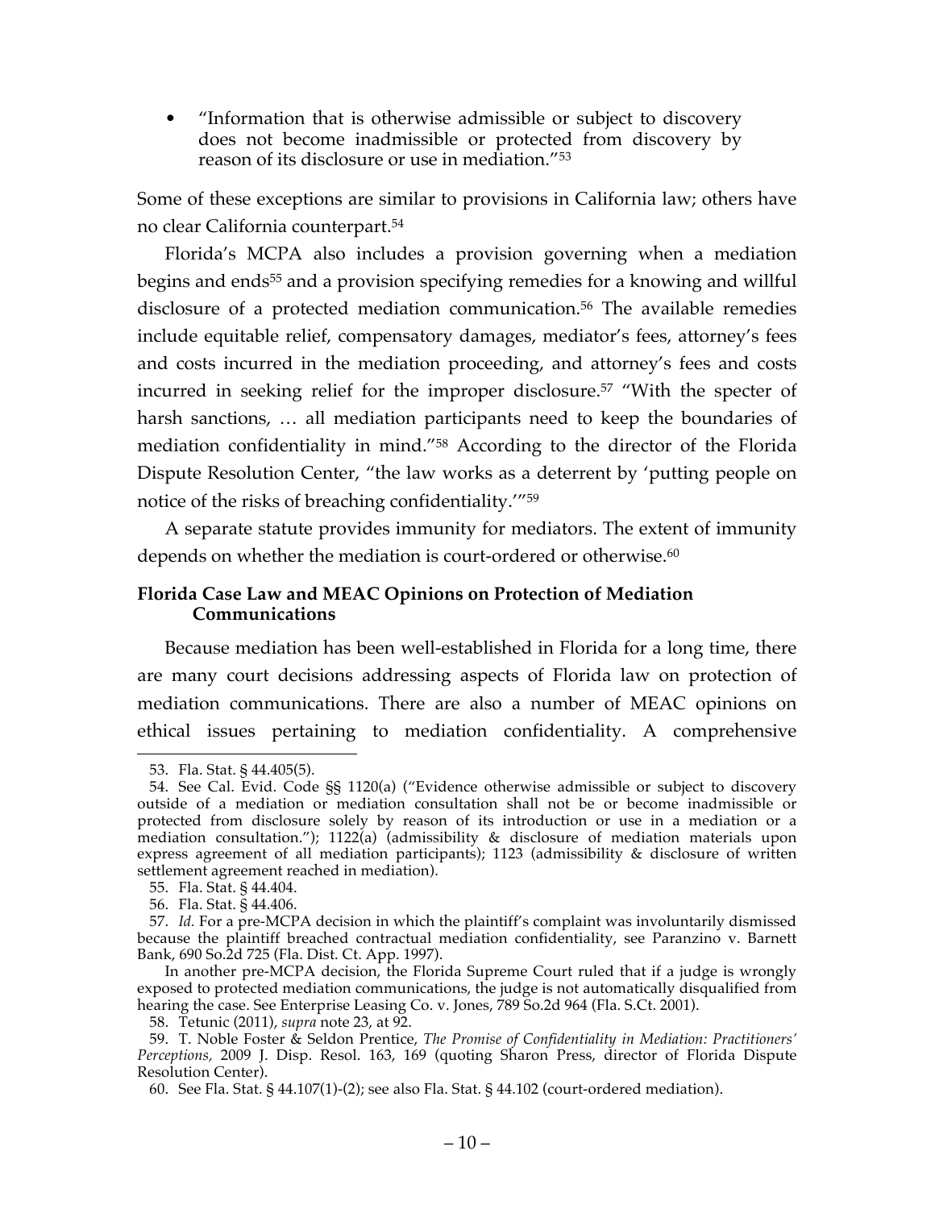- "Information that is otherwise admissible or subject to discovery does not become inadmissible or protected from discovery by reason of its disclosure or use in mediation."[53]

Some of these exceptions are similar to provisions in California law; others have no clear California counterpart.[54]

Florida's MCPA also includes a provision governing when a mediation begins and ends[55] and a provision specifying remedies for a knowing and willful disclosure of a protected mediation communication.[56] The available remedies include equitable relief, compensatory damages, mediator's fees, attorney's fees and costs incurred in the mediation proceeding, and attorney's fees and costs incurred in seeking relief for the improper disclosure.[57] "With the specter of harsh sanctions, … all mediation participants need to keep the boundaries of mediation confidentiality in mind."[58] According to the director of the Florida Dispute Resolution Center, "the law works as a deterrent by 'putting people on notice of the risks of breaching confidentiality.'"[59]

A separate statute provides immunity for mediators. The extent of immunity depends on whether the mediation is court-ordered or otherwise.[60]

### Florida Case Law and MEAC Opinions on Protection of Mediation Communications

Because mediation has been well-established in Florida for a long time, there are many court decisions addressing aspects of Florida law on protection of mediation communications. There are also a number of MEAC opinions on ethical issues pertaining to mediation confidentiality. A comprehensive

---

53. Fla. Stat. § 44.405(5).

54. See Cal. Evid. Code §§ 1120(a) ("Evidence otherwise admissible or subject to discovery outside of a mediation or mediation consultation shall not be or become inadmissible or protected from disclosure solely by reason of its introduction or use in a mediation or a mediation consultation."); 1122(a) (admissibility & disclosure of mediation materials upon express agreement of all mediation participants); 1123 (admissibility & disclosure of written settlement agreement reached in mediation).

55. Fla. Stat. § 44.404.

56. Fla. Stat. § 44.406.

57. *Id.* For a pre-MCPA decision in which the plaintiff's complaint was involuntarily dismissed because the plaintiff breached contractual mediation confidentiality, see Paranzino v. Barnett Bank, 690 So.2d 725 (Fla. Dist. Ct. App. 1997).

In another pre-MCPA decision, the Florida Supreme Court ruled that if a judge is wrongly exposed to protected mediation communications, the judge is not automatically disqualified from hearing the case. See Enterprise Leasing Co. v. Jones, 789 So.2d 964 (Fla. S.Ct. 2001).

58. Tetunic (2011), *supra* note 23, at 92.

59. T. Noble Foster & Seldon Prentice, *The Promise of Confidentiality in Mediation: Practitioners' Perceptions*, 2009 J. Disp. Resol. 163, 169 (quoting Sharon Press, director of Florida Dispute Resolution Center).

60. See Fla. Stat. § 44.107(1)-(2); see also Fla. Stat. § 44.102 (court-ordered mediation).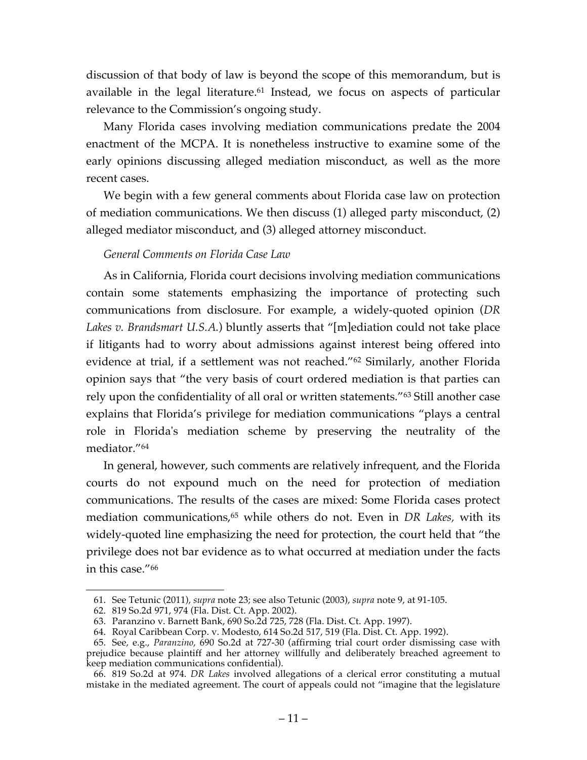discussion of that body of law is beyond the scope of this memorandum, but is available in the legal literature.[61] Instead, we focus on aspects of particular relevance to the Commission's ongoing study.

Many Florida cases involving mediation communications predate the 2004 enactment of the MCPA. It is nonetheless instructive to examine some of the early opinions discussing alleged mediation misconduct, as well as the more recent cases.

We begin with a few general comments about Florida case law on protection of mediation communications. We then discuss (1) alleged party misconduct, (2) alleged mediator misconduct, and (3) alleged attorney misconduct.

*General Comments on Florida Case Law*

As in California, Florida court decisions involving mediation communications contain some statements emphasizing the importance of protecting such communications from disclosure. For example, a widely-quoted opinion (*DR Lakes v. Brandsmart U.S.A.*) bluntly asserts that "[m]ediation could not take place if litigants had to worry about admissions against interest being offered into evidence at trial, if a settlement was not reached."[62] Similarly, another Florida opinion says that "the very basis of court ordered mediation is that parties can rely upon the confidentiality of all oral or written statements."[63] Still another case explains that Florida's privilege for mediation communications "plays a central role in Florida's mediation scheme by preserving the neutrality of the mediator."[64]

In general, however, such comments are relatively infrequent, and the Florida courts do not expound much on the need for protection of mediation communications. The results of the cases are mixed: Some Florida cases protect mediation communications,[65] while others do not. Even in *DR Lakes,* with its widely-quoted line emphasizing the need for protection, the court held that "the privilege does not bar evidence as to what occurred at mediation under the facts in this case."[66]

---

61. See Tetunic (2011), *supra* note 23; see also Tetunic (2003), *supra* note 9, at 91-105.

62. 819 So.2d 971, 974 (Fla. Dist. Ct. App. 2002).

63. Paranzino v. Barnett Bank, 690 So.2d 725, 728 (Fla. Dist. Ct. App. 1997).

64. Royal Caribbean Corp. v. Modesto, 614 So.2d 517, 519 (Fla. Dist. Ct. App. 1992).

65. See, e.g., *Paranzino*, 690 So.2d at 727-30 (affirming trial court order dismissing case with prejudice because plaintiff and her attorney willfully and deliberately breached agreement to keep mediation communications confidential).

66. 819 So.2d at 974. *DR Lakes* involved allegations of a clerical error constituting a mutual mistake in the mediated agreement. The court of appeals could not "imagine that the legislature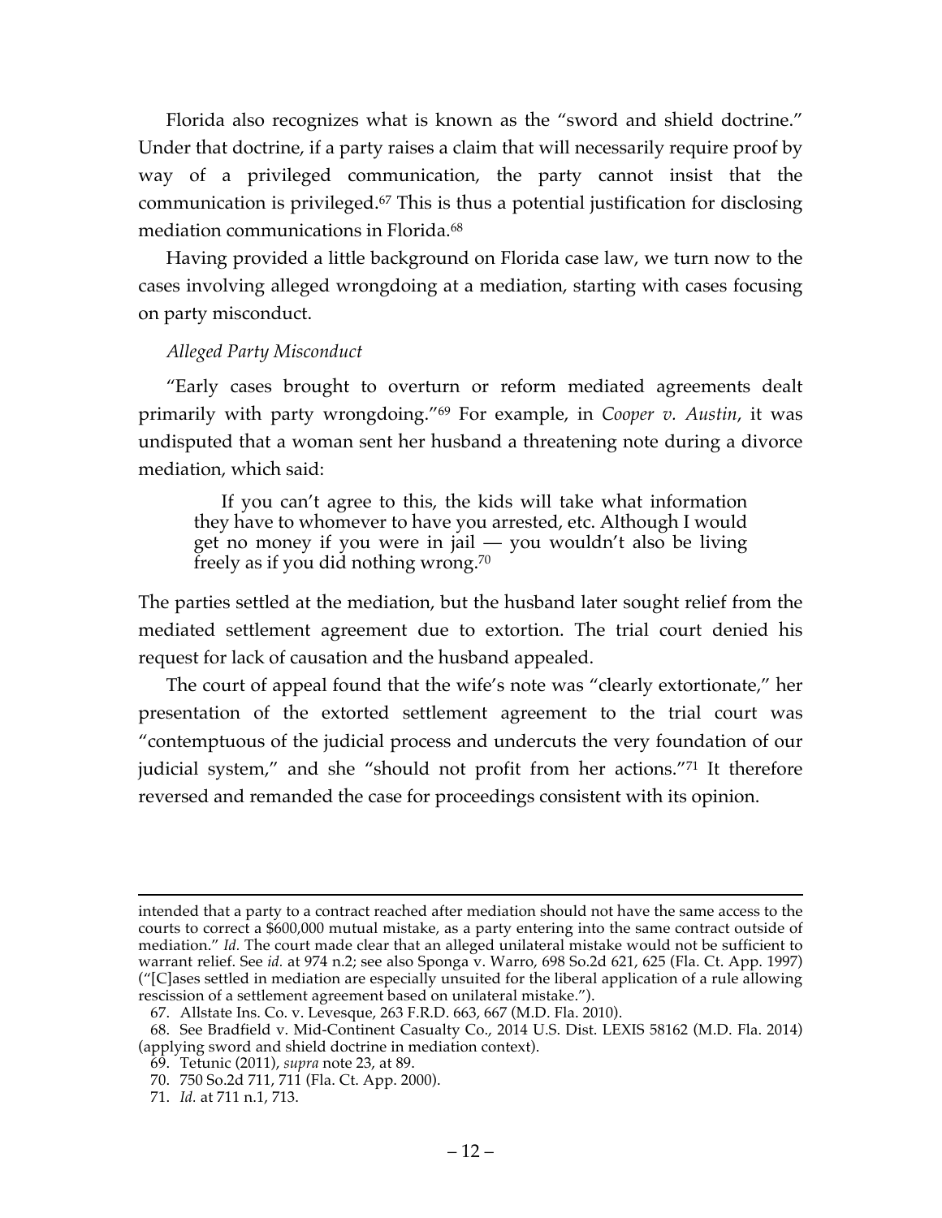Florida also recognizes what is known as the "sword and shield doctrine." Under that doctrine, if a party raises a claim that will necessarily require proof by way of a privileged communication, the party cannot insist that the communication is privileged.[67] This is thus a potential justification for disclosing mediation communications in Florida.[68]

Having provided a little background on Florida case law, we turn now to the cases involving alleged wrongdoing at a mediation, starting with cases focusing on party misconduct.

*Alleged Party Misconduct*

"Early cases brought to overturn or reform mediated agreements dealt primarily with party wrongdoing."[69] For example, in *Cooper v. Austin*, it was undisputed that a woman sent her husband a threatening note during a divorce mediation, which said:

> If you can't agree to this, the kids will take what information they have to whomever to have you arrested, etc. Although I would get no money if you were in jail — you wouldn't also be living freely as if you did nothing wrong.[70]

The parties settled at the mediation, but the husband later sought relief from the mediated settlement agreement due to extortion. The trial court denied his request for lack of causation and the husband appealed.

The court of appeal found that the wife's note was "clearly extortionate," her presentation of the extorted settlement agreement to the trial court was "contemptuous of the judicial process and undercuts the very foundation of our judicial system," and she "should not profit from her actions."[71] It therefore reversed and remanded the case for proceedings consistent with its opinion.

---

intended that a party to a contract reached after mediation should not have the same access to the courts to correct a $600,000 mutual mistake, as a party entering into the same contract outside of mediation." *Id.* The court made clear that an alleged unilateral mistake would not be sufficient to warrant relief. See *id.* at 974 n.2; see also Sponga v. Warro, 698 So.2d 621, 625 (Fla. Ct. App. 1997) ("[C]ases settled in mediation are especially unsuited for the liberal application of a rule allowing rescission of a settlement agreement based on unilateral mistake.").

67. Allstate Ins. Co. v. Levesque, 263 F.R.D. 663, 667 (M.D. Fla. 2010).

68. See Bradfield v. Mid-Continent Casualty Co., 2014 U.S. Dist. LEXIS 58162 (M.D. Fla. 2014) (applying sword and shield doctrine in mediation context).

69. Tetunic (2011), *supra* note 23, at 89.

70. 750 So.2d 711, 711 (Fla. Ct. App. 2000).

71. *Id.* at 711 n.1, 713.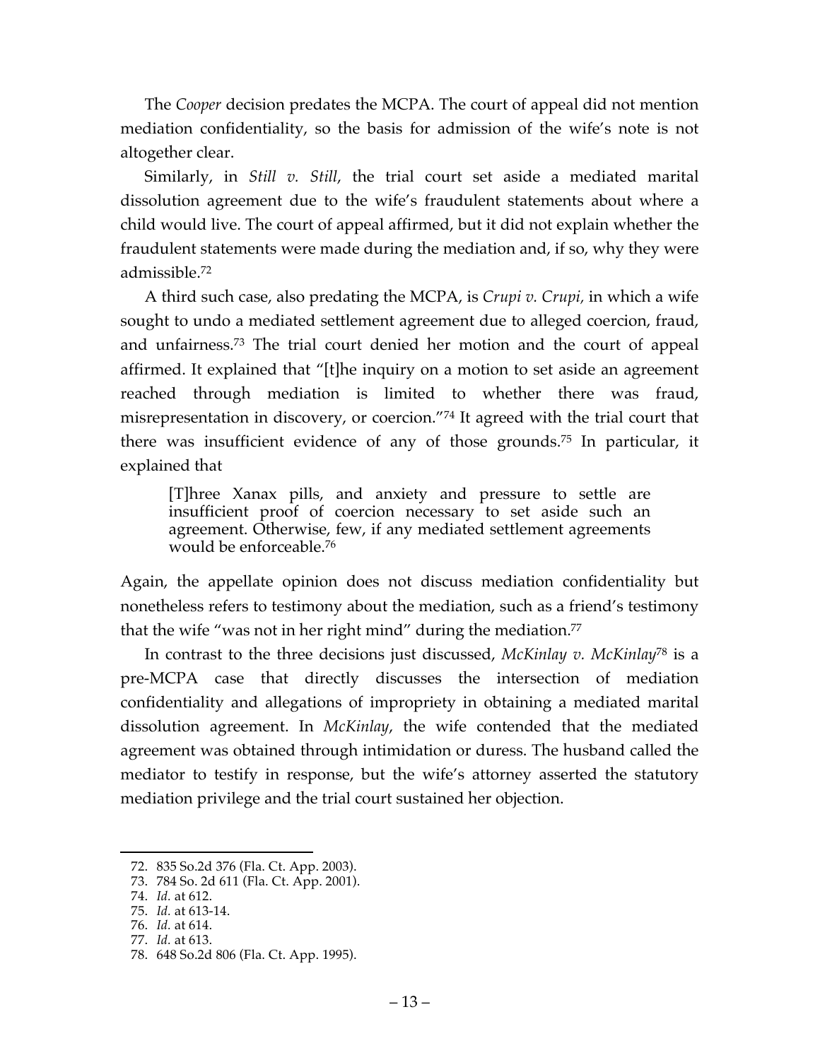The *Cooper* decision predates the MCPA. The court of appeal did not mention mediation confidentiality, so the basis for admission of the wife's note is not altogether clear.

Similarly, in *Still v. Still*, the trial court set aside a mediated marital dissolution agreement due to the wife's fraudulent statements about where a child would live. The court of appeal affirmed, but it did not explain whether the fraudulent statements were made during the mediation and, if so, why they were admissible.[72]

A third such case, also predating the MCPA, is *Crupi v. Crupi,* in which a wife sought to undo a mediated settlement agreement due to alleged coercion, fraud, and unfairness.[73] The trial court denied her motion and the court of appeal affirmed. It explained that "[t]he inquiry on a motion to set aside an agreement reached through mediation is limited to whether there was fraud, misrepresentation in discovery, or coercion."[74] It agreed with the trial court that there was insufficient evidence of any of those grounds.[75] In particular, it explained that

> [T]hree Xanax pills, and anxiety and pressure to settle are insufficient proof of coercion necessary to set aside such an agreement. Otherwise, few, if any mediated settlement agreements would be enforceable.[76]

Again, the appellate opinion does not discuss mediation confidentiality but nonetheless refers to testimony about the mediation, such as a friend's testimony that the wife "was not in her right mind" during the mediation.[77]

In contrast to the three decisions just discussed, *McKinlay v. McKinlay*[78] is a pre-MCPA case that directly discusses the intersection of mediation confidentiality and allegations of impropriety in obtaining a mediated marital dissolution agreement. In *McKinlay*, the wife contended that the mediated agreement was obtained through intimidation or duress. The husband called the mediator to testify in response, but the wife's attorney asserted the statutory mediation privilege and the trial court sustained her objection.

---

72. 835 So.2d 376 (Fla. Ct. App. 2003).
73. 784 So. 2d 611 (Fla. Ct. App. 2001).
74. *Id.* at 612.
75. *Id.* at 613-14.
76. *Id.* at 614.
77. *Id.* at 613.
78. 648 So.2d 806 (Fla. Ct. App. 1995).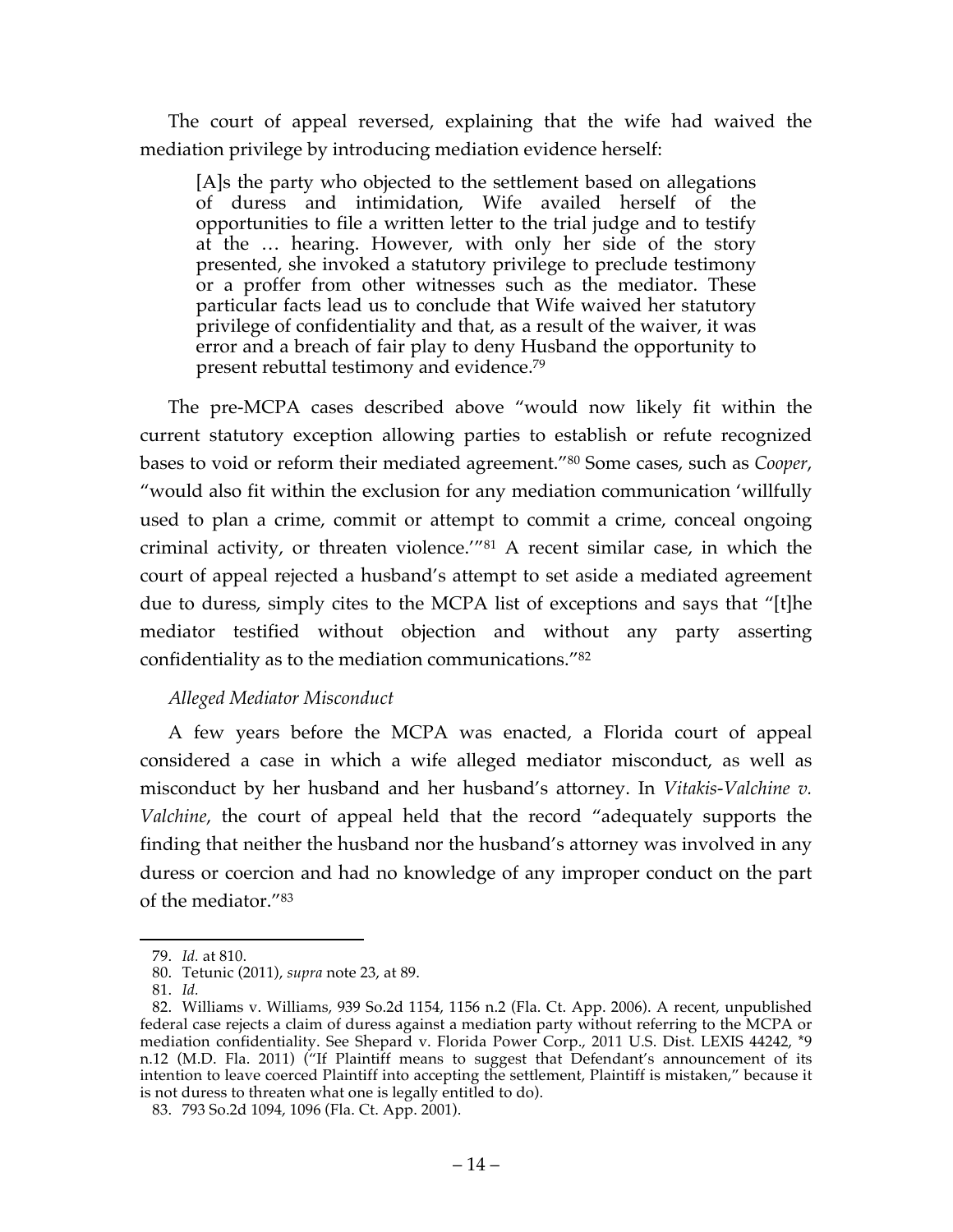The court of appeal reversed, explaining that the wife had waived the mediation privilege by introducing mediation evidence herself:

> [A]s the party who objected to the settlement based on allegations of duress and intimidation, Wife availed herself of the opportunities to file a written letter to the trial judge and to testify at the … hearing. However, with only her side of the story presented, she invoked a statutory privilege to preclude testimony or a proffer from other witnesses such as the mediator. These particular facts lead us to conclude that Wife waived her statutory privilege of confidentiality and that, as a result of the waiver, it was error and a breach of fair play to deny Husband the opportunity to present rebuttal testimony and evidence.[79]

The pre-MCPA cases described above "would now likely fit within the current statutory exception allowing parties to establish or refute recognized bases to void or reform their mediated agreement."[80] Some cases, such as *Cooper*, "would also fit within the exclusion for any mediation communication 'willfully used to plan a crime, commit or attempt to commit a crime, conceal ongoing criminal activity, or threaten violence.'"[81] A recent similar case, in which the court of appeal rejected a husband's attempt to set aside a mediated agreement due to duress, simply cites to the MCPA list of exceptions and says that "[t]he mediator testified without objection and without any party asserting confidentiality as to the mediation communications."[82]

*Alleged Mediator Misconduct*

A few years before the MCPA was enacted, a Florida court of appeal considered a case in which a wife alleged mediator misconduct, as well as misconduct by her husband and her husband's attorney. In *Vitakis-Valchine v. Valchine*, the court of appeal held that the record "adequately supports the finding that neither the husband nor the husband's attorney was involved in any duress or coercion and had no knowledge of any improper conduct on the part of the mediator."[83]

---

79. *Id.* at 810.

80. Tetunic (2011), *supra* note 23, at 89.

81. *Id.*

82. Williams v. Williams, 939 So.2d 1154, 1156 n.2 (Fla. Ct. App. 2006). A recent, unpublished federal case rejects a claim of duress against a mediation party without referring to the MCPA or mediation confidentiality. See Shepard v. Florida Power Corp., 2011 U.S. Dist. LEXIS 44242, *9 n.12 (M.D. Fla. 2011) ("If Plaintiff means to suggest that Defendant's announcement of its intention to leave coerced Plaintiff into accepting the settlement, Plaintiff is mistaken," because it is not duress to threaten what one is legally entitled to do).

83. 793 So.2d 1094, 1096 (Fla. Ct. App. 2001).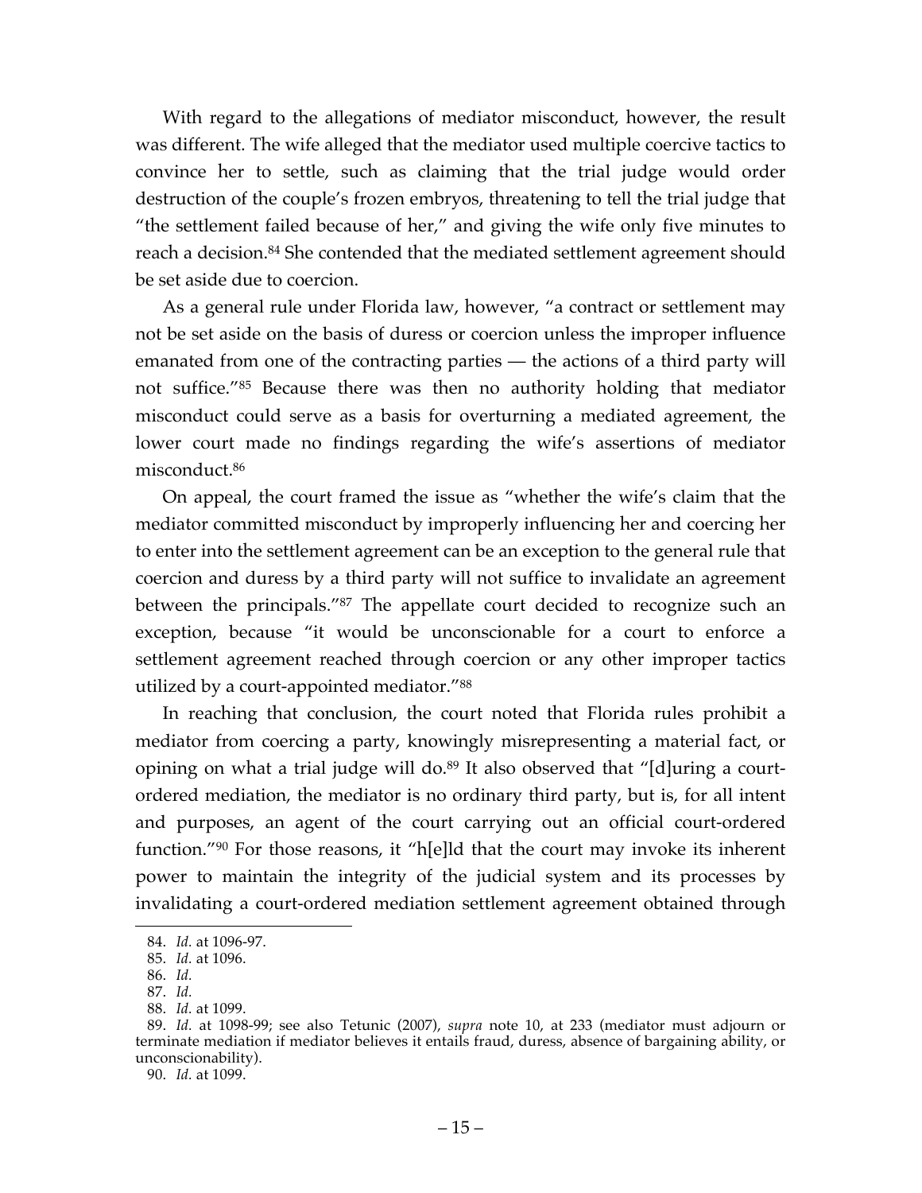With regard to the allegations of mediator misconduct, however, the result was different. The wife alleged that the mediator used multiple coercive tactics to convince her to settle, such as claiming that the trial judge would order destruction of the couple's frozen embryos, threatening to tell the trial judge that "the settlement failed because of her," and giving the wife only five minutes to reach a decision.[84] She contended that the mediated settlement agreement should be set aside due to coercion.

As a general rule under Florida law, however, "a contract or settlement may not be set aside on the basis of duress or coercion unless the improper influence emanated from one of the contracting parties — the actions of a third party will not suffice."[85] Because there was then no authority holding that mediator misconduct could serve as a basis for overturning a mediated agreement, the lower court made no findings regarding the wife's assertions of mediator misconduct.[86]

On appeal, the court framed the issue as "whether the wife's claim that the mediator committed misconduct by improperly influencing her and coercing her to enter into the settlement agreement can be an exception to the general rule that coercion and duress by a third party will not suffice to invalidate an agreement between the principals."[87] The appellate court decided to recognize such an exception, because "it would be unconscionable for a court to enforce a settlement agreement reached through coercion or any other improper tactics utilized by a court-appointed mediator."[88]

In reaching that conclusion, the court noted that Florida rules prohibit a mediator from coercing a party, knowingly misrepresenting a material fact, or opining on what a trial judge will do.[89] It also observed that "[d]uring a court-ordered mediation, the mediator is no ordinary third party, but is, for all intent and purposes, an agent of the court carrying out an official court-ordered function."[90] For those reasons, it "h[e]ld that the court may invoke its inherent power to maintain the integrity of the judicial system and its processes by invalidating a court-ordered mediation settlement agreement obtained through

---

84. *Id.* at 1096-97.

85. *Id.* at 1096.

86. *Id.*

87. *Id.*

88. *Id.* at 1099.

89. *Id.* at 1098-99; see also Tetunic (2007), *supra* note 10, at 233 (mediator must adjourn or terminate mediation if mediator believes it entails fraud, duress, absence of bargaining ability, or unconscionability).

90. *Id.* at 1099.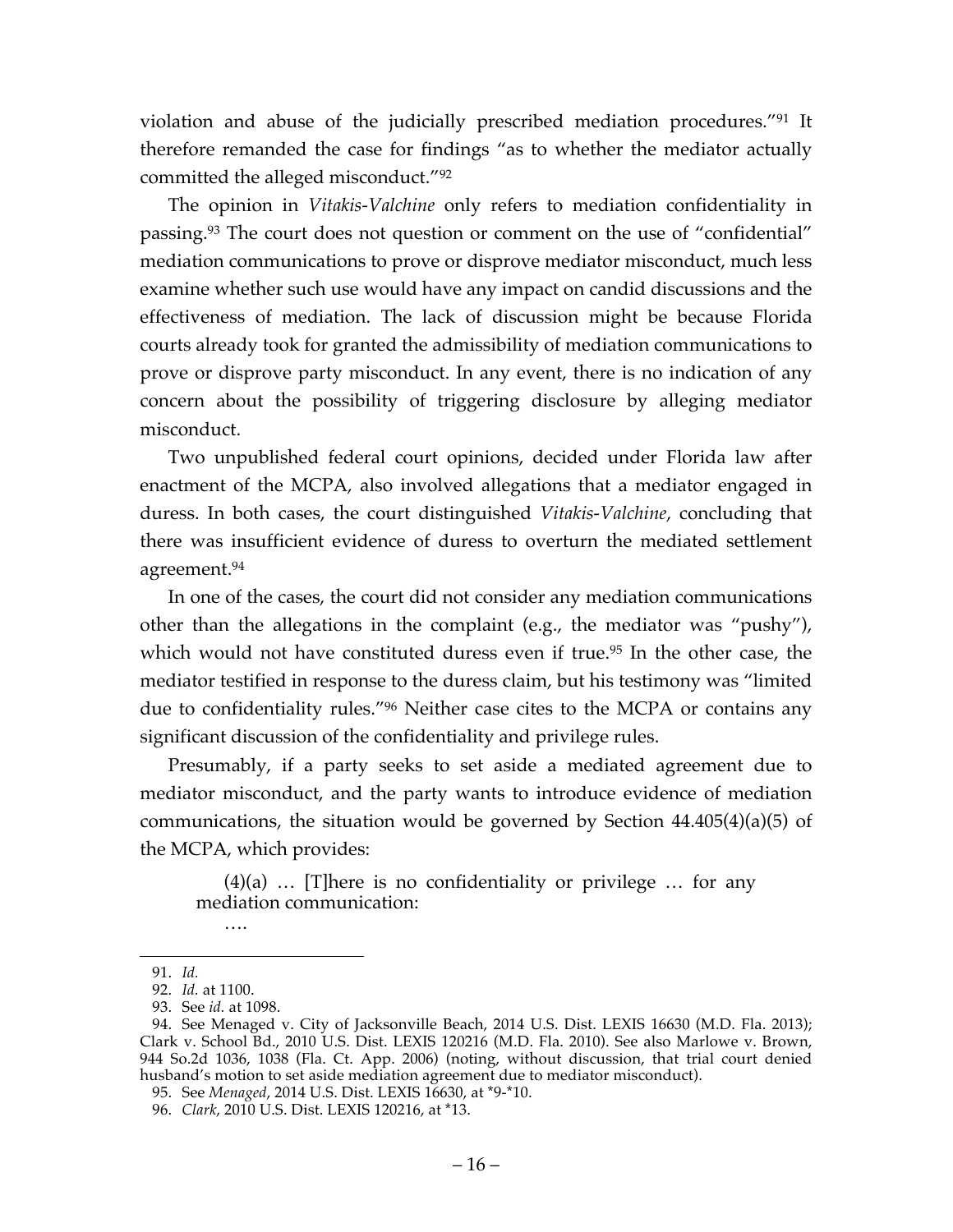violation and abuse of the judicially prescribed mediation procedures."[91] It therefore remanded the case for findings "as to whether the mediator actually committed the alleged misconduct."[92]

The opinion in *Vitakis-Valchine* only refers to mediation confidentiality in passing.[93] The court does not question or comment on the use of "confidential" mediation communications to prove or disprove mediator misconduct, much less examine whether such use would have any impact on candid discussions and the effectiveness of mediation. The lack of discussion might be because Florida courts already took for granted the admissibility of mediation communications to prove or disprove party misconduct. In any event, there is no indication of any concern about the possibility of triggering disclosure by alleging mediator misconduct.

Two unpublished federal court opinions, decided under Florida law after enactment of the MCPA, also involved allegations that a mediator engaged in duress. In both cases, the court distinguished *Vitakis-Valchine*, concluding that there was insufficient evidence of duress to overturn the mediated settlement agreement.[94]

In one of the cases, the court did not consider any mediation communications other than the allegations in the complaint (e.g., the mediator was "pushy"), which would not have constituted duress even if true.[95] In the other case, the mediator testified in response to the duress claim, but his testimony was "limited due to confidentiality rules."[96] Neither case cites to the MCPA or contains any significant discussion of the confidentiality and privilege rules.

Presumably, if a party seeks to set aside a mediated agreement due to mediator misconduct, and the party wants to introduce evidence of mediation communications, the situation would be governed by Section 44.405(4)(a)(5) of the MCPA, which provides:

> (4)(a) … [T]here is no confidentiality or privilege … for any mediation communication:
>
> ….

---

91. *Id.*

92. *Id.* at 1100.

93. See *id.* at 1098.

94. See Menaged v. City of Jacksonville Beach, 2014 U.S. Dist. LEXIS 16630 (M.D. Fla. 2013); Clark v. School Bd., 2010 U.S. Dist. LEXIS 120216 (M.D. Fla. 2010). See also Marlowe v. Brown, 944 So.2d 1036, 1038 (Fla. Ct. App. 2006) (noting, without discussion, that trial court denied husband's motion to set aside mediation agreement due to mediator misconduct).

95. See *Menaged*, 2014 U.S. Dist. LEXIS 16630, at *9-*10.

96. *Clark*, 2010 U.S. Dist. LEXIS 120216, at *13.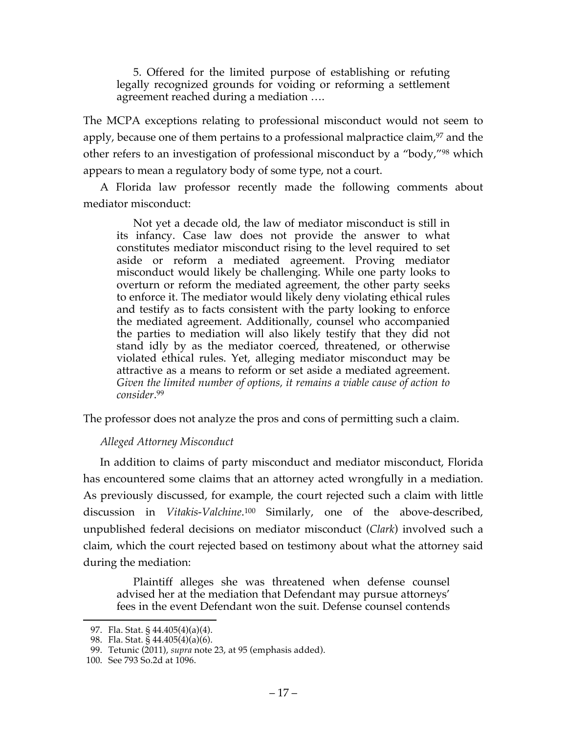> 5. Offered for the limited purpose of establishing or refuting legally recognized grounds for voiding or reforming a settlement agreement reached during a mediation ….

The MCPA exceptions relating to professional misconduct would not seem to apply, because one of them pertains to a professional malpractice claim,[97] and the other refers to an investigation of professional misconduct by a "body,"[98] which appears to mean a regulatory body of some type, not a court.

A Florida law professor recently made the following comments about mediator misconduct:

> Not yet a decade old, the law of mediator misconduct is still in its infancy. Case law does not provide the answer to what constitutes mediator misconduct rising to the level required to set aside or reform a mediated agreement. Proving mediator misconduct would likely be challenging. While one party looks to overturn or reform the mediated agreement, the other party seeks to enforce it. The mediator would likely deny violating ethical rules and testify as to facts consistent with the party looking to enforce the mediated agreement. Additionally, counsel who accompanied the parties to mediation will also likely testify that they did not stand idly by as the mediator coerced, threatened, or otherwise violated ethical rules. Yet, alleging mediator misconduct may be attractive as a means to reform or set aside a mediated agreement. *Given the limited number of options, it remains a viable cause of action to consider*.[99]

The professor does not analyze the pros and cons of permitting such a claim.

*Alleged Attorney Misconduct*

In addition to claims of party misconduct and mediator misconduct, Florida has encountered some claims that an attorney acted wrongfully in a mediation. As previously discussed, for example, the court rejected such a claim with little discussion in *Vitakis-Valchine*.[100] Similarly, one of the above-described, unpublished federal decisions on mediator misconduct (*Clark*) involved such a claim, which the court rejected based on testimony about what the attorney said during the mediation:

> Plaintiff alleges she was threatened when defense counsel advised her at the mediation that Defendant may pursue attorneys' fees in the event Defendant won the suit. Defense counsel contends

---

97. Fla. Stat. § 44.405(4)(a)(4).

98. Fla. Stat. § 44.405(4)(a)(6).

99. Tetunic (2011), *supra* note 23, at 95 (emphasis added).

100. See 793 So.2d at 1096.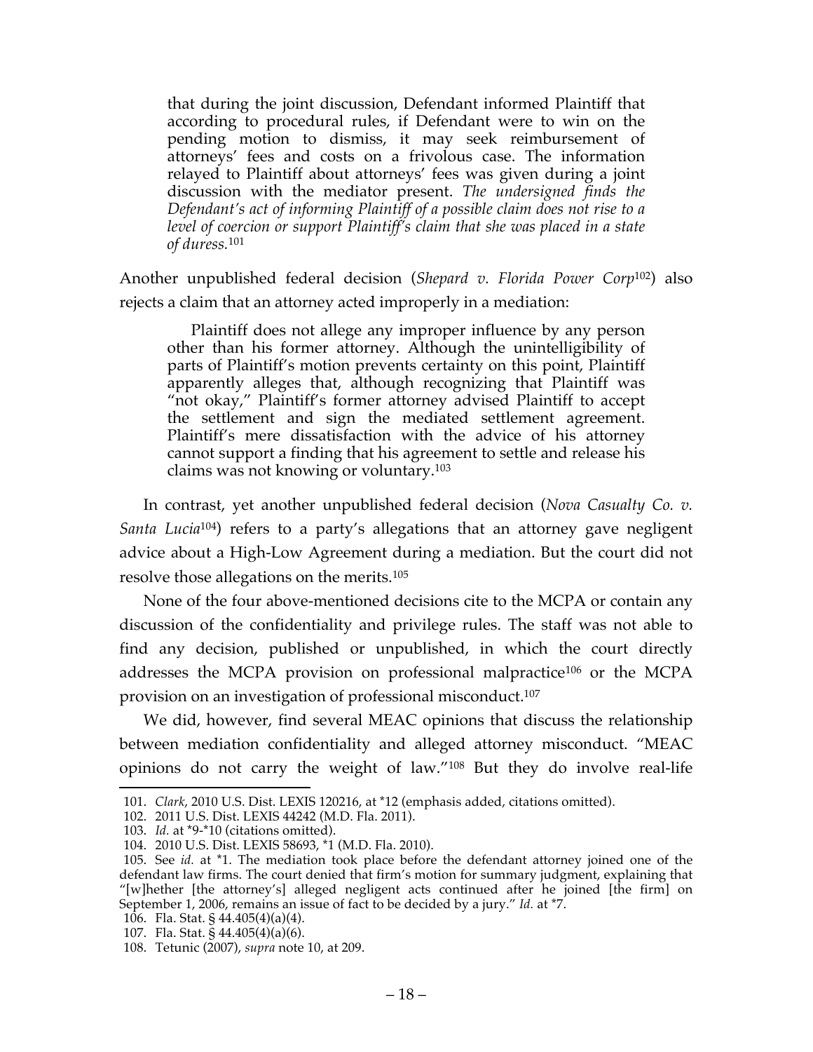> that during the joint discussion, Defendant informed Plaintiff that according to procedural rules, if Defendant were to win on the pending motion to dismiss, it may seek reimbursement of attorneys' fees and costs on a frivolous case. The information relayed to Plaintiff about attorneys' fees was given during a joint discussion with the mediator present. *The undersigned finds the Defendant's act of informing Plaintiff of a possible claim does not rise to a level of coercion or support Plaintiff's claim that she was placed in a state of duress.*[101]

Another unpublished federal decision (*Shepard v. Florida Power Corp*[102]) also rejects a claim that an attorney acted improperly in a mediation:

> Plaintiff does not allege any improper influence by any person other than his former attorney. Although the unintelligibility of parts of Plaintiff's motion prevents certainty on this point, Plaintiff apparently alleges that, although recognizing that Plaintiff was "not okay," Plaintiff's former attorney advised Plaintiff to accept the settlement and sign the mediated settlement agreement. Plaintiff's mere dissatisfaction with the advice of his attorney cannot support a finding that his agreement to settle and release his claims was not knowing or voluntary.[103]

In contrast, yet another unpublished federal decision (*Nova Casualty Co. v. Santa Lucia*[104]) refers to a party's allegations that an attorney gave negligent advice about a High-Low Agreement during a mediation. But the court did not resolve those allegations on the merits.[105]

None of the four above-mentioned decisions cite to the MCPA or contain any discussion of the confidentiality and privilege rules. The staff was not able to find any decision, published or unpublished, in which the court directly addresses the MCPA provision on professional malpractice[106] or the MCPA provision on an investigation of professional misconduct.[107]

We did, however, find several MEAC opinions that discuss the relationship between mediation confidentiality and alleged attorney misconduct. "MEAC opinions do not carry the weight of law."[108] But they do involve real-life

---

101. *Clark*, 2010 U.S. Dist. LEXIS 120216, at *12 (emphasis added, citations omitted).

102. 2011 U.S. Dist. LEXIS 44242 (M.D. Fla. 2011).

103. *Id.* at *9-*10 (citations omitted).

104. 2010 U.S. Dist. LEXIS 58693, *1 (M.D. Fla. 2010).

105. See *id.* at *1. The mediation took place before the defendant attorney joined one of the defendant law firms. The court denied that firm's motion for summary judgment, explaining that "[w]hether [the attorney's] alleged negligent acts continued after he joined [the firm] on September 1, 2006, remains an issue of fact to be decided by a jury." *Id.* at *7.

106. Fla. Stat. § 44.405(4)(a)(4).

107. Fla. Stat. § 44.405(4)(a)(6).

108. Tetunic (2007), *supra* note 10, at 209.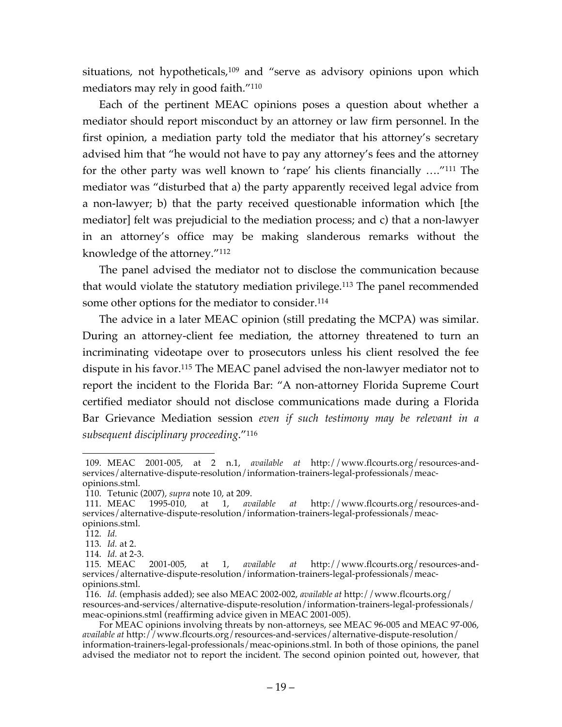situations, not hypotheticals,[109] and "serve as advisory opinions upon which mediators may rely in good faith."[110]

Each of the pertinent MEAC opinions poses a question about whether a mediator should report misconduct by an attorney or law firm personnel. In the first opinion, a mediation party told the mediator that his attorney's secretary advised him that "he would not have to pay any attorney's fees and the attorney for the other party was well known to 'rape' his clients financially …."[111] The mediator was "disturbed that a) the party apparently received legal advice from a non-lawyer; b) that the party received questionable information which [the mediator] felt was prejudicial to the mediation process; and c) that a non-lawyer in an attorney's office may be making slanderous remarks without the knowledge of the attorney."[112]

The panel advised the mediator not to disclose the communication because that would violate the statutory mediation privilege.[113] The panel recommended some other options for the mediator to consider.[114]

The advice in a later MEAC opinion (still predating the MCPA) was similar. During an attorney-client fee mediation, the attorney threatened to turn an incriminating videotape over to prosecutors unless his client resolved the fee dispute in his favor.[115] The MEAC panel advised the non-lawyer mediator not to report the incident to the Florida Bar: "A non-attorney Florida Supreme Court certified mediator should not disclose communications made during a Florida Bar Grievance Mediation session *even if such testimony may be relevant in a subsequent disciplinary proceeding*."[116]

---

109. MEAC 2001-005, at 2 n.1, *available at* http://www.flcourts.org/resources-and-services/alternative-dispute-resolution/information-trainers-legal-professionals/meac-opinions.stml.

110. Tetunic (2007), *supra* note 10, at 209.

111. MEAC 1995-010, at 1, *available at* http://www.flcourts.org/resources-and-services/alternative-dispute-resolution/information-trainers-legal-professionals/meac-opinions.stml.

112. *Id.*

113. *Id.* at 2.

114. *Id.* at 2-3.

115. MEAC 2001-005, at 1, *available at* http://www.flcourts.org/resources-and-services/alternative-dispute-resolution/information-trainers-legal-professionals/meac-opinions.stml.

116. *Id.* (emphasis added); see also MEAC 2002-002, *available at* http://www.flcourts.org/resources-and-services/alternative-dispute-resolution/information-trainers-legal-professionals/meac-opinions.stml (reaffirming advice given in MEAC 2001-005).

For MEAC opinions involving threats by non-attorneys, see MEAC 96-005 and MEAC 97-006, *available at* http://www.flcourts.org/resources-and-services/alternative-dispute-resolution/information-trainers-legal-professionals/meac-opinions.stml. In both of those opinions, the panel advised the mediator not to report the incident. The second opinion pointed out, however, that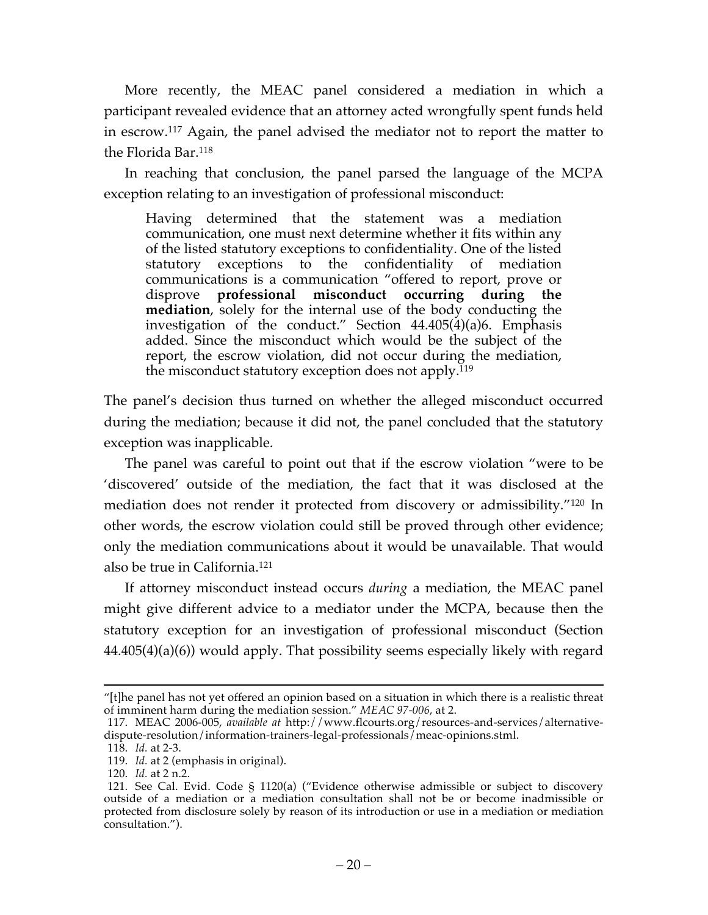More recently, the MEAC panel considered a mediation in which a participant revealed evidence that an attorney acted wrongfully spent funds held in escrow.[117] Again, the panel advised the mediator not to report the matter to the Florida Bar.[118]

In reaching that conclusion, the panel parsed the language of the MCPA exception relating to an investigation of professional misconduct:

> Having determined that the statement was a mediation communication, one must next determine whether it fits within any of the listed statutory exceptions to confidentiality. One of the listed statutory exceptions to the confidentiality of mediation communications is a communication "offered to report, prove or disprove **professional misconduct occurring during the mediation**, solely for the internal use of the body conducting the investigation of the conduct." Section 44.405(4)(a)6. Emphasis added. Since the misconduct which would be the subject of the report, the escrow violation, did not occur during the mediation, the misconduct statutory exception does not apply.[119]

The panel's decision thus turned on whether the alleged misconduct occurred during the mediation; because it did not, the panel concluded that the statutory exception was inapplicable.

The panel was careful to point out that if the escrow violation "were to be 'discovered' outside of the mediation, the fact that it was disclosed at the mediation does not render it protected from discovery or admissibility."[120] In other words, the escrow violation could still be proved through other evidence; only the mediation communications about it would be unavailable. That would also be true in California.[121]

If attorney misconduct instead occurs *during* a mediation, the MEAC panel might give different advice to a mediator under the MCPA, because then the statutory exception for an investigation of professional misconduct (Section 44.405(4)(a)(6)) would apply. That possibility seems especially likely with regard

---

"[t]he panel has not yet offered an opinion based on a situation in which there is a realistic threat of imminent harm during the mediation session." *MEAC 97-006*, at 2.

117. MEAC 2006-005, *available at* http://www.flcourts.org/resources-and-services/alternative-dispute-resolution/information-trainers-legal-professionals/meac-opinions.stml.

118. *Id.* at 2-3.

119. *Id.* at 2 (emphasis in original).

120. *Id.* at 2 n.2.

121. See Cal. Evid. Code § 1120(a) ("Evidence otherwise admissible or subject to discovery outside of a mediation or a mediation consultation shall not be or become inadmissible or protected from disclosure solely by reason of its introduction or use in a mediation or mediation consultation.").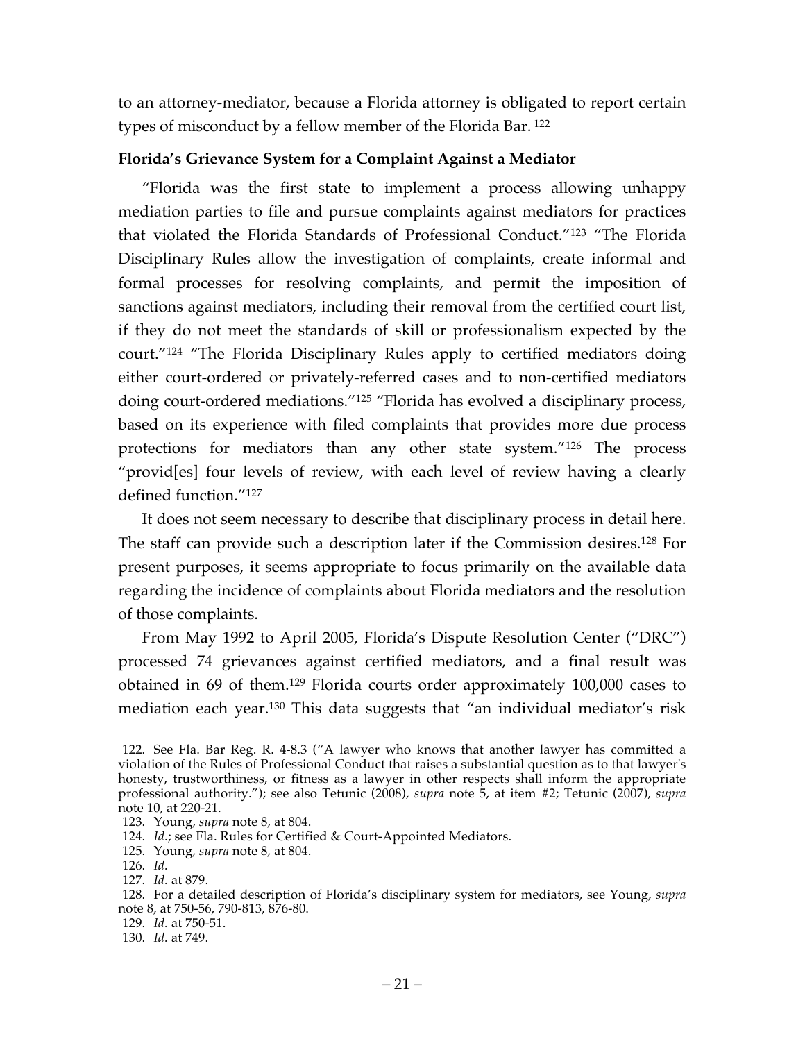to an attorney-mediator, because a Florida attorney is obligated to report certain types of misconduct by a fellow member of the Florida Bar.[122]

**Florida's Grievance System for a Complaint Against a Mediator**

"Florida was the first state to implement a process allowing unhappy mediation parties to file and pursue complaints against mediators for practices that violated the Florida Standards of Professional Conduct."[123] "The Florida Disciplinary Rules allow the investigation of complaints, create informal and formal processes for resolving complaints, and permit the imposition of sanctions against mediators, including their removal from the certified court list, if they do not meet the standards of skill or professionalism expected by the court."[124] "The Florida Disciplinary Rules apply to certified mediators doing either court-ordered or privately-referred cases and to non-certified mediators doing court-ordered mediations."[125] "Florida has evolved a disciplinary process, based on its experience with filed complaints that provides more due process protections for mediators than any other state system."[126] The process "provid[es] four levels of review, with each level of review having a clearly defined function."[127]

It does not seem necessary to describe that disciplinary process in detail here. The staff can provide such a description later if the Commission desires.[128] For present purposes, it seems appropriate to focus primarily on the available data regarding the incidence of complaints about Florida mediators and the resolution of those complaints.

From May 1992 to April 2005, Florida's Dispute Resolution Center ("DRC") processed 74 grievances against certified mediators, and a final result was obtained in 69 of them.[129] Florida courts order approximately 100,000 cases to mediation each year.[130] This data suggests that "an individual mediator's risk

---

122. See Fla. Bar Reg. R. 4-8.3 ("A lawyer who knows that another lawyer has committed a violation of the Rules of Professional Conduct that raises a substantial question as to that lawyer's honesty, trustworthiness, or fitness as a lawyer in other respects shall inform the appropriate professional authority."); see also Tetunic (2008), *supra* note 5, at item #2; Tetunic (2007), *supra* note 10, at 220-21.

123. Young, *supra* note 8, at 804.

124. *Id.*; see Fla. Rules for Certified & Court-Appointed Mediators.

125. Young, *supra* note 8, at 804.

126. *Id.*

127. *Id.* at 879.

128. For a detailed description of Florida's disciplinary system for mediators, see Young, *supra* note 8, at 750-56, 790-813, 876-80.

129. *Id.* at 750-51.

130. *Id.* at 749.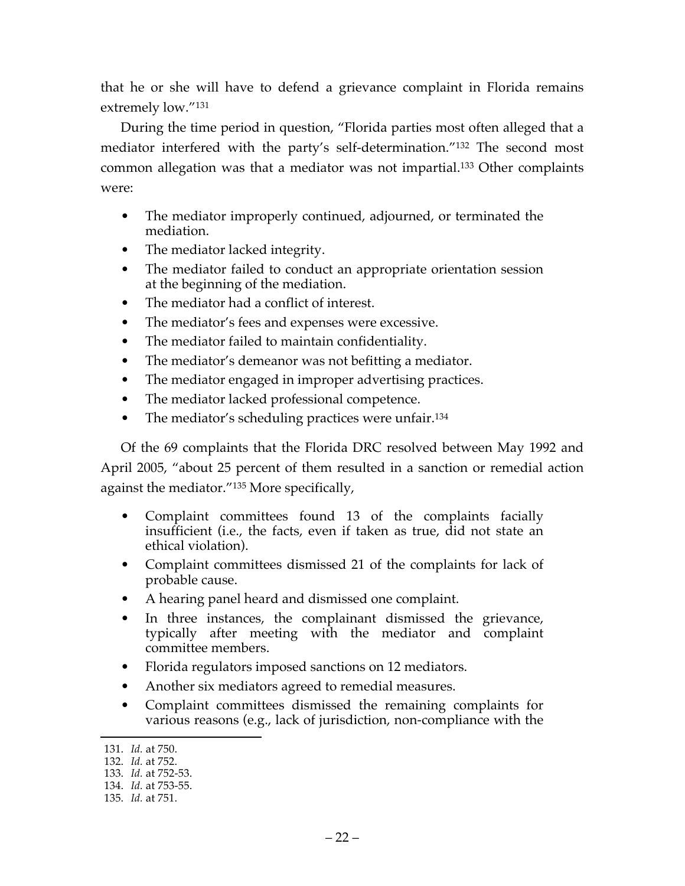that he or she will have to defend a grievance complaint in Florida remains extremely low."[131]

During the time period in question, "Florida parties most often alleged that a mediator interfered with the party's self-determination."[132] The second most common allegation was that a mediator was not impartial.[133] Other complaints were:

- The mediator improperly continued, adjourned, or terminated the mediation.
- The mediator lacked integrity.
- The mediator failed to conduct an appropriate orientation session at the beginning of the mediation.
- The mediator had a conflict of interest.
- The mediator's fees and expenses were excessive.
- The mediator failed to maintain confidentiality.
- The mediator's demeanor was not befitting a mediator.
- The mediator engaged in improper advertising practices.
- The mediator lacked professional competence.
- The mediator's scheduling practices were unfair.[134]

Of the 69 complaints that the Florida DRC resolved between May 1992 and April 2005, "about 25 percent of them resulted in a sanction or remedial action against the mediator."[135] More specifically,

- Complaint committees found 13 of the complaints facially insufficient (i.e., the facts, even if taken as true, did not state an ethical violation).
- Complaint committees dismissed 21 of the complaints for lack of probable cause.
- A hearing panel heard and dismissed one complaint.
- In three instances, the complainant dismissed the grievance, typically after meeting with the mediator and complaint committee members.
- Florida regulators imposed sanctions on 12 mediators.
- Another six mediators agreed to remedial measures.
- Complaint committees dismissed the remaining complaints for various reasons (e.g., lack of jurisdiction, non-compliance with the

---

131. *Id.* at 750.
132. *Id.* at 752.
133. *Id.* at 752-53.
134. *Id.* at 753-55.
135. *Id.* at 751.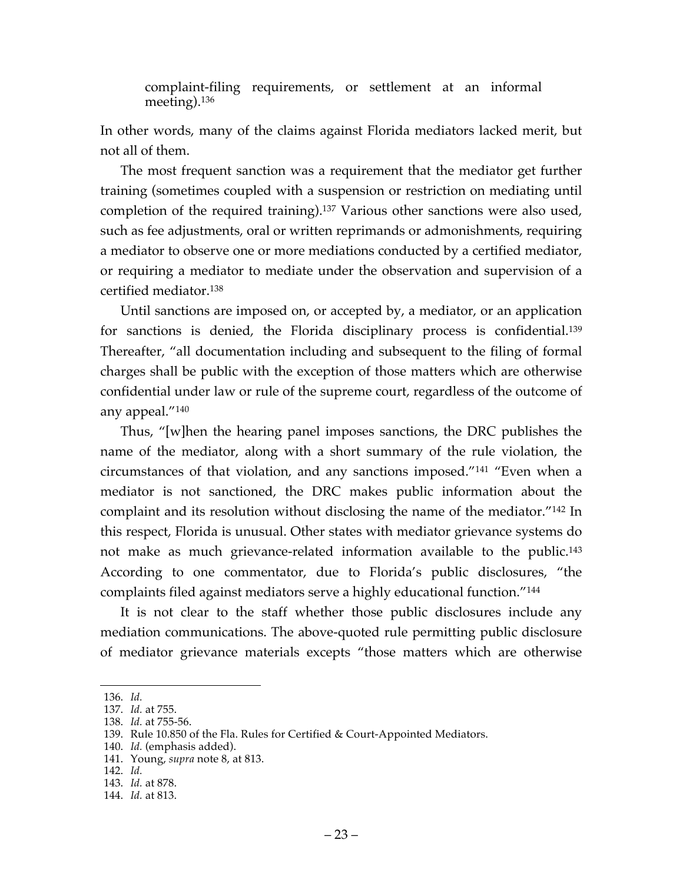complaint-filing requirements, or settlement at an informal meeting).[136]

In other words, many of the claims against Florida mediators lacked merit, but not all of them.

The most frequent sanction was a requirement that the mediator get further training (sometimes coupled with a suspension or restriction on mediating until completion of the required training).[137] Various other sanctions were also used, such as fee adjustments, oral or written reprimands or admonishments, requiring a mediator to observe one or more mediations conducted by a certified mediator, or requiring a mediator to mediate under the observation and supervision of a certified mediator.[138]

Until sanctions are imposed on, or accepted by, a mediator, or an application for sanctions is denied, the Florida disciplinary process is confidential.[139] Thereafter, "all documentation including and subsequent to the filing of formal charges shall be public with the exception of those matters which are otherwise confidential under law or rule of the supreme court, regardless of the outcome of any appeal."[140]

Thus, "[w]hen the hearing panel imposes sanctions, the DRC publishes the name of the mediator, along with a short summary of the rule violation, the circumstances of that violation, and any sanctions imposed."[141] "Even when a mediator is not sanctioned, the DRC makes public information about the complaint and its resolution without disclosing the name of the mediator."[142] In this respect, Florida is unusual. Other states with mediator grievance systems do not make as much grievance-related information available to the public.[143] According to one commentator, due to Florida's public disclosures, "the complaints filed against mediators serve a highly educational function."[144]

It is not clear to the staff whether those public disclosures include any mediation communications. The above-quoted rule permitting public disclosure of mediator grievance materials excepts "those matters which are otherwise

---

136. *Id.*
137. *Id.* at 755.
138. *Id.* at 755-56.
139. Rule 10.850 of the Fla. Rules for Certified & Court-Appointed Mediators.
140. *Id.* (emphasis added).
141. Young, *supra* note 8, at 813.
142. *Id.*
143. *Id.* at 878.
144. *Id.* at 813.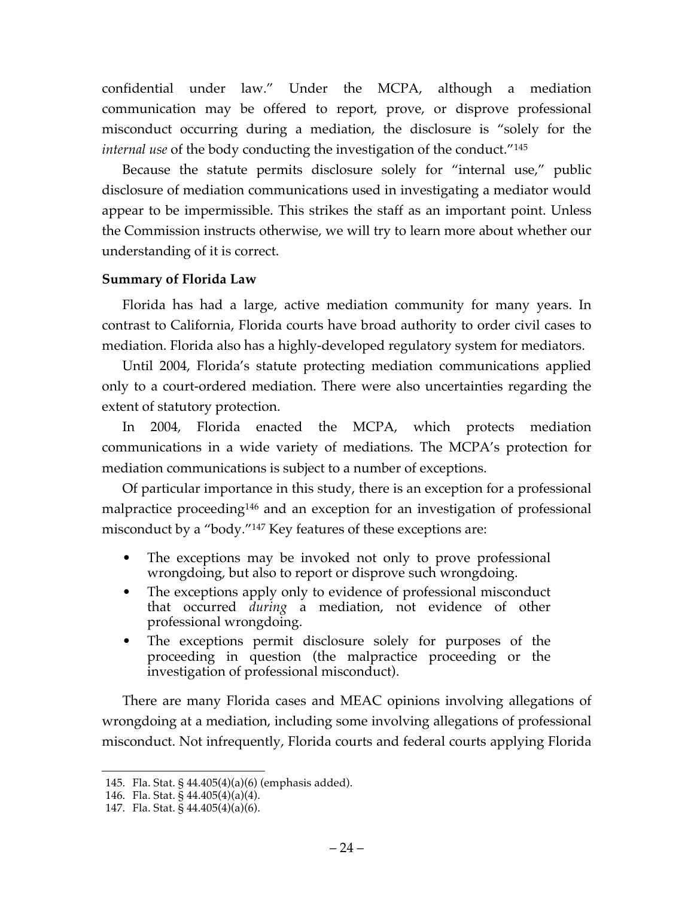confidential under law." Under the MCPA, although a mediation communication may be offered to report, prove, or disprove professional misconduct occurring during a mediation, the disclosure is "solely for the *internal use* of the body conducting the investigation of the conduct."[145]

Because the statute permits disclosure solely for "internal use," public disclosure of mediation communications used in investigating a mediator would appear to be impermissible. This strikes the staff as an important point. Unless the Commission instructs otherwise, we will try to learn more about whether our understanding of it is correct.

**Summary of Florida Law**

Florida has had a large, active mediation community for many years. In contrast to California, Florida courts have broad authority to order civil cases to mediation. Florida also has a highly-developed regulatory system for mediators.

Until 2004, Florida's statute protecting mediation communications applied only to a court-ordered mediation. There were also uncertainties regarding the extent of statutory protection.

In 2004, Florida enacted the MCPA, which protects mediation communications in a wide variety of mediations. The MCPA's protection for mediation communications is subject to a number of exceptions.

Of particular importance in this study, there is an exception for a professional malpractice proceeding[146] and an exception for an investigation of professional misconduct by a "body."[147] Key features of these exceptions are:

- The exceptions may be invoked not only to prove professional wrongdoing, but also to report or disprove such wrongdoing.
- The exceptions apply only to evidence of professional misconduct that occurred *during* a mediation, not evidence of other professional wrongdoing.
- The exceptions permit disclosure solely for purposes of the proceeding in question (the malpractice proceeding or the investigation of professional misconduct).

There are many Florida cases and MEAC opinions involving allegations of wrongdoing at a mediation, including some involving allegations of professional misconduct. Not infrequently, Florida courts and federal courts applying Florida

145. Fla. Stat. § 44.405(4)(a)(6) (emphasis added).
146. Fla. Stat. § 44.405(4)(a)(4).
147. Fla. Stat. § 44.405(4)(a)(6).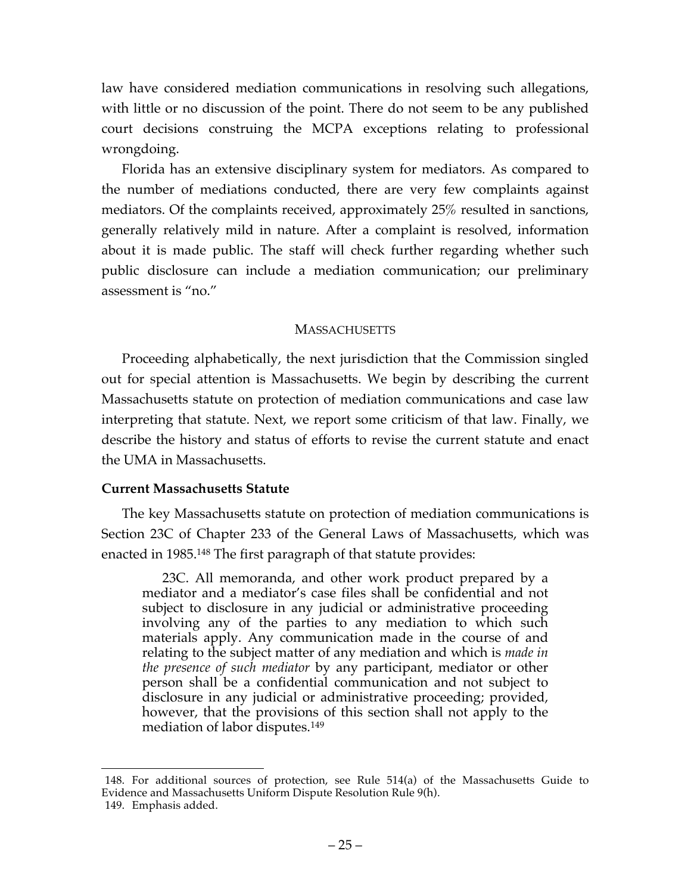law have considered mediation communications in resolving such allegations, with little or no discussion of the point. There do not seem to be any published court decisions construing the MCPA exceptions relating to professional wrongdoing.

Florida has an extensive disciplinary system for mediators. As compared to the number of mediations conducted, there are very few complaints against mediators. Of the complaints received, approximately 25% resulted in sanctions, generally relatively mild in nature. After a complaint is resolved, information about it is made public. The staff will check further regarding whether such public disclosure can include a mediation communication; our preliminary assessment is "no."

## MASSACHUSETTS

Proceeding alphabetically, the next jurisdiction that the Commission singled out for special attention is Massachusetts. We begin by describing the current Massachusetts statute on protection of mediation communications and case law interpreting that statute. Next, we report some criticism of that law. Finally, we describe the history and status of efforts to revise the current statute and enact the UMA in Massachusetts.

### Current Massachusetts Statute

The key Massachusetts statute on protection of mediation communications is Section 23C of Chapter 233 of the General Laws of Massachusetts, which was enacted in 1985.[148] The first paragraph of that statute provides:

> 23C. All memoranda, and other work product prepared by a mediator and a mediator's case files shall be confidential and not subject to disclosure in any judicial or administrative proceeding involving any of the parties to any mediation to which such materials apply. Any communication made in the course of and relating to the subject matter of any mediation and which is *made in the presence of such mediator* by any participant, mediator or other person shall be a confidential communication and not subject to disclosure in any judicial or administrative proceeding; provided, however, that the provisions of this section shall not apply to the mediation of labor disputes.[149]

148. For additional sources of protection, see Rule 514(a) of the Massachusetts Guide to Evidence and Massachusetts Uniform Dispute Resolution Rule 9(h).

149. Emphasis added.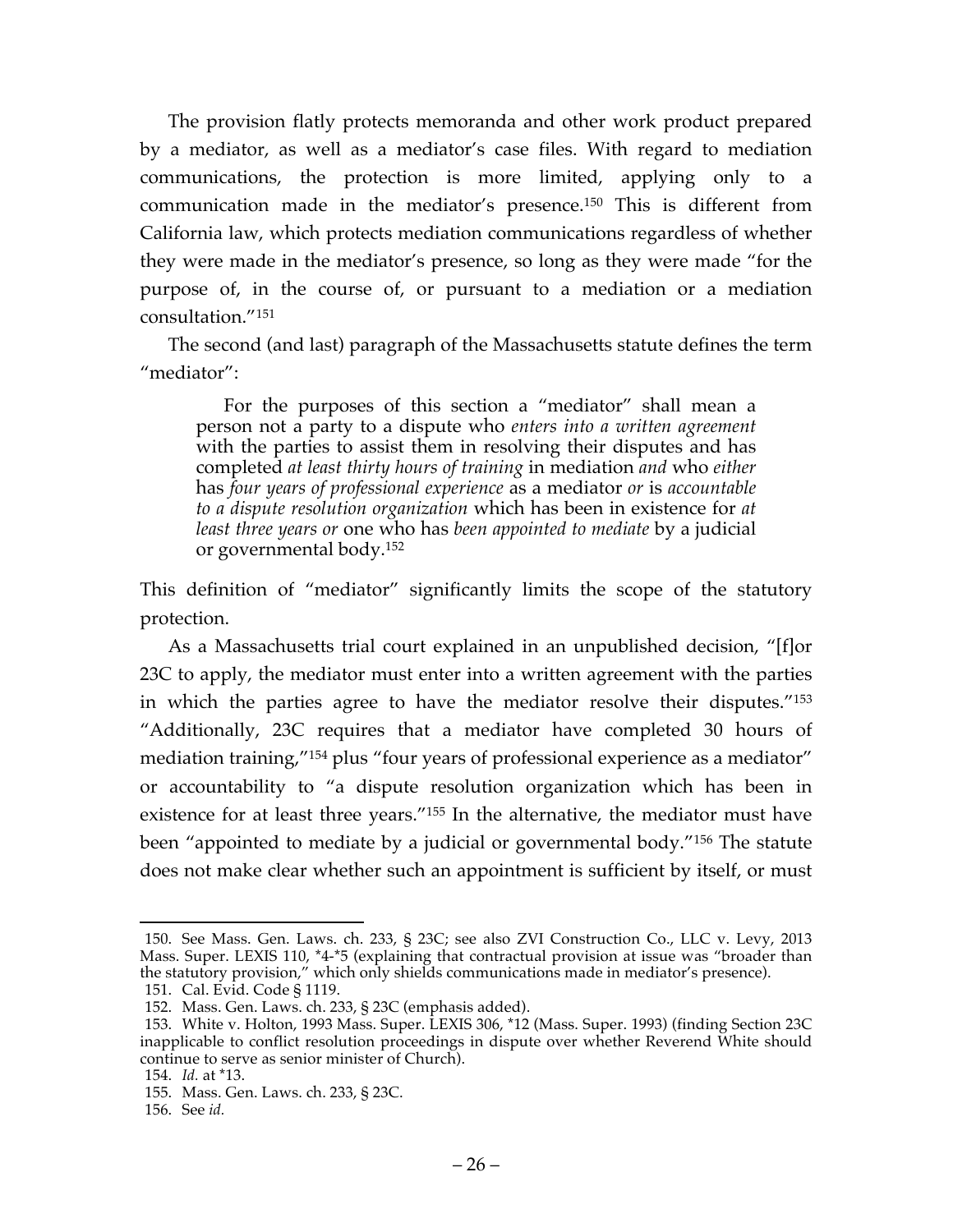The provision flatly protects memoranda and other work product prepared by a mediator, as well as a mediator's case files. With regard to mediation communications, the protection is more limited, applying only to a communication made in the mediator's presence.[150] This is different from California law, which protects mediation communications regardless of whether they were made in the mediator's presence, so long as they were made "for the purpose of, in the course of, or pursuant to a mediation or a mediation consultation."[151]

The second (and last) paragraph of the Massachusetts statute defines the term "mediator":

> For the purposes of this section a "mediator" shall mean a person not a party to a dispute who *enters into a written agreement* with the parties to assist them in resolving their disputes and has completed *at least thirty hours of training* in mediation *and* who *either* has *four years of professional experience* as a mediator *or* is *accountable to a dispute resolution organization* which has been in existence for *at least three years or* one who has *been appointed to mediate* by a judicial or governmental body.[152]

This definition of "mediator" significantly limits the scope of the statutory protection.

As a Massachusetts trial court explained in an unpublished decision, "[f]or 23C to apply, the mediator must enter into a written agreement with the parties in which the parties agree to have the mediator resolve their disputes."[153] "Additionally, 23C requires that a mediator have completed 30 hours of mediation training,"[154] plus "four years of professional experience as a mediator" or accountability to "a dispute resolution organization which has been in existence for at least three years."[155] In the alternative, the mediator must have been "appointed to mediate by a judicial or governmental body."[156] The statute does not make clear whether such an appointment is sufficient by itself, or must

---

150. See Mass. Gen. Laws. ch. 233, § 23C; see also ZVI Construction Co., LLC v. Levy, 2013 Mass. Super. LEXIS 110, *4-*5 (explaining that contractual provision at issue was "broader than the statutory provision," which only shields communications made in mediator's presence).

151. Cal. Evid. Code § 1119.

152. Mass. Gen. Laws. ch. 233, § 23C (emphasis added).

153. White v. Holton, 1993 Mass. Super. LEXIS 306, *12 (Mass. Super. 1993) (finding Section 23C inapplicable to conflict resolution proceedings in dispute over whether Reverend White should continue to serve as senior minister of Church).

154. *Id.* at *13.

155. Mass. Gen. Laws. ch. 233, § 23C.

156. See *id.*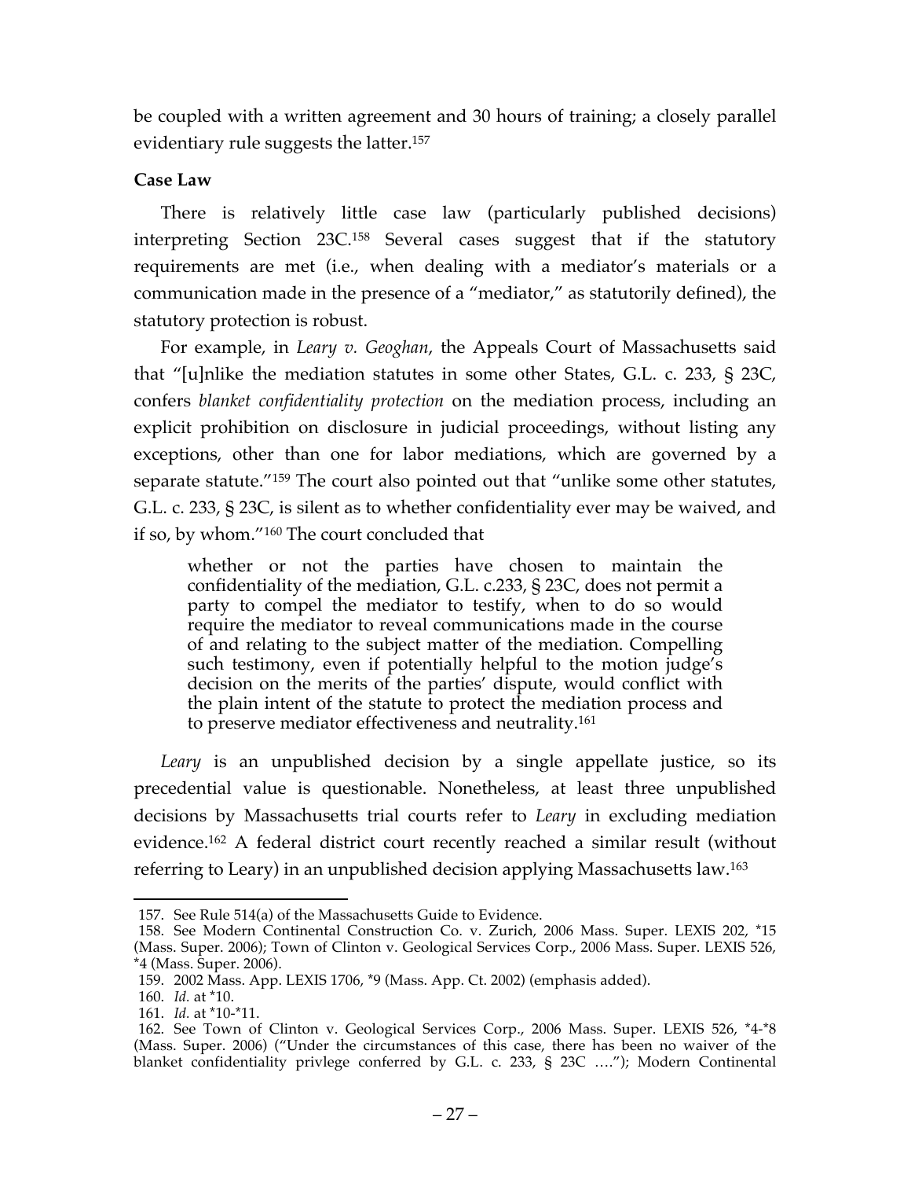be coupled with a written agreement and 30 hours of training; a closely parallel evidentiary rule suggests the latter.[157]

**Case Law**

There is relatively little case law (particularly published decisions) interpreting Section 23C.[158] Several cases suggest that if the statutory requirements are met (i.e., when dealing with a mediator's materials or a communication made in the presence of a "mediator," as statutorily defined), the statutory protection is robust.

For example, in *Leary v. Geoghan*, the Appeals Court of Massachusetts said that "[u]nlike the mediation statutes in some other States, G.L. c. 233, § 23C, confers *blanket confidentiality protection* on the mediation process, including an explicit prohibition on disclosure in judicial proceedings, without listing any exceptions, other than one for labor mediations, which are governed by a separate statute."[159] The court also pointed out that "unlike some other statutes, G.L. c. 233, § 23C, is silent as to whether confidentiality ever may be waived, and if so, by whom."[160] The court concluded that

> whether or not the parties have chosen to maintain the confidentiality of the mediation, G.L. c.233, § 23C, does not permit a party to compel the mediator to testify, when to do so would require the mediator to reveal communications made in the course of and relating to the subject matter of the mediation. Compelling such testimony, even if potentially helpful to the motion judge's decision on the merits of the parties' dispute, would conflict with the plain intent of the statute to protect the mediation process and to preserve mediator effectiveness and neutrality.[161]

*Leary* is an unpublished decision by a single appellate justice, so its precedential value is questionable. Nonetheless, at least three unpublished decisions by Massachusetts trial courts refer to *Leary* in excluding mediation evidence.[162] A federal district court recently reached a similar result (without referring to Leary) in an unpublished decision applying Massachusetts law.[163]

---

157. See Rule 514(a) of the Massachusetts Guide to Evidence.

158. See Modern Continental Construction Co. v. Zurich, 2006 Mass. Super. LEXIS 202, *15 (Mass. Super. 2006); Town of Clinton v. Geological Services Corp., 2006 Mass. Super. LEXIS 526, *4 (Mass. Super. 2006).

159. 2002 Mass. App. LEXIS 1706, *9 (Mass. App. Ct. 2002) (emphasis added).

160. *Id.* at *10.

161. *Id.* at *10-*11.

162. See Town of Clinton v. Geological Services Corp., 2006 Mass. Super. LEXIS 526, *4-*8 (Mass. Super. 2006) ("Under the circumstances of this case, there has been no waiver of the blanket confidentiality privlege conferred by G.L. c. 233, § 23C ...."); Modern Continental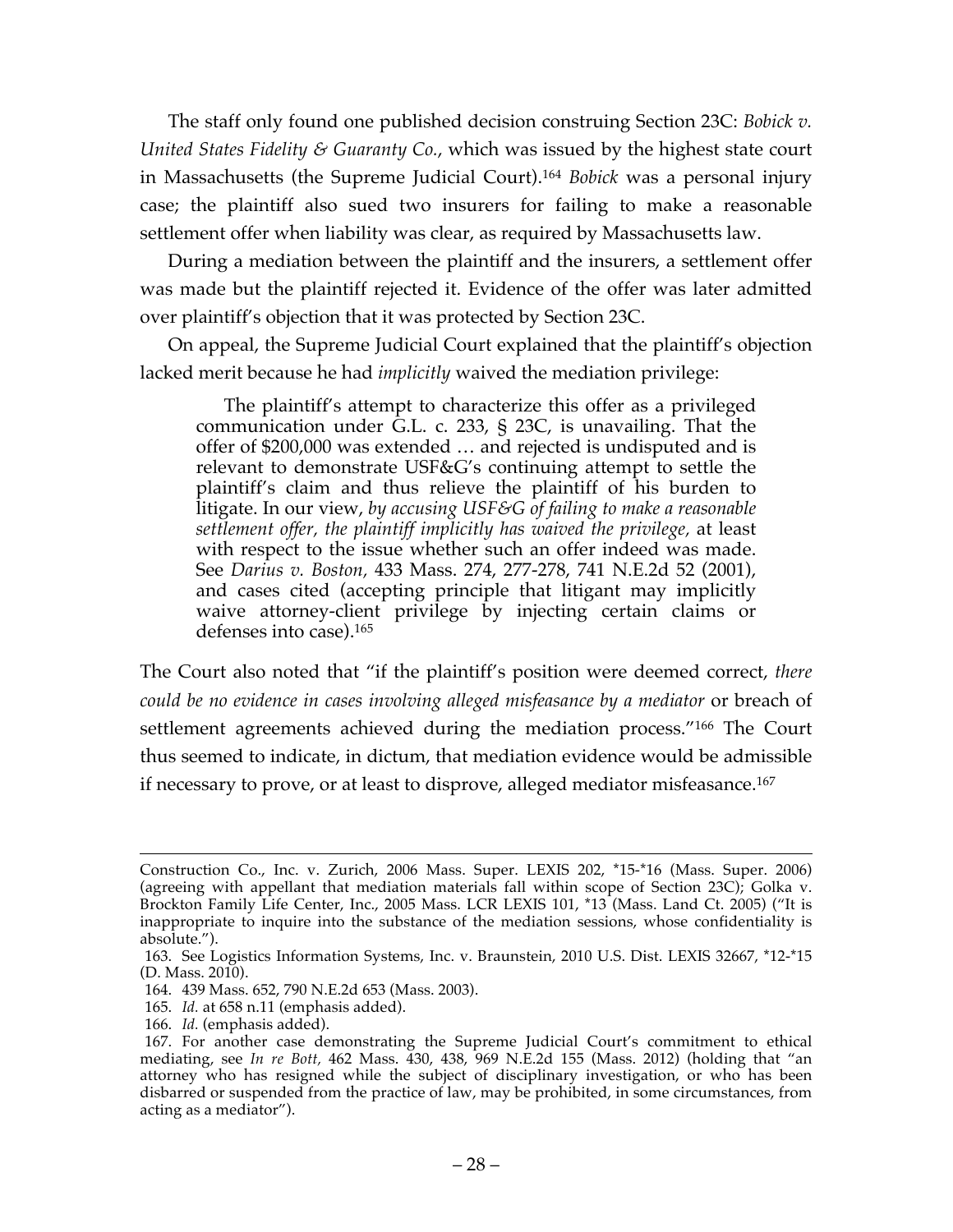The staff only found one published decision construing Section 23C: *Bobick v. United States Fidelity & Guaranty Co.*, which was issued by the highest state court in Massachusetts (the Supreme Judicial Court).[164] *Bobick* was a personal injury case; the plaintiff also sued two insurers for failing to make a reasonable settlement offer when liability was clear, as required by Massachusetts law.

During a mediation between the plaintiff and the insurers, a settlement offer was made but the plaintiff rejected it. Evidence of the offer was later admitted over plaintiff's objection that it was protected by Section 23C.

On appeal, the Supreme Judicial Court explained that the plaintiff's objection lacked merit because he had *implicitly* waived the mediation privilege:

> The plaintiff's attempt to characterize this offer as a privileged communication under G.L. c. 233, § 23C, is unavailing. That the offer of $200,000 was extended … and rejected is undisputed and is relevant to demonstrate USF&G's continuing attempt to settle the plaintiff's claim and thus relieve the plaintiff of his burden to litigate. In our view, *by accusing USF&G of failing to make a reasonable settlement offer, the plaintiff implicitly has waived the privilege,* at least with respect to the issue whether such an offer indeed was made. See *Darius v. Boston*, 433 Mass. 274, 277-278, 741 N.E.2d 52 (2001), and cases cited (accepting principle that litigant may implicitly waive attorney-client privilege by injecting certain claims or defenses into case).[165]

The Court also noted that "if the plaintiff's position were deemed correct, *there could be no evidence in cases involving alleged misfeasance by a mediator* or breach of settlement agreements achieved during the mediation process."[166] The Court thus seemed to indicate, in dictum, that mediation evidence would be admissible if necessary to prove, or at least to disprove, alleged mediator misfeasance.[167]

---

Construction Co., Inc. v. Zurich, 2006 Mass. Super. LEXIS 202, *15-*16 (Mass. Super. 2006) (agreeing with appellant that mediation materials fall within scope of Section 23C); Golka v. Brockton Family Life Center, Inc., 2005 Mass. LCR LEXIS 101, *13 (Mass. Land Ct. 2005) ("It is inappropriate to inquire into the substance of the mediation sessions, whose confidentiality is absolute.").

163. See Logistics Information Systems, Inc. v. Braunstein, 2010 U.S. Dist. LEXIS 32667, *12-*15 (D. Mass. 2010).

164. 439 Mass. 652, 790 N.E.2d 653 (Mass. 2003).

165. *Id.* at 658 n.11 (emphasis added).

166. *Id.* (emphasis added).

167. For another case demonstrating the Supreme Judicial Court's commitment to ethical mediating, see *In re Bott,* 462 Mass. 430, 438, 969 N.E.2d 155 (Mass. 2012) (holding that "an attorney who has resigned while the subject of disciplinary investigation, or who has been disbarred or suspended from the practice of law, may be prohibited, in some circumstances, from acting as a mediator").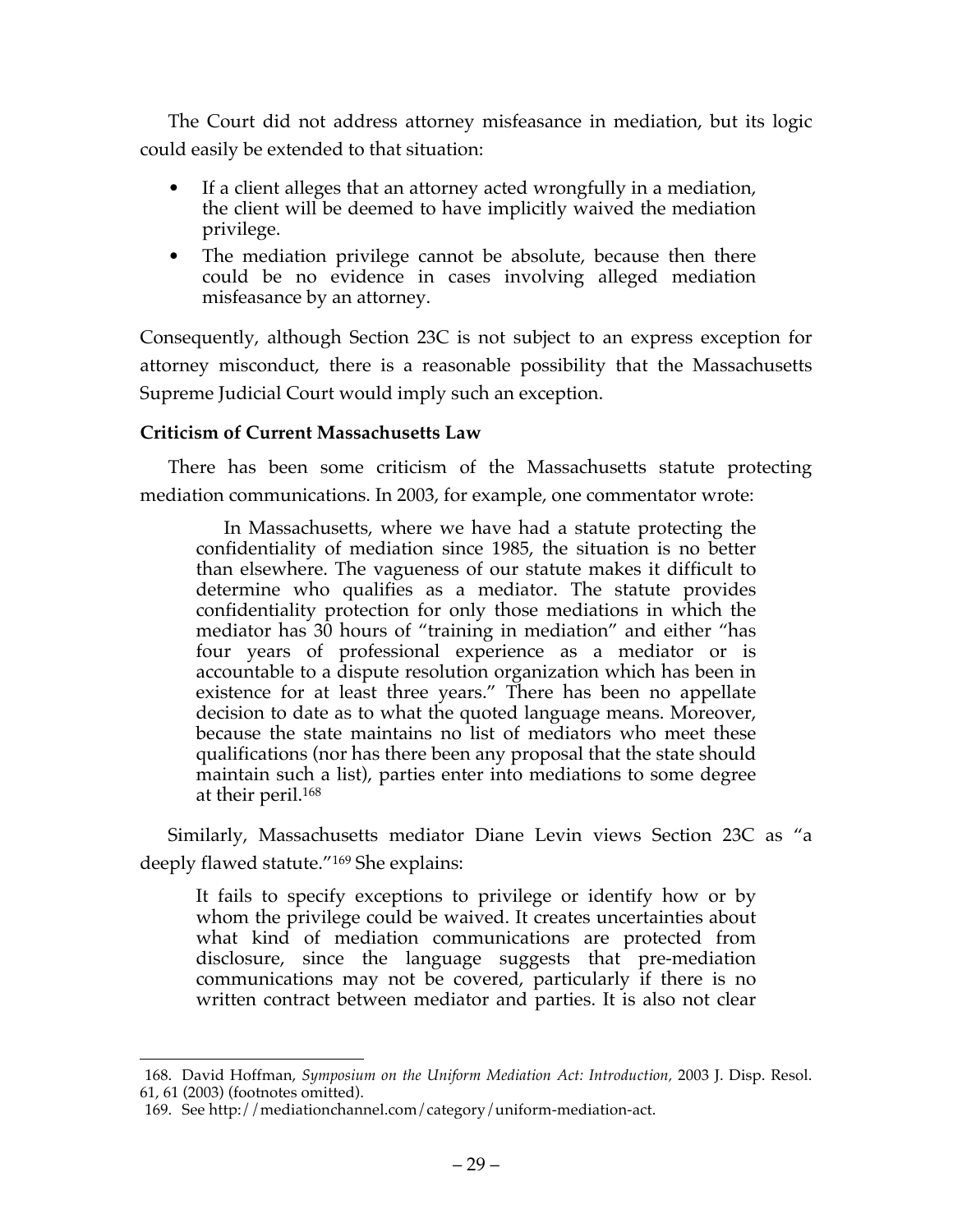The Court did not address attorney misfeasance in mediation, but its logic could easily be extended to that situation:

- If a client alleges that an attorney acted wrongfully in a mediation, the client will be deemed to have implicitly waived the mediation privilege.
- The mediation privilege cannot be absolute, because then there could be no evidence in cases involving alleged mediation misfeasance by an attorney.

Consequently, although Section 23C is not subject to an express exception for attorney misconduct, there is a reasonable possibility that the Massachusetts Supreme Judicial Court would imply such an exception.

**Criticism of Current Massachusetts Law**

There has been some criticism of the Massachusetts statute protecting mediation communications. In 2003, for example, one commentator wrote:

> In Massachusetts, where we have had a statute protecting the confidentiality of mediation since 1985, the situation is no better than elsewhere. The vagueness of our statute makes it difficult to determine who qualifies as a mediator. The statute provides confidentiality protection for only those mediations in which the mediator has 30 hours of "training in mediation" and either "has four years of professional experience as a mediator or is accountable to a dispute resolution organization which has been in existence for at least three years." There has been no appellate decision to date as to what the quoted language means. Moreover, because the state maintains no list of mediators who meet these qualifications (nor has there been any proposal that the state should maintain such a list), parties enter into mediations to some degree at their peril.[168]

Similarly, Massachusetts mediator Diane Levin views Section 23C as "a deeply flawed statute."[169] She explains:

> It fails to specify exceptions to privilege or identify how or by whom the privilege could be waived. It creates uncertainties about what kind of mediation communications are protected from disclosure, since the language suggests that pre-mediation communications may not be covered, particularly if there is no written contract between mediator and parties. It is also not clear

---

168. David Hoffman, *Symposium on the Uniform Mediation Act: Introduction*, 2003 J. Disp. Resol. 61, 61 (2003) (footnotes omitted).

169. See http://mediationchannel.com/category/uniform-mediation-act.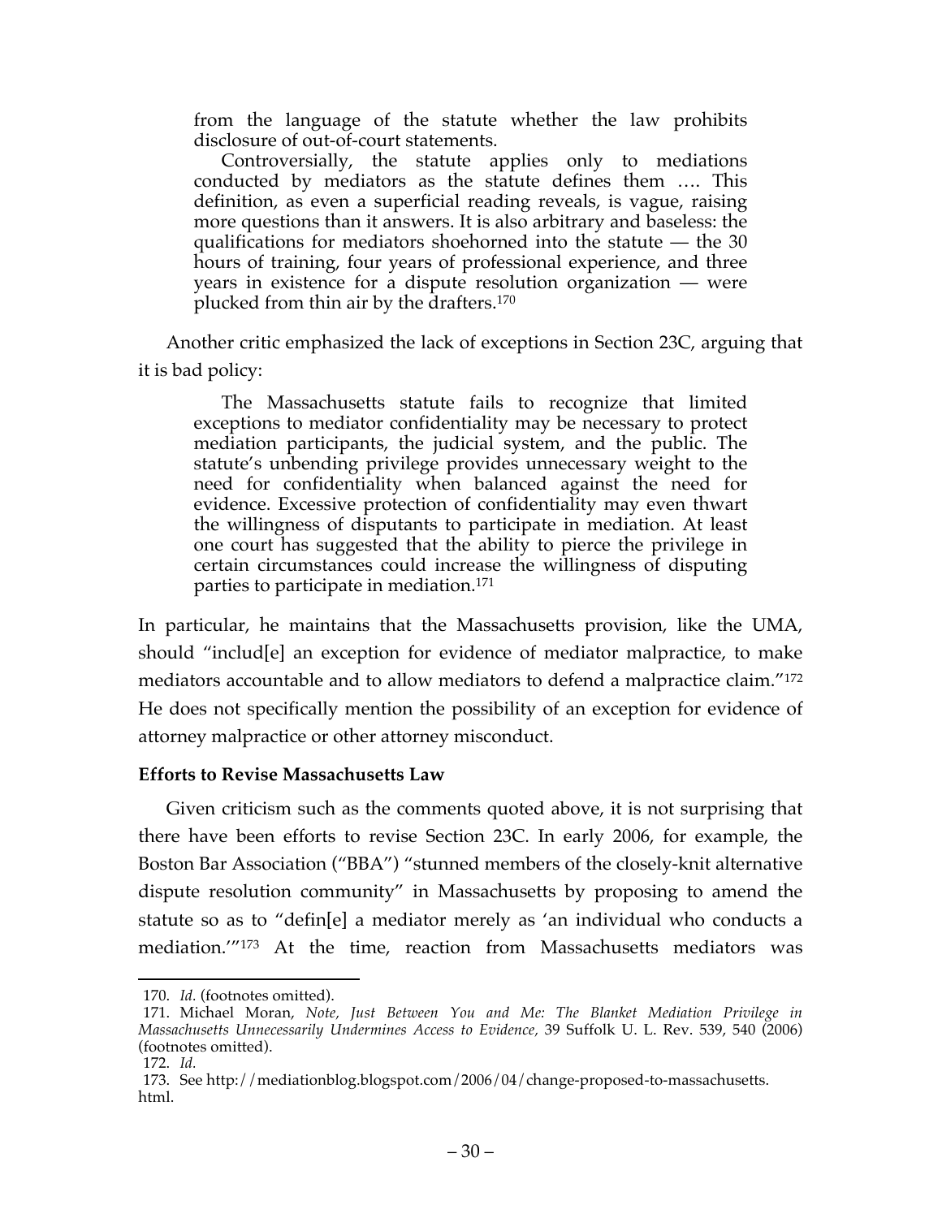> from the language of the statute whether the law prohibits disclosure of out-of-court statements.
>
> Controversially, the statute applies only to mediations conducted by mediators as the statute defines them …. This definition, as even a superficial reading reveals, is vague, raising more questions than it answers. It is also arbitrary and baseless: the qualifications for mediators shoehorned into the statute — the 30 hours of training, four years of professional experience, and three years in existence for a dispute resolution organization — were plucked from thin air by the drafters.[170]

Another critic emphasized the lack of exceptions in Section 23C, arguing that it is bad policy:

> The Massachusetts statute fails to recognize that limited exceptions to mediator confidentiality may be necessary to protect mediation participants, the judicial system, and the public. The statute's unbending privilege provides unnecessary weight to the need for confidentiality when balanced against the need for evidence. Excessive protection of confidentiality may even thwart the willingness of disputants to participate in mediation. At least one court has suggested that the ability to pierce the privilege in certain circumstances could increase the willingness of disputing parties to participate in mediation.[171]

In particular, he maintains that the Massachusetts provision, like the UMA, should "includ[e] an exception for evidence of mediator malpractice, to make mediators accountable and to allow mediators to defend a malpractice claim."[172] He does not specifically mention the possibility of an exception for evidence of attorney malpractice or other attorney misconduct.

**Efforts to Revise Massachusetts Law**

Given criticism such as the comments quoted above, it is not surprising that there have been efforts to revise Section 23C. In early 2006, for example, the Boston Bar Association ("BBA") "stunned members of the closely-knit alternative dispute resolution community" in Massachusetts by proposing to amend the statute so as to "defin[e] a mediator merely as 'an individual who conducts a mediation.'"[173] At the time, reaction from Massachusetts mediators was

---

170. *Id.* (footnotes omitted).

171. Michael Moran, *Note, Just Between You and Me: The Blanket Mediation Privilege in Massachusetts Unnecessarily Undermines Access to Evidence*, 39 Suffolk U. L. Rev. 539, 540 (2006) (footnotes omitted).

172. *Id.*

173. See http://mediationblog.blogspot.com/2006/04/change-proposed-to-massachusetts.html.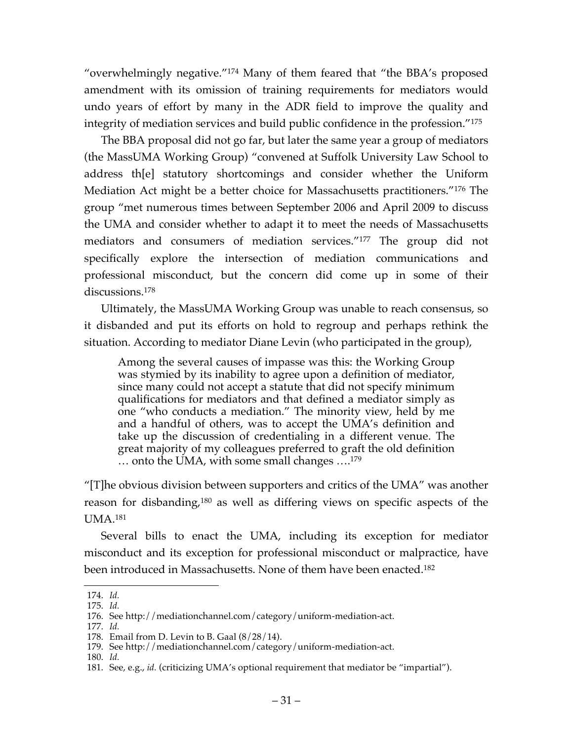"overwhelmingly negative."[174] Many of them feared that "the BBA's proposed amendment with its omission of training requirements for mediators would undo years of effort by many in the ADR field to improve the quality and integrity of mediation services and build public confidence in the profession."[175]

The BBA proposal did not go far, but later the same year a group of mediators (the MassUMA Working Group) "convened at Suffolk University Law School to address th[e] statutory shortcomings and consider whether the Uniform Mediation Act might be a better choice for Massachusetts practitioners."[176] The group "met numerous times between September 2006 and April 2009 to discuss the UMA and consider whether to adapt it to meet the needs of Massachusetts mediators and consumers of mediation services."[177] The group did not specifically explore the intersection of mediation communications and professional misconduct, but the concern did come up in some of their discussions.[178]

Ultimately, the MassUMA Working Group was unable to reach consensus, so it disbanded and put its efforts on hold to regroup and perhaps rethink the situation. According to mediator Diane Levin (who participated in the group),

> Among the several causes of impasse was this: the Working Group was stymied by its inability to agree upon a definition of mediator, since many could not accept a statute that did not specify minimum qualifications for mediators and that defined a mediator simply as one "who conducts a mediation." The minority view, held by me and a handful of others, was to accept the UMA's definition and take up the discussion of credentialing in a different venue. The great majority of my colleagues preferred to graft the old definition … onto the UMA, with some small changes ….[179]

"[T]he obvious division between supporters and critics of the UMA" was another reason for disbanding,[180] as well as differing views on specific aspects of the UMA.[181]

Several bills to enact the UMA, including its exception for mediator misconduct and its exception for professional misconduct or malpractice, have been introduced in Massachusetts. None of them have been enacted.[182]

---

174. *Id.*
175. *Id.*
176. See http://mediationchannel.com/category/uniform-mediation-act.
177. *Id.*
178. Email from D. Levin to B. Gaal (8/28/14).
179. See http://mediationchannel.com/category/uniform-mediation-act.
180. *Id.*
181. See, e.g., *id.* (criticizing UMA's optional requirement that mediator be "impartial").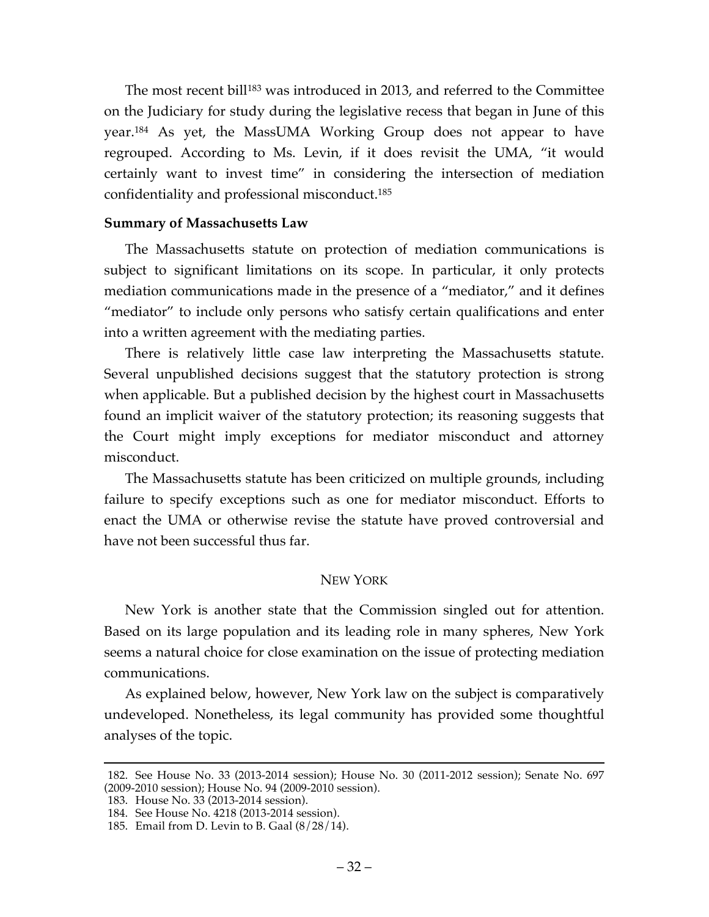The most recent bill[183] was introduced in 2013, and referred to the Committee on the Judiciary for study during the legislative recess that began in June of this year.[184] As yet, the MassUMA Working Group does not appear to have regrouped. According to Ms. Levin, if it does revisit the UMA, "it would certainly want to invest time" in considering the intersection of mediation confidentiality and professional misconduct.[185]

**Summary of Massachusetts Law**

The Massachusetts statute on protection of mediation communications is subject to significant limitations on its scope. In particular, it only protects mediation communications made in the presence of a "mediator," and it defines "mediator" to include only persons who satisfy certain qualifications and enter into a written agreement with the mediating parties.

There is relatively little case law interpreting the Massachusetts statute. Several unpublished decisions suggest that the statutory protection is strong when applicable. But a published decision by the highest court in Massachusetts found an implicit waiver of the statutory protection; its reasoning suggests that the Court might imply exceptions for mediator misconduct and attorney misconduct.

The Massachusetts statute has been criticized on multiple grounds, including failure to specify exceptions such as one for mediator misconduct. Efforts to enact the UMA or otherwise revise the statute have proved controversial and have not been successful thus far.

## NEW YORK

New York is another state that the Commission singled out for attention. Based on its large population and its leading role in many spheres, New York seems a natural choice for close examination on the issue of protecting mediation communications.

As explained below, however, New York law on the subject is comparatively undeveloped. Nonetheless, its legal community has provided some thoughtful analyses of the topic.

---

182. See House No. 33 (2013-2014 session); House No. 30 (2011-2012 session); Senate No. 697 (2009-2010 session); House No. 94 (2009-2010 session).

183. House No. 33 (2013-2014 session).

184. See House No. 4218 (2013-2014 session).

185. Email from D. Levin to B. Gaal (8/28/14).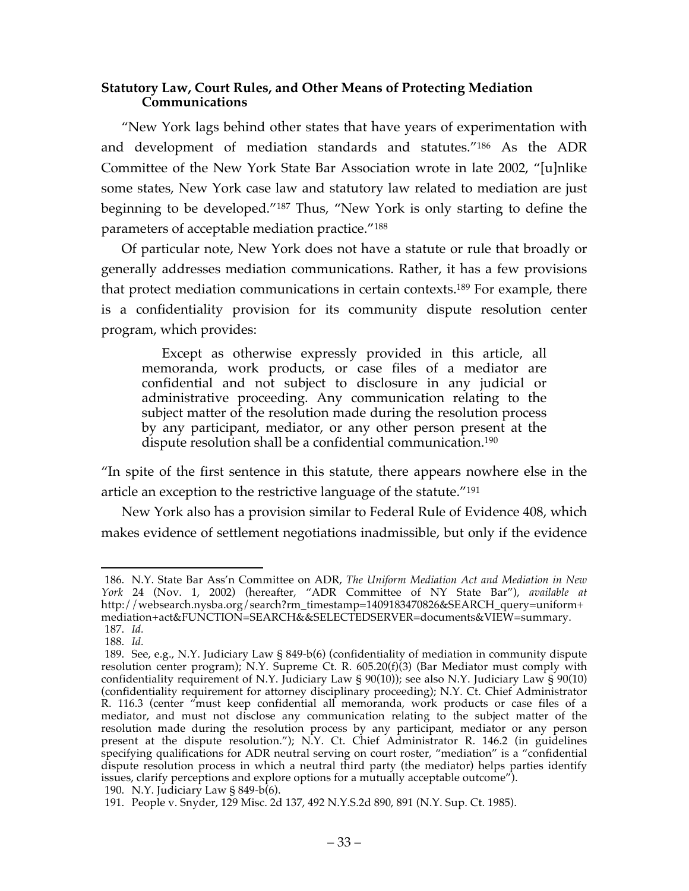**Statutory Law, Court Rules, and Other Means of Protecting Mediation Communications**

"New York lags behind other states that have years of experimentation with and development of mediation standards and statutes."[186] As the ADR Committee of the New York State Bar Association wrote in late 2002, "[u]nlike some states, New York case law and statutory law related to mediation are just beginning to be developed."[187] Thus, "New York is only starting to define the parameters of acceptable mediation practice."[188]

Of particular note, New York does not have a statute or rule that broadly or generally addresses mediation communications. Rather, it has a few provisions that protect mediation communications in certain contexts.[189] For example, there is a confidentiality provision for its community dispute resolution center program, which provides:

> Except as otherwise expressly provided in this article, all memoranda, work products, or case files of a mediator are confidential and not subject to disclosure in any judicial or administrative proceeding. Any communication relating to the subject matter of the resolution made during the resolution process by any participant, mediator, or any other person present at the dispute resolution shall be a confidential communication.[190]

"In spite of the first sentence in this statute, there appears nowhere else in the article an exception to the restrictive language of the statute."[191]

New York also has a provision similar to Federal Rule of Evidence 408, which makes evidence of settlement negotiations inadmissible, but only if the evidence

---

186. N.Y. State Bar Ass'n Committee on ADR, *The Uniform Mediation Act and Mediation in New York* 24 (Nov. 1, 2002) (hereafter, "ADR Committee of NY State Bar"), *available at* http://websearch.nysba.org/search?rm_timestamp=1409183470826&SEARCH_query=uniform+mediation+act&FUNCTION=SEARCH&&SELECTEDSERVER=documents&VIEW=summary.

187. *Id.*

188. *Id.*

189. See, e.g., N.Y. Judiciary Law § 849-b(6) (confidentiality of mediation in community dispute resolution center program); N.Y. Supreme Ct. R. 605.20(f)(3) (Bar Mediator must comply with confidentiality requirement of N.Y. Judiciary Law § 90(10)); see also N.Y. Judiciary Law § 90(10) (confidentiality requirement for attorney disciplinary proceeding); N.Y. Ct. Chief Administrator R. 116.3 (center "must keep confidential all memoranda, work products or case files of a mediator, and must not disclose any communication relating to the subject matter of the resolution made during the resolution process by any participant, mediator or any person present at the dispute resolution."); N.Y. Ct. Chief Administrator R. 146.2 (in guidelines specifying qualifications for ADR neutral serving on court roster, "mediation" is a "confidential dispute resolution process in which a neutral third party (the mediator) helps parties identify issues, clarify perceptions and explore options for a mutually acceptable outcome").

190. N.Y. Judiciary Law § 849-b(6).

191. People v. Snyder, 129 Misc. 2d 137, 492 N.Y.S.2d 890, 891 (N.Y. Sup. Ct. 1985).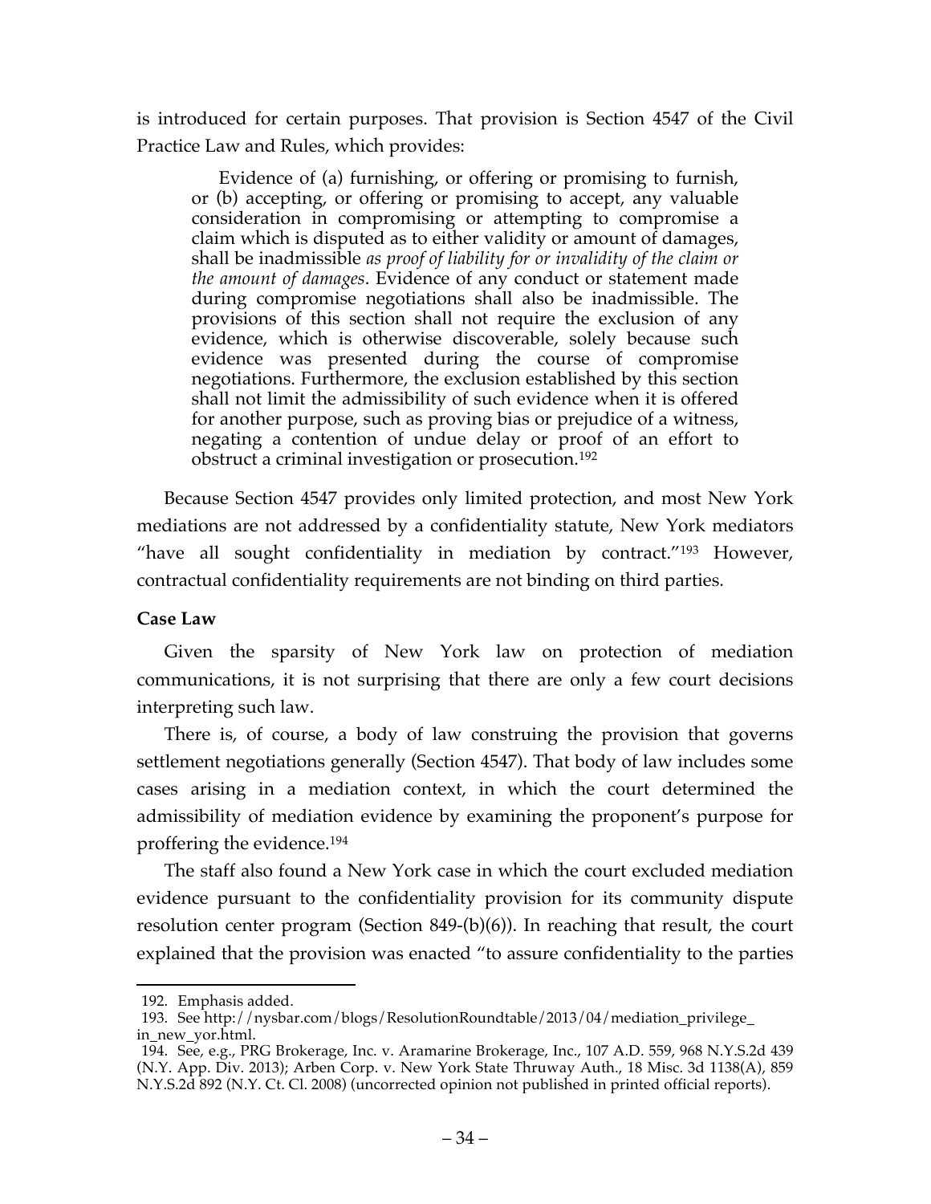is introduced for certain purposes. That provision is Section 4547 of the Civil Practice Law and Rules, which provides:

> Evidence of (a) furnishing, or offering or promising to furnish, or (b) accepting, or offering or promising to accept, any valuable consideration in compromising or attempting to compromise a claim which is disputed as to either validity or amount of damages, shall be inadmissible *as proof of liability for or invalidity of the claim or the amount of damages*. Evidence of any conduct or statement made during compromise negotiations shall also be inadmissible. The provisions of this section shall not require the exclusion of any evidence, which is otherwise discoverable, solely because such evidence was presented during the course of compromise negotiations. Furthermore, the exclusion established by this section shall not limit the admissibility of such evidence when it is offered for another purpose, such as proving bias or prejudice of a witness, negating a contention of undue delay or proof of an effort to obstruct a criminal investigation or prosecution.[192]

Because Section 4547 provides only limited protection, and most New York mediations are not addressed by a confidentiality statute, New York mediators "have all sought confidentiality in mediation by contract."[193] However, contractual confidentiality requirements are not binding on third parties.

**Case Law**

Given the sparsity of New York law on protection of mediation communications, it is not surprising that there are only a few court decisions interpreting such law.

There is, of course, a body of law construing the provision that governs settlement negotiations generally (Section 4547). That body of law includes some cases arising in a mediation context, in which the court determined the admissibility of mediation evidence by examining the proponent's purpose for proffering the evidence.[194]

The staff also found a New York case in which the court excluded mediation evidence pursuant to the confidentiality provision for its community dispute resolution center program (Section 849-(b)(6)). In reaching that result, the court explained that the provision was enacted "to assure confidentiality to the parties

---

192. Emphasis added.

193. See http://nysbar.com/blogs/ResolutionRoundtable/2013/04/mediation_privilege_in_new_yor.html.

194. See, e.g., PRG Brokerage, Inc. v. Aramarine Brokerage, Inc., 107 A.D. 559, 968 N.Y.S.2d 439 (N.Y. App. Div. 2013); Arben Corp. v. New York State Thruway Auth., 18 Misc. 3d 1138(A), 859 N.Y.S.2d 892 (N.Y. Ct. Cl. 2008) (uncorrected opinion not published in printed official reports).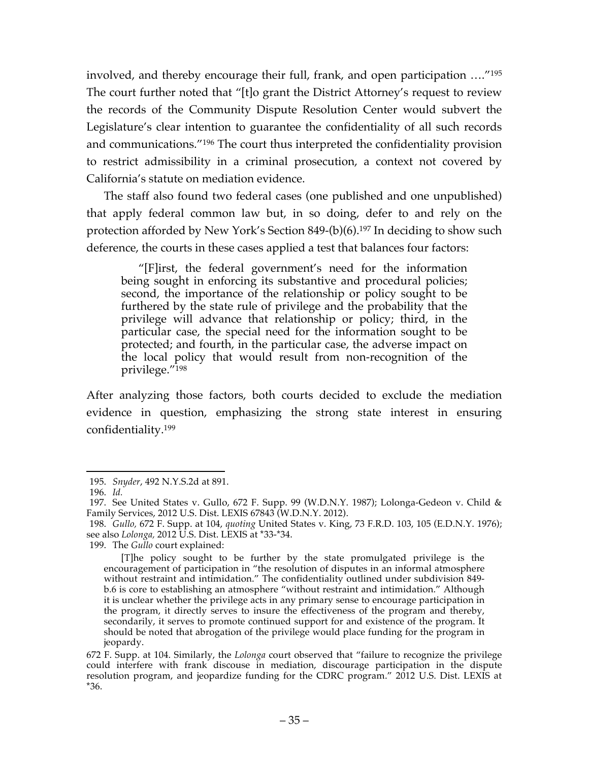involved, and thereby encourage their full, frank, and open participation …."[195] The court further noted that "[t]o grant the District Attorney's request to review the records of the Community Dispute Resolution Center would subvert the Legislature's clear intention to guarantee the confidentiality of all such records and communications."[196] The court thus interpreted the confidentiality provision to restrict admissibility in a criminal prosecution, a context not covered by California's statute on mediation evidence.

The staff also found two federal cases (one published and one unpublished) that apply federal common law but, in so doing, defer to and rely on the protection afforded by New York's Section 849-(b)(6).[197] In deciding to show such deference, the courts in these cases applied a test that balances four factors:

> "[F]irst, the federal government's need for the information being sought in enforcing its substantive and procedural policies; second, the importance of the relationship or policy sought to be furthered by the state rule of privilege and the probability that the privilege will advance that relationship or policy; third, in the particular case, the special need for the information sought to be protected; and fourth, in the particular case, the adverse impact on the local policy that would result from non-recognition of the privilege."[198]

After analyzing those factors, both courts decided to exclude the mediation evidence in question, emphasizing the strong state interest in ensuring confidentiality.[199]

---

195. *Snyder,* 492 N.Y.S.2d at 891.

196. *Id.*

197. See United States v. Gullo, 672 F. Supp. 99 (W.D.N.Y. 1987); Lolonga-Gedeon v. Child & Family Services, 2012 U.S. Dist. LEXIS 67843 (W.D.N.Y. 2012).

198. *Gullo,* 672 F. Supp. at 104, *quoting* United States v. King, 73 F.R.D. 103, 105 (E.D.N.Y. 1976); see also *Lolonga,* 2012 U.S. Dist. LEXIS at *33-*34.

199. The *Gullo* court explained:

> [T]he policy sought to be further by the state promulgated privilege is the encouragement of participation in "the resolution of disputes in an informal atmosphere without restraint and intimidation." The confidentiality outlined under subdivision 849-b.6 is core to establishing an atmosphere "without restraint and intimidation." Although it is unclear whether the privilege acts in any primary sense to encourage participation in the program, it directly serves to insure the effectiveness of the program and thereby, secondarily, it serves to promote continued support for and existence of the program. It should be noted that abrogation of the privilege would place funding for the program in jeopardy.

672 F. Supp. at 104. Similarly, the *Lolonga* court observed that "failure to recognize the privilege could interfere with frank discouse in mediation, discourage participation in the dispute resolution program, and jeopardize funding for the CDRC program." 2012 U.S. Dist. LEXIS at *36.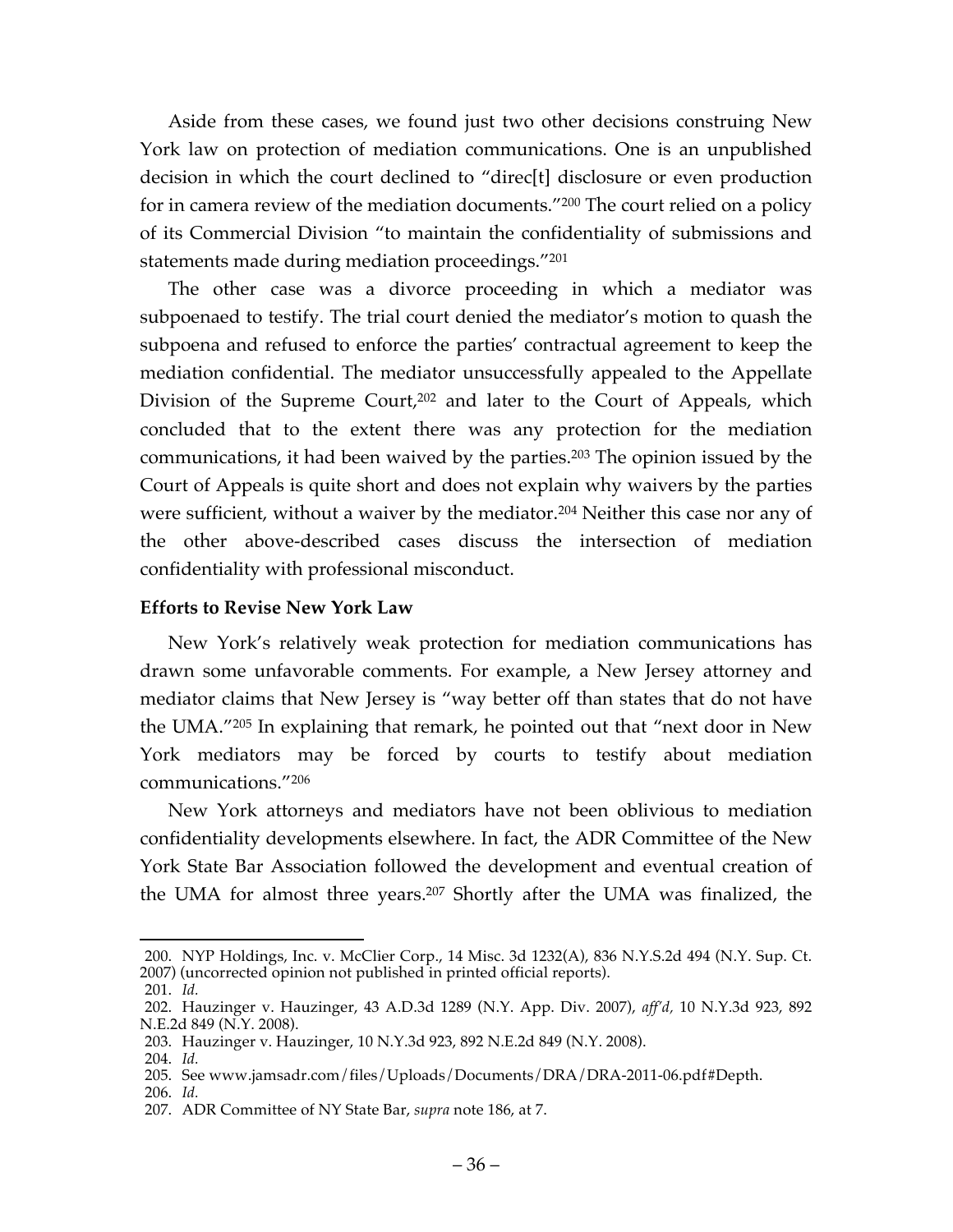Aside from these cases, we found just two other decisions construing New York law on protection of mediation communications. One is an unpublished decision in which the court declined to "direc[t] disclosure or even production for in camera review of the mediation documents."[200] The court relied on a policy of its Commercial Division "to maintain the confidentiality of submissions and statements made during mediation proceedings."[201]

The other case was a divorce proceeding in which a mediator was subpoenaed to testify. The trial court denied the mediator's motion to quash the subpoena and refused to enforce the parties' contractual agreement to keep the mediation confidential. The mediator unsuccessfully appealed to the Appellate Division of the Supreme Court,[202] and later to the Court of Appeals, which concluded that to the extent there was any protection for the mediation communications, it had been waived by the parties.[203] The opinion issued by the Court of Appeals is quite short and does not explain why waivers by the parties were sufficient, without a waiver by the mediator.[204] Neither this case nor any of the other above-described cases discuss the intersection of mediation confidentiality with professional misconduct.

**Efforts to Revise New York Law**

New York's relatively weak protection for mediation communications has drawn some unfavorable comments. For example, a New Jersey attorney and mediator claims that New Jersey is "way better off than states that do not have the UMA."[205] In explaining that remark, he pointed out that "next door in New York mediators may be forced by courts to testify about mediation communications."[206]

New York attorneys and mediators have not been oblivious to mediation confidentiality developments elsewhere. In fact, the ADR Committee of the New York State Bar Association followed the development and eventual creation of the UMA for almost three years.[207] Shortly after the UMA was finalized, the

---

200. NYP Holdings, Inc. v. McClier Corp., 14 Misc. 3d 1232(A), 836 N.Y.S.2d 494 (N.Y. Sup. Ct. 2007) (uncorrected opinion not published in printed official reports).

201. *Id.*

202. Hauzinger v. Hauzinger, 43 A.D.3d 1289 (N.Y. App. Div. 2007), *aff'd,* 10 N.Y.3d 923, 892 N.E.2d 849 (N.Y. 2008).

203. Hauzinger v. Hauzinger, 10 N.Y.3d 923, 892 N.E.2d 849 (N.Y. 2008).

204. *Id.*

205. See www.jamsadr.com/files/Uploads/Documents/DRA/DRA-2011-06.pdf#Depth.

206. *Id.*

207. ADR Committee of NY State Bar, *supra* note 186, at 7.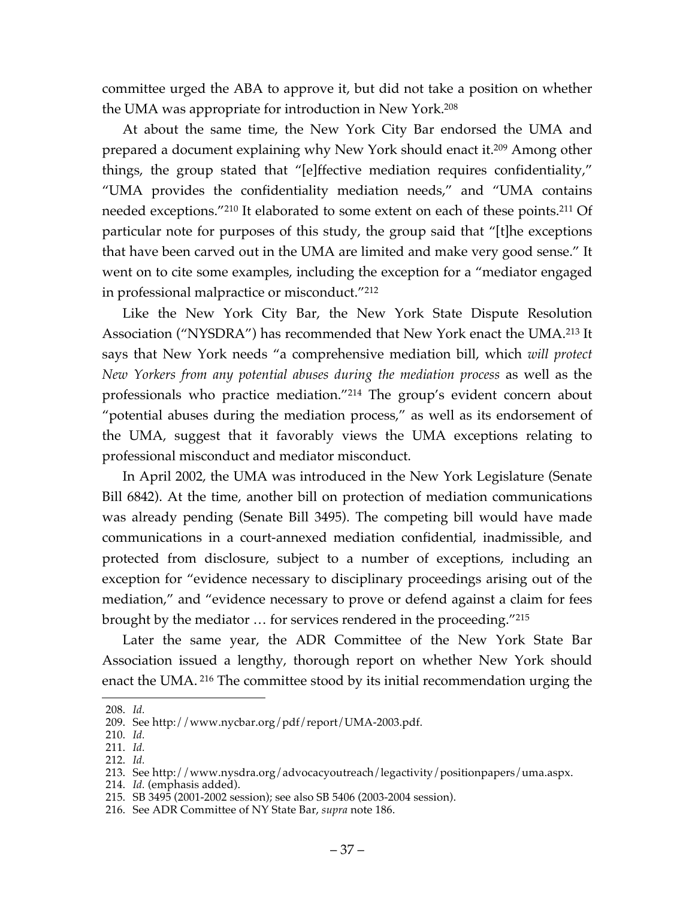committee urged the ABA to approve it, but did not take a position on whether the UMA was appropriate for introduction in New York.[208]

At about the same time, the New York City Bar endorsed the UMA and prepared a document explaining why New York should enact it.[209] Among other things, the group stated that "[e]ffective mediation requires confidentiality," "UMA provides the confidentiality mediation needs," and "UMA contains needed exceptions."[210] It elaborated to some extent on each of these points.[211] Of particular note for purposes of this study, the group said that "[t]he exceptions that have been carved out in the UMA are limited and make very good sense." It went on to cite some examples, including the exception for a "mediator engaged in professional malpractice or misconduct."[212]

Like the New York City Bar, the New York State Dispute Resolution Association ("NYSDRA") has recommended that New York enact the UMA.[213] It says that New York needs "a comprehensive mediation bill, which *will protect New Yorkers from any potential abuses during the mediation process* as well as the professionals who practice mediation."[214] The group's evident concern about "potential abuses during the mediation process," as well as its endorsement of the UMA, suggest that it favorably views the UMA exceptions relating to professional misconduct and mediator misconduct.

In April 2002, the UMA was introduced in the New York Legislature (Senate Bill 6842). At the time, another bill on protection of mediation communications was already pending (Senate Bill 3495). The competing bill would have made communications in a court-annexed mediation confidential, inadmissible, and protected from disclosure, subject to a number of exceptions, including an exception for "evidence necessary to disciplinary proceedings arising out of the mediation," and "evidence necessary to prove or defend against a claim for fees brought by the mediator … for services rendered in the proceeding."[215]

Later the same year, the ADR Committee of the New York State Bar Association issued a lengthy, thorough report on whether New York should enact the UMA.[216] The committee stood by its initial recommendation urging the

---

208. *Id.*
209. See http://www.nycbar.org/pdf/report/UMA-2003.pdf.
210. *Id.*
211. *Id.*
212. *Id.*
213. See http://www.nysdra.org/advocacyoutreach/legactivity/positionpapers/uma.aspx.
214. *Id.* (emphasis added).
215. SB 3495 (2001-2002 session); see also SB 5406 (2003-2004 session).
216. See ADR Committee of NY State Bar, *supra* note 186.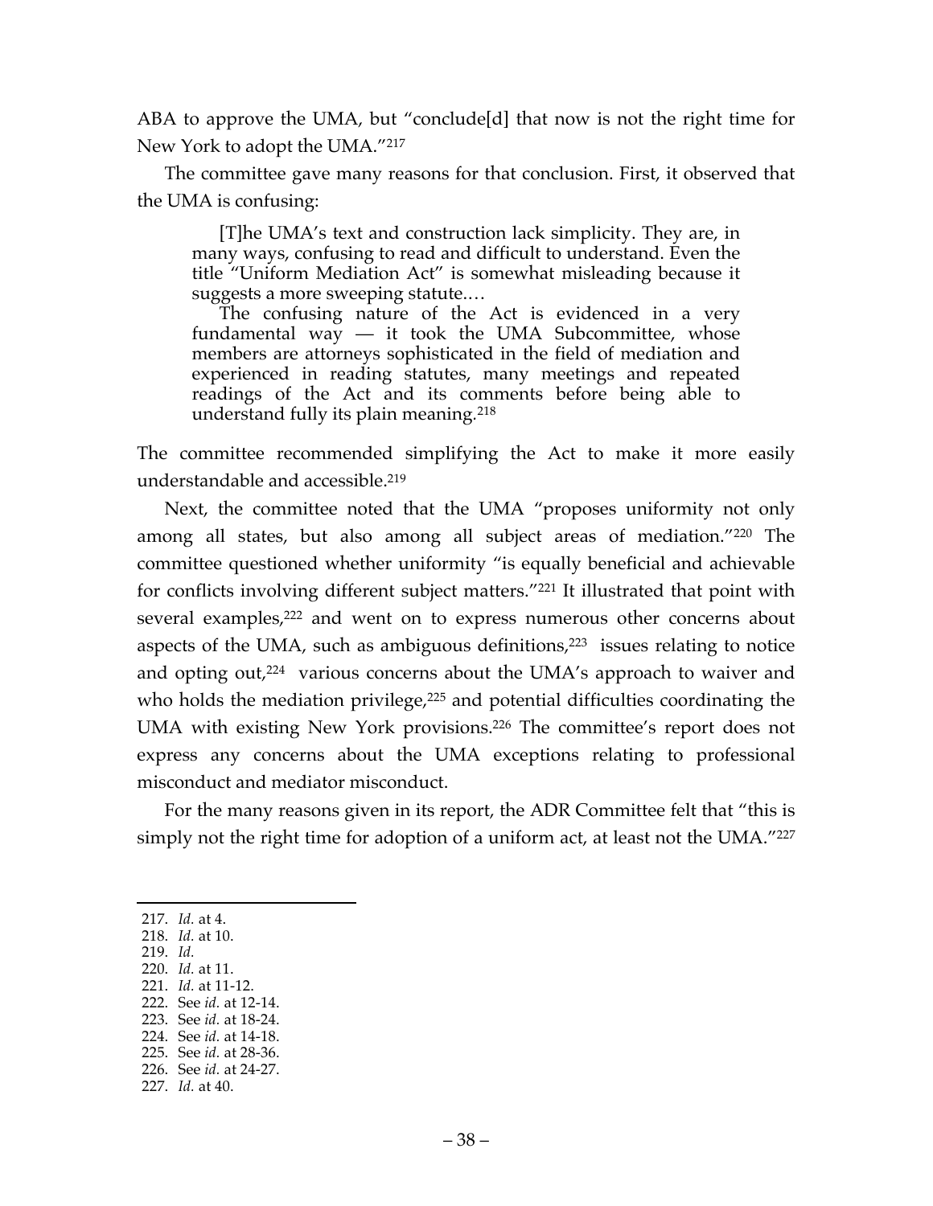ABA to approve the UMA, but "conclude[d] that now is not the right time for New York to adopt the UMA."[217]

The committee gave many reasons for that conclusion. First, it observed that the UMA is confusing:

> [T]he UMA's text and construction lack simplicity. They are, in many ways, confusing to read and difficult to understand. Even the title "Uniform Mediation Act" is somewhat misleading because it suggests a more sweeping statute.…
>
> The confusing nature of the Act is evidenced in a very fundamental way — it took the UMA Subcommittee, whose members are attorneys sophisticated in the field of mediation and experienced in reading statutes, many meetings and repeated readings of the Act and its comments before being able to understand fully its plain meaning.[218]

The committee recommended simplifying the Act to make it more easily understandable and accessible.[219]

Next, the committee noted that the UMA "proposes uniformity not only among all states, but also among all subject areas of mediation."[220] The committee questioned whether uniformity "is equally beneficial and achievable for conflicts involving different subject matters."[221] It illustrated that point with several examples,[222] and went on to express numerous other concerns about aspects of the UMA, such as ambiguous definitions,[223] issues relating to notice and opting out,[224] various concerns about the UMA's approach to waiver and who holds the mediation privilege,[225] and potential difficulties coordinating the UMA with existing New York provisions.[226] The committee's report does not express any concerns about the UMA exceptions relating to professional misconduct and mediator misconduct.

For the many reasons given in its report, the ADR Committee felt that "this is simply not the right time for adoption of a uniform act, at least not the UMA."[227]

---

217. *Id.* at 4.
218. *Id.* at 10.
219. *Id.*
220. *Id.* at 11.
221. *Id.* at 11-12.
222. See *id.* at 12-14.
223. See *id.* at 18-24.
224. See *id.* at 14-18.
225. See *id.* at 28-36.
226. See *id.* at 24-27.
227. *Id.* at 40.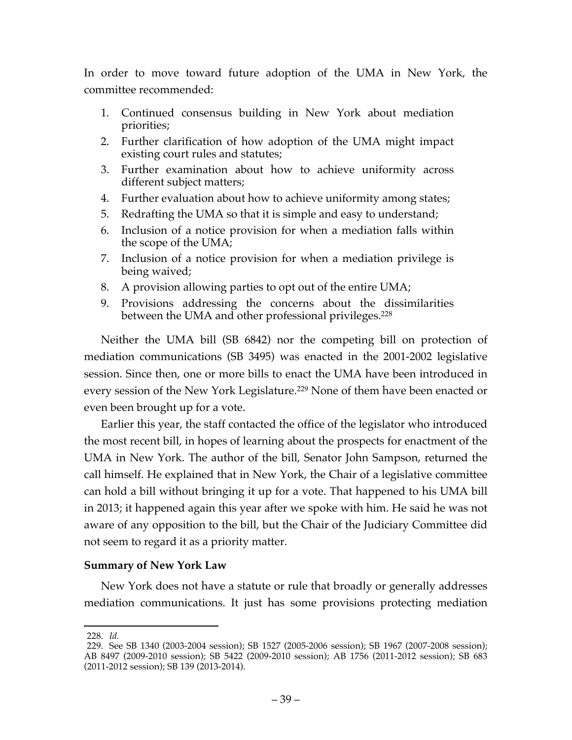In order to move toward future adoption of the UMA in New York, the committee recommended:

1. Continued consensus building in New York about mediation priorities;
2. Further clarification of how adoption of the UMA might impact existing court rules and statutes;
3. Further examination about how to achieve uniformity across different subject matters;
4. Further evaluation about how to achieve uniformity among states;
5. Redrafting the UMA so that it is simple and easy to understand;
6. Inclusion of a notice provision for when a mediation falls within the scope of the UMA;
7. Inclusion of a notice provision for when a mediation privilege is being waived;
8. A provision allowing parties to opt out of the entire UMA;
9. Provisions addressing the concerns about the dissimilarities between the UMA and other professional privileges.[228]

Neither the UMA bill (SB 6842) nor the competing bill on protection of mediation communications (SB 3495) was enacted in the 2001-2002 legislative session. Since then, one or more bills to enact the UMA have been introduced in every session of the New York Legislature.[229] None of them have been enacted or even been brought up for a vote.

Earlier this year, the staff contacted the office of the legislator who introduced the most recent bill, in hopes of learning about the prospects for enactment of the UMA in New York. The author of the bill, Senator John Sampson, returned the call himself. He explained that in New York, the Chair of a legislative committee can hold a bill without bringing it up for a vote. That happened to his UMA bill in 2013; it happened again this year after we spoke with him. He said he was not aware of any opposition to the bill, but the Chair of the Judiciary Committee did not seem to regard it as a priority matter.

**Summary of New York Law**

New York does not have a statute or rule that broadly or generally addresses mediation communications. It just has some provisions protecting mediation

---

228. *Id.*

229. See SB 1340 (2003-2004 session); SB 1527 (2005-2006 session); SB 1967 (2007-2008 session); AB 8497 (2009-2010 session); SB 5422 (2009-2010 session); AB 1756 (2011-2012 session); SB 683 (2011-2012 session); SB 139 (2013-2014).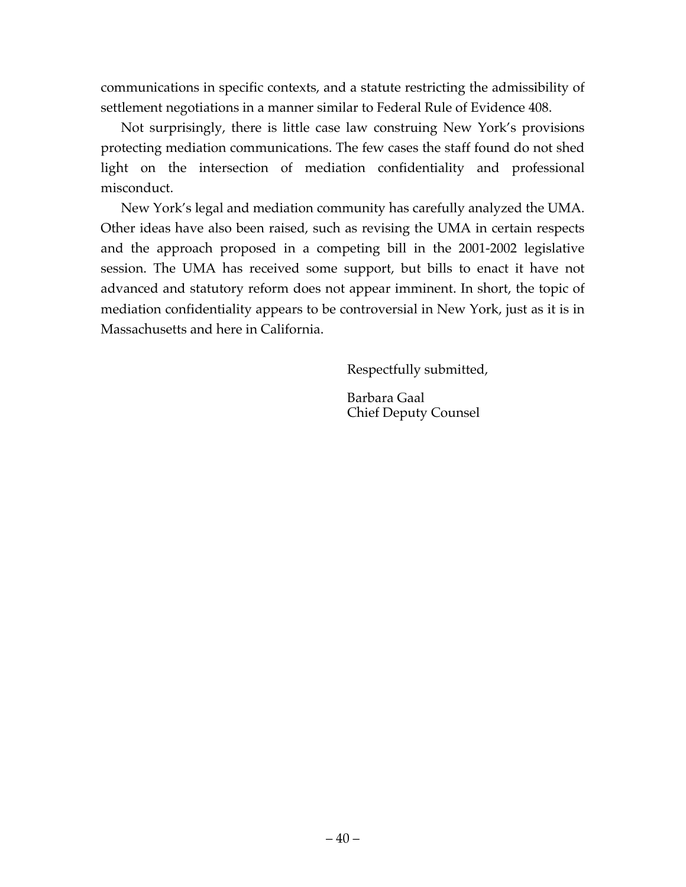communications in specific contexts, and a statute restricting the admissibility of settlement negotiations in a manner similar to Federal Rule of Evidence 408.

Not surprisingly, there is little case law construing New York's provisions protecting mediation communications. The few cases the staff found do not shed light on the intersection of mediation confidentiality and professional misconduct.

New York's legal and mediation community has carefully analyzed the UMA. Other ideas have also been raised, such as revising the UMA in certain respects and the approach proposed in a competing bill in the 2001-2002 legislative session. The UMA has received some support, but bills to enact it have not advanced and statutory reform does not appear imminent. In short, the topic of mediation confidentiality appears to be controversial in New York, just as it is in Massachusetts and here in California.

Respectfully submitted,

Barbara Gaal
Chief Deputy Counsel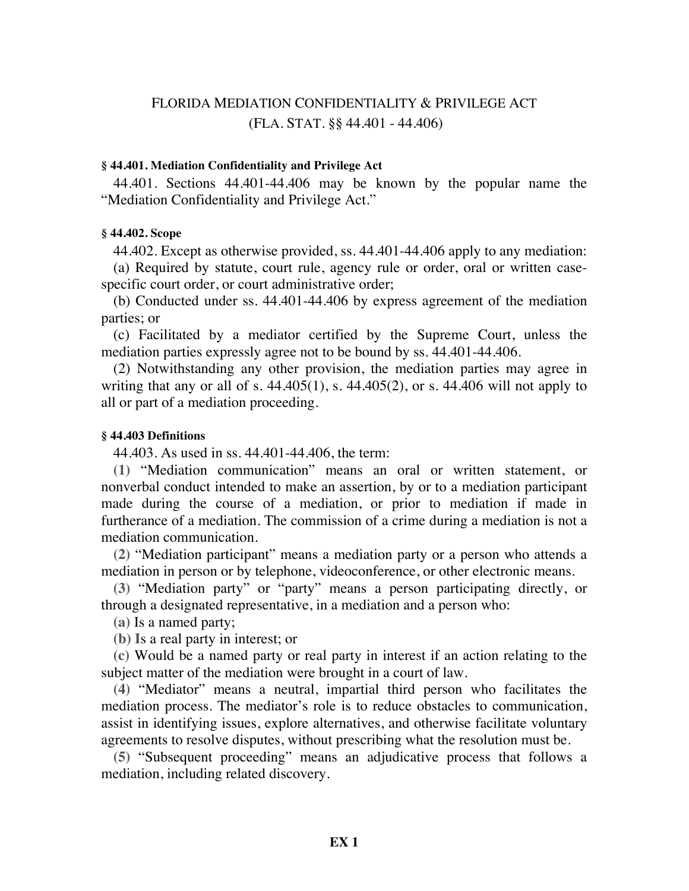# FLORIDA MEDIATION CONFIDENTIALITY & PRIVILEGE ACT
## (FLA. STAT. §§ 44.401 - 44.406)

**§ 44.401. Mediation Confidentiality and Privilege Act**

44.401. Sections 44.401-44.406 may be known by the popular name the "Mediation Confidentiality and Privilege Act."

**§ 44.402. Scope**

44.402. Except as otherwise provided, ss. 44.401-44.406 apply to any mediation:

(a) Required by statute, court rule, agency rule or order, oral or written case-specific court order, or court administrative order;

(b) Conducted under ss. 44.401-44.406 by express agreement of the mediation parties; or

(c) Facilitated by a mediator certified by the Supreme Court, unless the mediation parties expressly agree not to be bound by ss. 44.401-44.406.

(2) Notwithstanding any other provision, the mediation parties may agree in writing that any or all of s. 44.405(1), s. 44.405(2), or s. 44.406 will not apply to all or part of a mediation proceeding.

**§ 44.403 Definitions**

44.403. As used in ss. 44.401-44.406, the term:

(1) "Mediation communication" means an oral or written statement, or nonverbal conduct intended to make an assertion, by or to a mediation participant made during the course of a mediation, or prior to mediation if made in furtherance of a mediation. The commission of a crime during a mediation is not a mediation communication.

(2) "Mediation participant" means a mediation party or a person who attends a mediation in person or by telephone, videoconference, or other electronic means.

(3) "Mediation party" or "party" means a person participating directly, or through a designated representative, in a mediation and a person who:

(a) Is a named party;

(b) Is a real party in interest; or

(c) Would be a named party or real party in interest if an action relating to the subject matter of the mediation were brought in a court of law.

(4) "Mediator" means a neutral, impartial third person who facilitates the mediation process. The mediator's role is to reduce obstacles to communication, assist in identifying issues, explore alternatives, and otherwise facilitate voluntary agreements to resolve disputes, without prescribing what the resolution must be.

(5) "Subsequent proceeding" means an adjudicative process that follows a mediation, including related discovery.

**EX 1**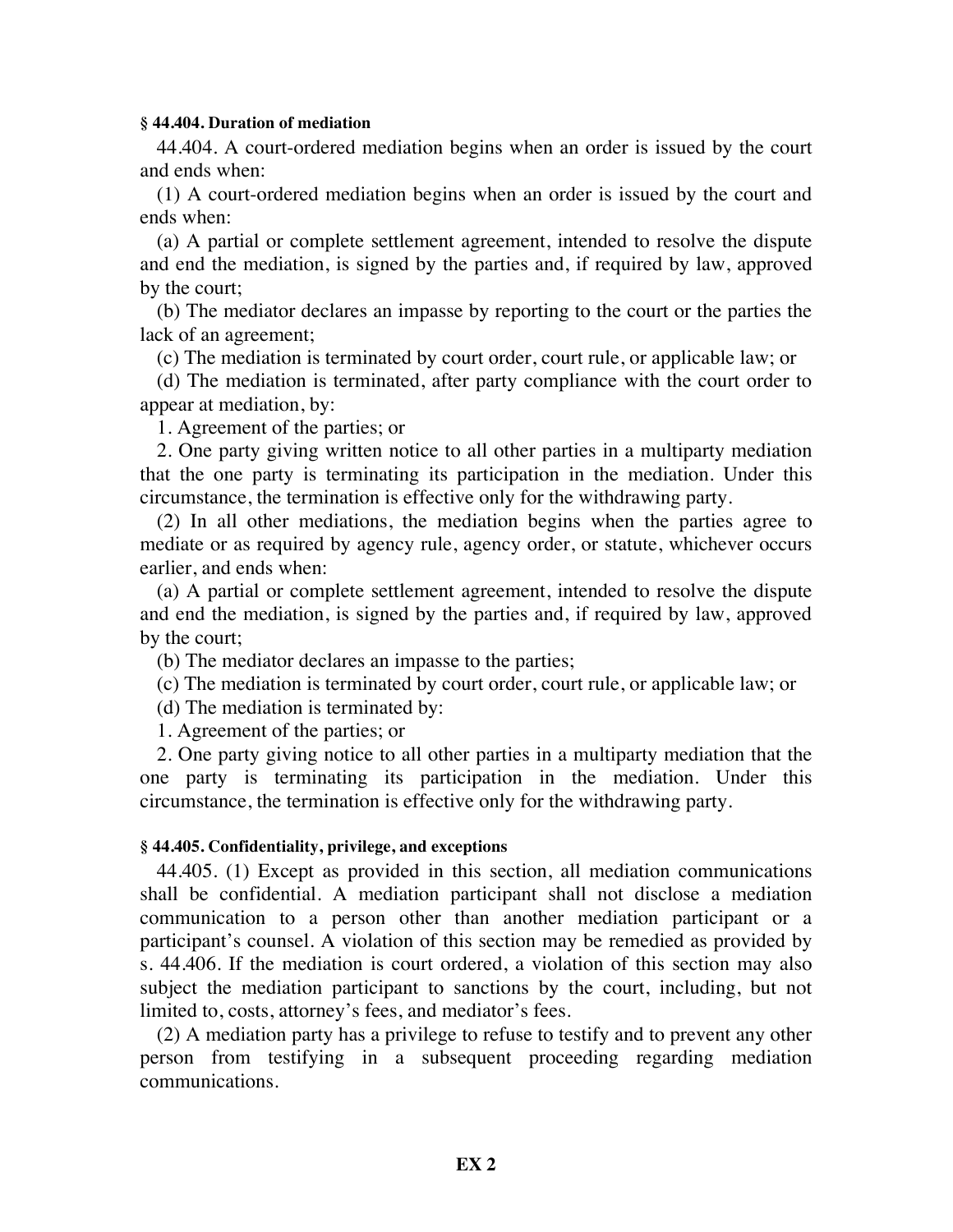**§ 44.404. Duration of mediation**

44.404. A court-ordered mediation begins when an order is issued by the court and ends when:

(1) A court-ordered mediation begins when an order is issued by the court and ends when:

(a) A partial or complete settlement agreement, intended to resolve the dispute and end the mediation, is signed by the parties and, if required by law, approved by the court;

(b) The mediator declares an impasse by reporting to the court or the parties the lack of an agreement;

(c) The mediation is terminated by court order, court rule, or applicable law; or

(d) The mediation is terminated, after party compliance with the court order to appear at mediation, by:

1. Agreement of the parties; or

2. One party giving written notice to all other parties in a multiparty mediation that the one party is terminating its participation in the mediation. Under this circumstance, the termination is effective only for the withdrawing party.

(2) In all other mediations, the mediation begins when the parties agree to mediate or as required by agency rule, agency order, or statute, whichever occurs earlier, and ends when:

(a) A partial or complete settlement agreement, intended to resolve the dispute and end the mediation, is signed by the parties and, if required by law, approved by the court;

(b) The mediator declares an impasse to the parties;

(c) The mediation is terminated by court order, court rule, or applicable law; or

(d) The mediation is terminated by:

1. Agreement of the parties; or

2. One party giving notice to all other parties in a multiparty mediation that the one party is terminating its participation in the mediation. Under this circumstance, the termination is effective only for the withdrawing party.

**§ 44.405. Confidentiality, privilege, and exceptions**

44.405. (1) Except as provided in this section, all mediation communications shall be confidential. A mediation participant shall not disclose a mediation communication to a person other than another mediation participant or a participant's counsel. A violation of this section may be remedied as provided by s. 44.406. If the mediation is court ordered, a violation of this section may also subject the mediation participant to sanctions by the court, including, but not limited to, costs, attorney's fees, and mediator's fees.

(2) A mediation party has a privilege to refuse to testify and to prevent any other person from testifying in a subsequent proceeding regarding mediation communications.

**EX 2**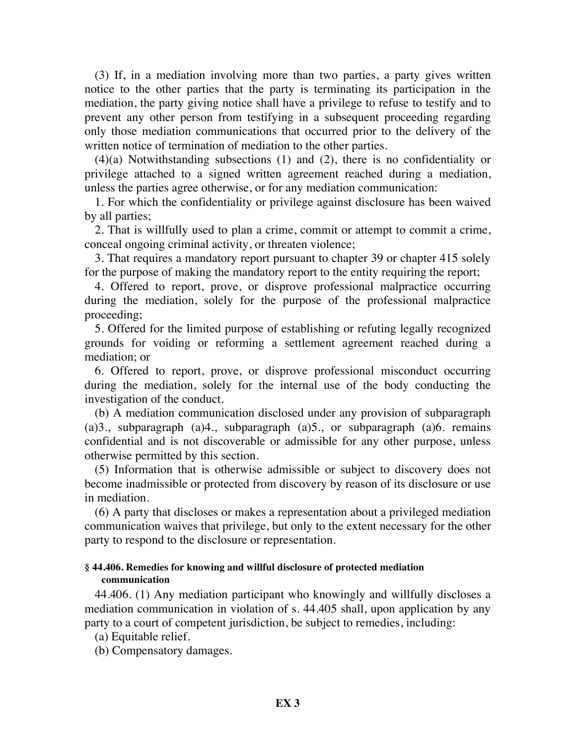(3) If, in a mediation involving more than two parties, a party gives written notice to the other parties that the party is terminating its participation in the mediation, the party giving notice shall have a privilege to refuse to testify and to prevent any other person from testifying in a subsequent proceeding regarding only those mediation communications that occurred prior to the delivery of the written notice of termination of mediation to the other parties.

(4)(a) Notwithstanding subsections (1) and (2), there is no confidentiality or privilege attached to a signed written agreement reached during a mediation, unless the parties agree otherwise, or for any mediation communication:

1. For which the confidentiality or privilege against disclosure has been waived by all parties;

2. That is willfully used to plan a crime, commit or attempt to commit a crime, conceal ongoing criminal activity, or threaten violence;

3. That requires a mandatory report pursuant to chapter 39 or chapter 415 solely for the purpose of making the mandatory report to the entity requiring the report;

4. Offered to report, prove, or disprove professional malpractice occurring during the mediation, solely for the purpose of the professional malpractice proceeding;

5. Offered for the limited purpose of establishing or refuting legally recognized grounds for voiding or reforming a settlement agreement reached during a mediation; or

6. Offered to report, prove, or disprove professional misconduct occurring during the mediation, solely for the internal use of the body conducting the investigation of the conduct.

(b) A mediation communication disclosed under any provision of subparagraph (a)3., subparagraph (a)4., subparagraph (a)5., or subparagraph (a)6. remains confidential and is not discoverable or admissible for any other purpose, unless otherwise permitted by this section.

(5) Information that is otherwise admissible or subject to discovery does not become inadmissible or protected from discovery by reason of its disclosure or use in mediation.

(6) A party that discloses or makes a representation about a privileged mediation communication waives that privilege, but only to the extent necessary for the other party to respond to the disclosure or representation.

#### § 44.406. Remedies for knowing and willful disclosure of protected mediation communication

44.406. (1) Any mediation participant who knowingly and willfully discloses a mediation communication in violation of s. 44.405 shall, upon application by any party to a court of competent jurisdiction, be subject to remedies, including:

(a) Equitable relief.

(b) Compensatory damages.

**EX 3**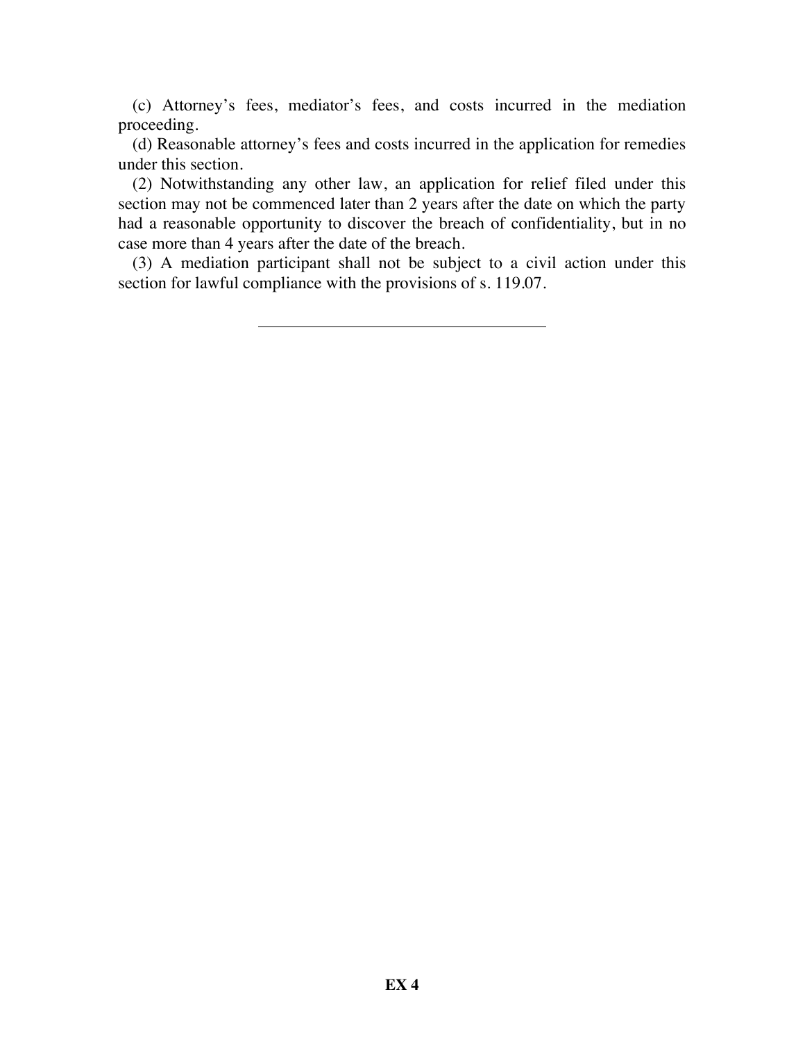(c) Attorney's fees, mediator's fees, and costs incurred in the mediation proceeding.

(d) Reasonable attorney's fees and costs incurred in the application for remedies under this section.

(2) Notwithstanding any other law, an application for relief filed under this section may not be commenced later than 2 years after the date on which the party had a reasonable opportunity to discover the breach of confidentiality, but in no case more than 4 years after the date of the breach.

(3) A mediation participant shall not be subject to a civil action under this section for lawful compliance with the provisions of s. 119.07.

---

**EX 4**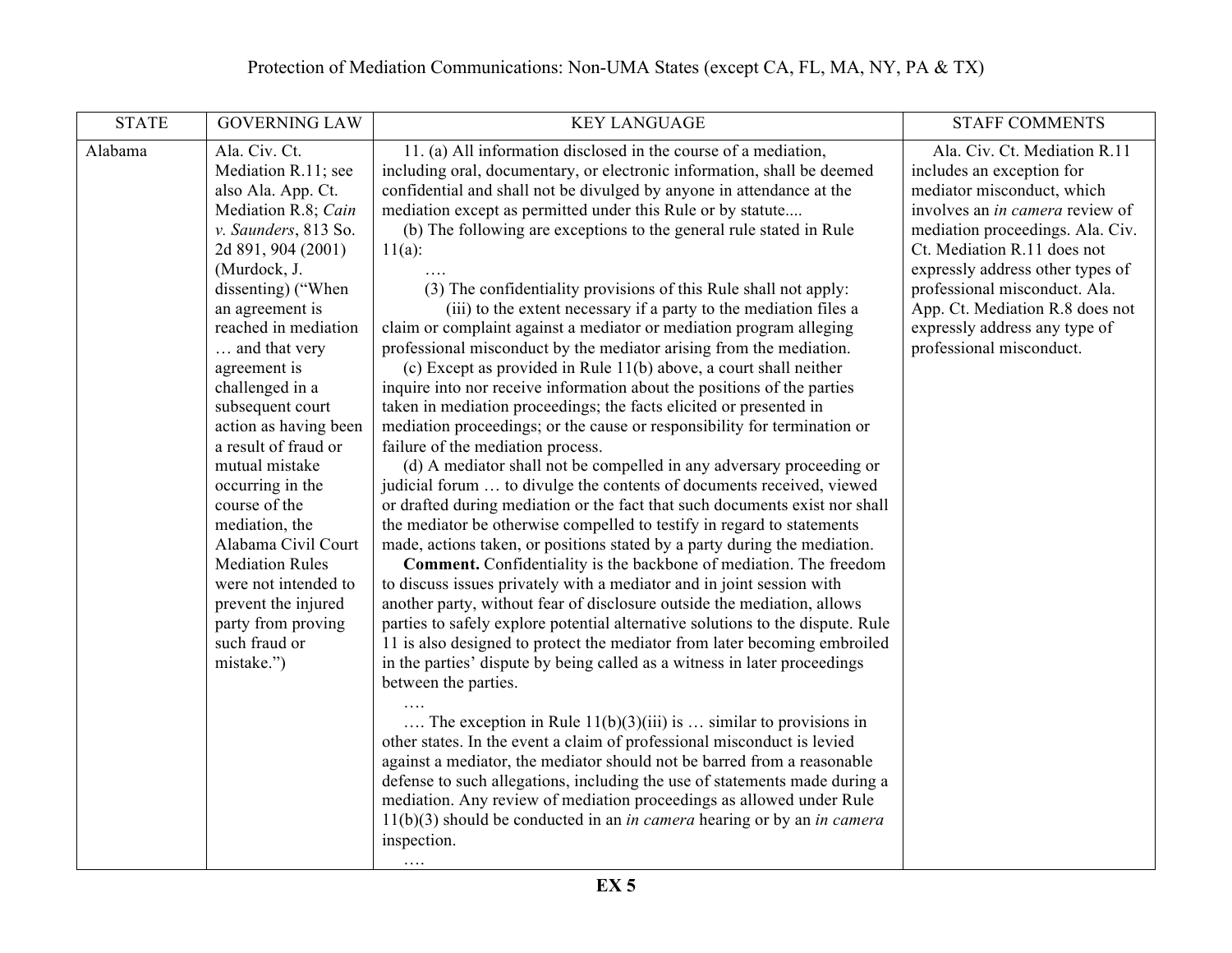Protection of Mediation Communications: Non-UMA States (except CA, FL, MA, NY, PA & TX)

| STATE | GOVERNING LAW | KEY LANGUAGE | STAFF COMMENTS |
|---|---|---|---|
| Alabama | Ala. Civ. Ct. Mediation R.11; see also Ala. App. Ct. Mediation R.8; *Cain v. Saunders*, 813 So. 2d 891, 904 (2001) (Murdock, J. dissenting) ("When an agreement is reached in mediation … and that very agreement is challenged in a subsequent court action as having been a result of fraud or mutual mistake occurring in the course of the mediation, the Alabama Civil Court Mediation Rules were not intended to prevent the injured party from proving such fraud or mistake.") | 11. (a) All information disclosed in the course of a mediation, including oral, documentary, or electronic information, shall be deemed confidential and shall not be divulged by anyone in attendance at the mediation except as permitted under this Rule or by statute....<br>(b) The following are exceptions to the general rule stated in Rule 11(a):<br>….<br>(3) The confidentiality provisions of this Rule shall not apply:<br>(iii) to the extent necessary if a party to the mediation files a claim or complaint against a mediator or mediation program alleging professional misconduct by the mediator arising from the mediation.<br>(c) Except as provided in Rule 11(b) above, a court shall neither inquire into nor receive information about the positions of the parties taken in mediation proceedings; the facts elicited or presented in mediation proceedings; or the cause or responsibility for termination or failure of the mediation process.<br>(d) A mediator shall not be compelled in any adversary proceeding or judicial forum … to divulge the contents of documents received, viewed or drafted during mediation or the fact that such documents exist nor shall the mediator be otherwise compelled to testify in regard to statements made, actions taken, or positions stated by a party during the mediation.<br>**Comment.** Confidentiality is the backbone of mediation. The freedom to discuss issues privately with a mediator and in joint session with another party, without fear of disclosure outside the mediation, allows parties to safely explore potential alternative solutions to the dispute. Rule 11 is also designed to protect the mediator from later becoming embroiled in the parties' dispute by being called as a witness in later proceedings between the parties.<br>….<br>…. The exception in Rule 11(b)(3)(iii) is … similar to provisions in other states. In the event a claim of professional misconduct is levied against a mediator, the mediator should not be barred from a reasonable defense to such allegations, including the use of statements made during a mediation. Any review of mediation proceedings as allowed under Rule 11(b)(3) should be conducted in an *in camera* hearing or by an *in camera* inspection.<br>…. | Ala. Civ. Ct. Mediation R.11 includes an exception for mediator misconduct, which involves an *in camera* review of mediation proceedings. Ala. Civ. Ct. Mediation R.11 does not expressly address other types of professional misconduct. Ala. App. Ct. Mediation R.8 does not expressly address any type of professional misconduct. |

**EX 5**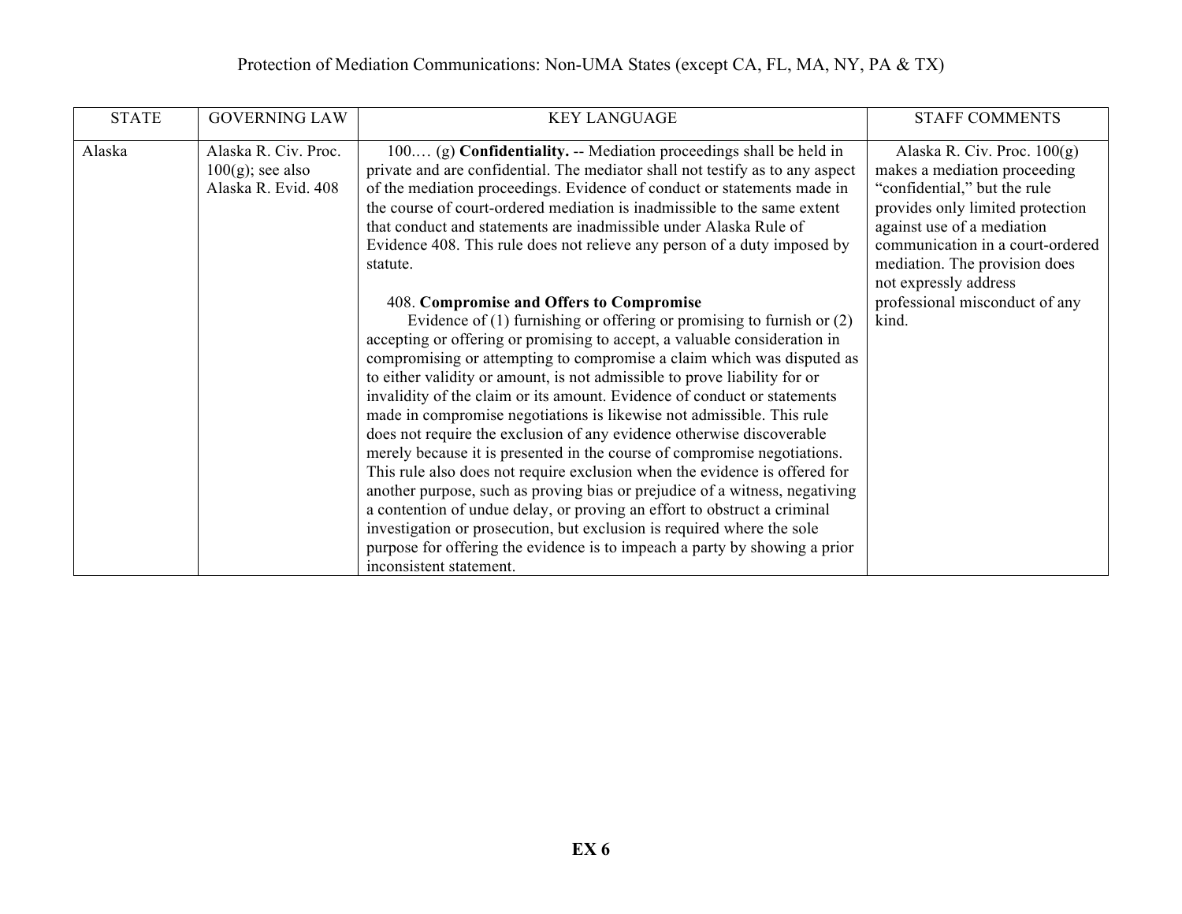Protection of Mediation Communications: Non-UMA States (except CA, FL, MA, NY, PA & TX)

| STATE | GOVERNING LAW | KEY LANGUAGE | STAFF COMMENTS |
|---|---|---|---|
| Alaska | Alaska R. Civ. Proc. 100(g); see also Alaska R. Evid. 408 | 100.… (g) **Confidentiality.** -- Mediation proceedings shall be held in private and are confidential. The mediator shall not testify as to any aspect of the mediation proceedings. Evidence of conduct or statements made in the course of court-ordered mediation is inadmissible to the same extent that conduct and statements are inadmissible under Alaska Rule of Evidence 408. This rule does not relieve any person of a duty imposed by statute.<br><br>408. **Compromise and Offers to Compromise**<br>Evidence of (1) furnishing or offering or promising to furnish or (2) accepting or offering or promising to accept, a valuable consideration in compromising or attempting to compromise a claim which was disputed as to either validity or amount, is not admissible to prove liability for or invalidity of the claim or its amount. Evidence of conduct or statements made in compromise negotiations is likewise not admissible. This rule does not require the exclusion of any evidence otherwise discoverable merely because it is presented in the course of compromise negotiations. This rule also does not require exclusion when the evidence is offered for another purpose, such as proving bias or prejudice of a witness, negativing a contention of undue delay, or proving an effort to obstruct a criminal investigation or prosecution, but exclusion is required where the sole purpose for offering the evidence is to impeach a party by showing a prior inconsistent statement. | Alaska R. Civ. Proc. 100(g) makes a mediation proceeding "confidential," but the rule provides only limited protection against use of a mediation communication in a court-ordered mediation. The provision does not expressly address professional misconduct of any kind. |

**EX 6**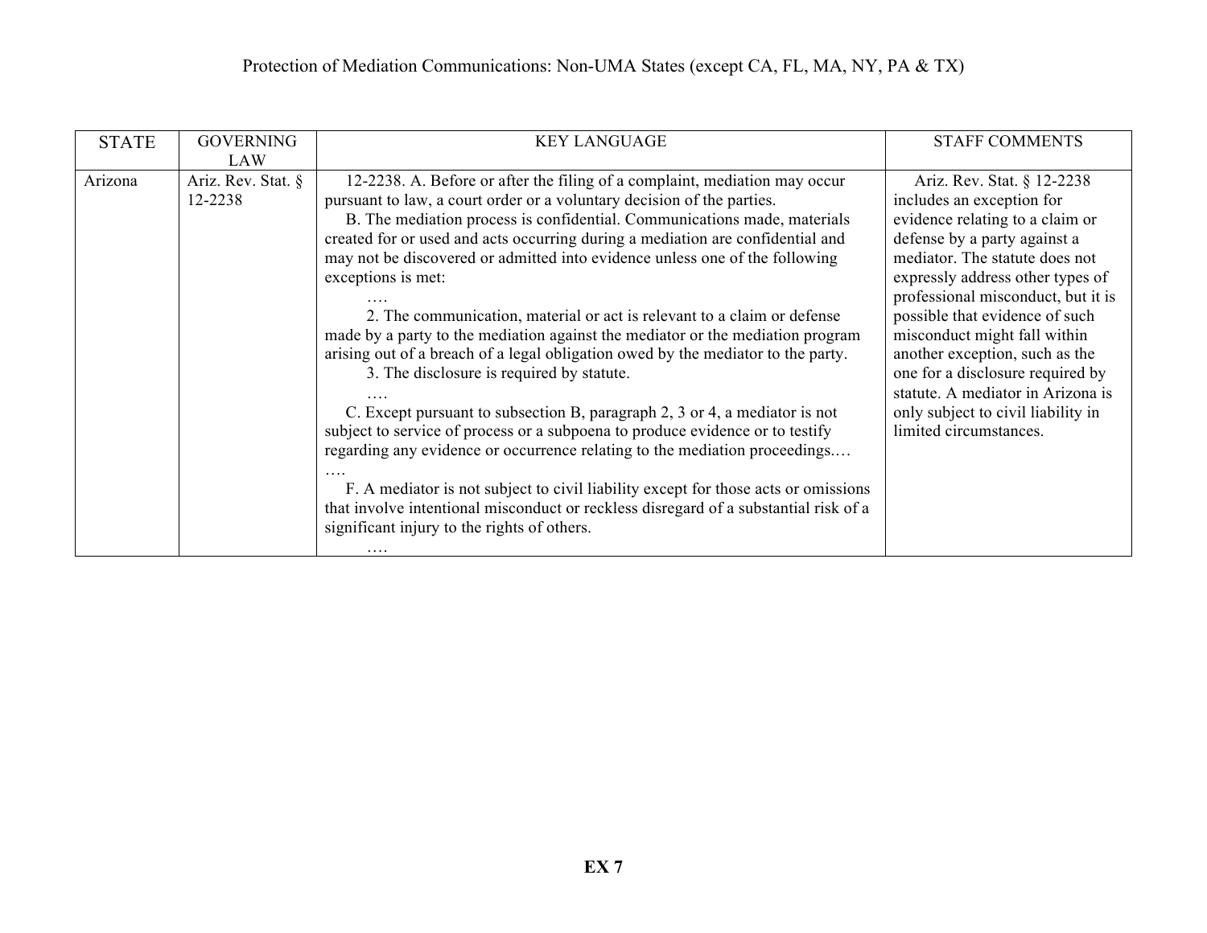Protection of Mediation Communications: Non-UMA States (except CA, FL, MA, NY, PA & TX)

| STATE | GOVERNING LAW | KEY LANGUAGE | STAFF COMMENTS |
|---|---|---|---|
| Arizona | Ariz. Rev. Stat. § 12-2238 | 12-2238. A. Before or after the filing of a complaint, mediation may occur pursuant to law, a court order or a voluntary decision of the parties.<br>B. The mediation process is confidential. Communications made, materials created for or used and acts occurring during a mediation are confidential and may not be discovered or admitted into evidence unless one of the following exceptions is met:<br>….<br>2. The communication, material or act is relevant to a claim or defense made by a party to the mediation against the mediator or the mediation program arising out of a breach of a legal obligation owed by the mediator to the party.<br>3. The disclosure is required by statute.<br>….<br>C. Except pursuant to subsection B, paragraph 2, 3 or 4, a mediator is not subject to service of process or a subpoena to produce evidence or to testify regarding any evidence or occurrence relating to the mediation proceedings.…<br>….<br>F. A mediator is not subject to civil liability except for those acts or omissions that involve intentional misconduct or reckless disregard of a substantial risk of a significant injury to the rights of others.<br>…. | Ariz. Rev. Stat. § 12-2238 includes an exception for evidence relating to a claim or defense by a party against a mediator. The statute does not expressly address other types of professional misconduct, but it is possible that evidence of such misconduct might fall within another exception, such as the one for a disclosure required by statute. A mediator in Arizona is only subject to civil liability in limited circumstances. |

**EX 7**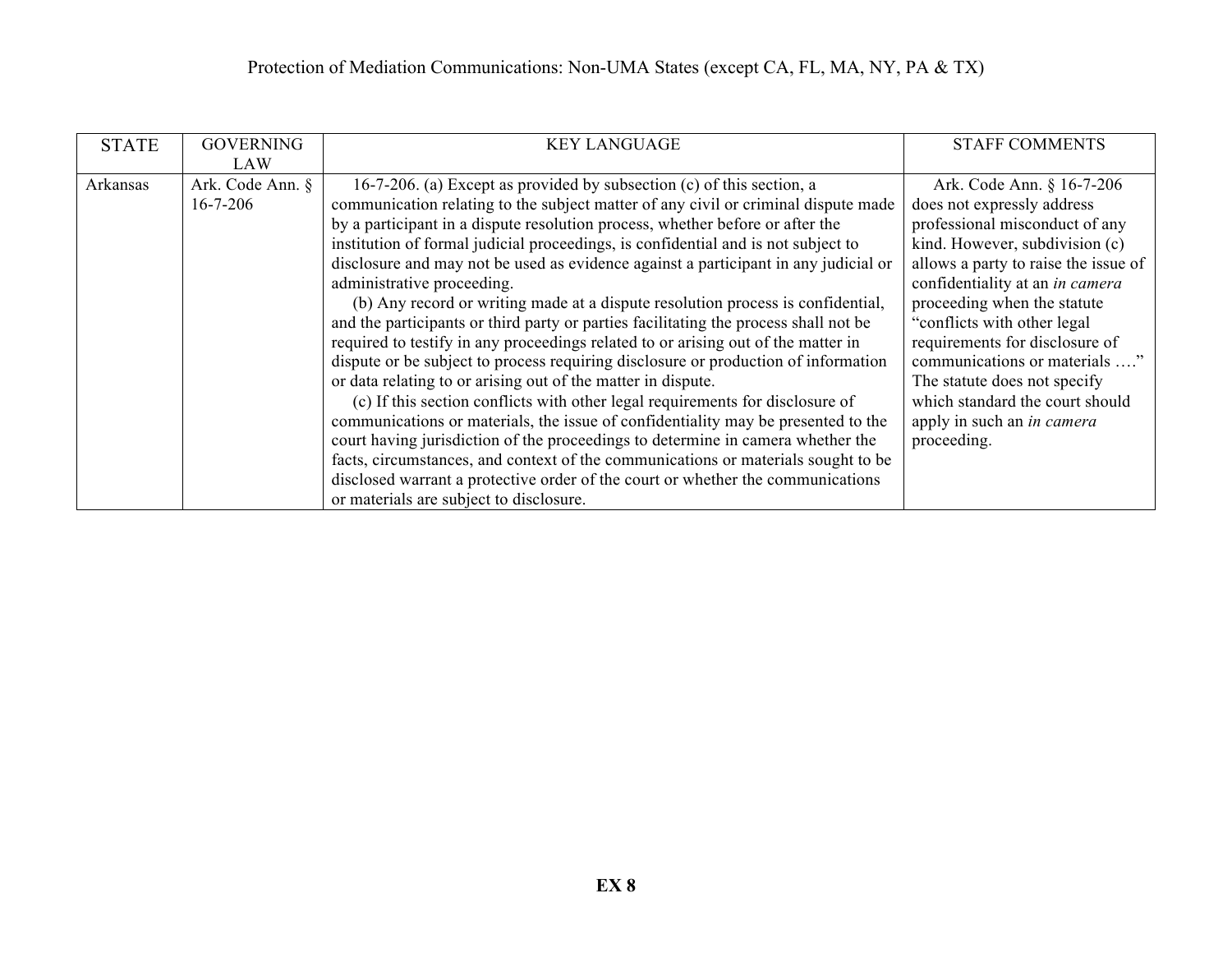Protection of Mediation Communications: Non-UMA States (except CA, FL, MA, NY, PA & TX)

| STATE | GOVERNING LAW | KEY LANGUAGE | STAFF COMMENTS |
|---|---|---|---|
| Arkansas | Ark. Code Ann. § 16-7-206 | 16-7-206. (a) Except as provided by subsection (c) of this section, a communication relating to the subject matter of any civil or criminal dispute made by a participant in a dispute resolution process, whether before or after the institution of formal judicial proceedings, is confidential and is not subject to disclosure and may not be used as evidence against a participant in any judicial or administrative proceeding.<br>(b) Any record or writing made at a dispute resolution process is confidential, and the participants or third party or parties facilitating the process shall not be required to testify in any proceedings related to or arising out of the matter in dispute or be subject to process requiring disclosure or production of information or data relating to or arising out of the matter in dispute.<br>(c) If this section conflicts with other legal requirements for disclosure of communications or materials, the issue of confidentiality may be presented to the court having jurisdiction of the proceedings to determine in camera whether the facts, circumstances, and context of the communications or materials sought to be disclosed warrant a protective order of the court or whether the communications or materials are subject to disclosure. | Ark. Code Ann. § 16-7-206 does not expressly address professional misconduct of any kind. However, subdivision (c) allows a party to raise the issue of confidentiality at an *in camera* proceeding when the statute "conflicts with other legal requirements for disclosure of communications or materials …." The statute does not specify which standard the court should apply in such an *in camera* proceeding. |

**EX 8**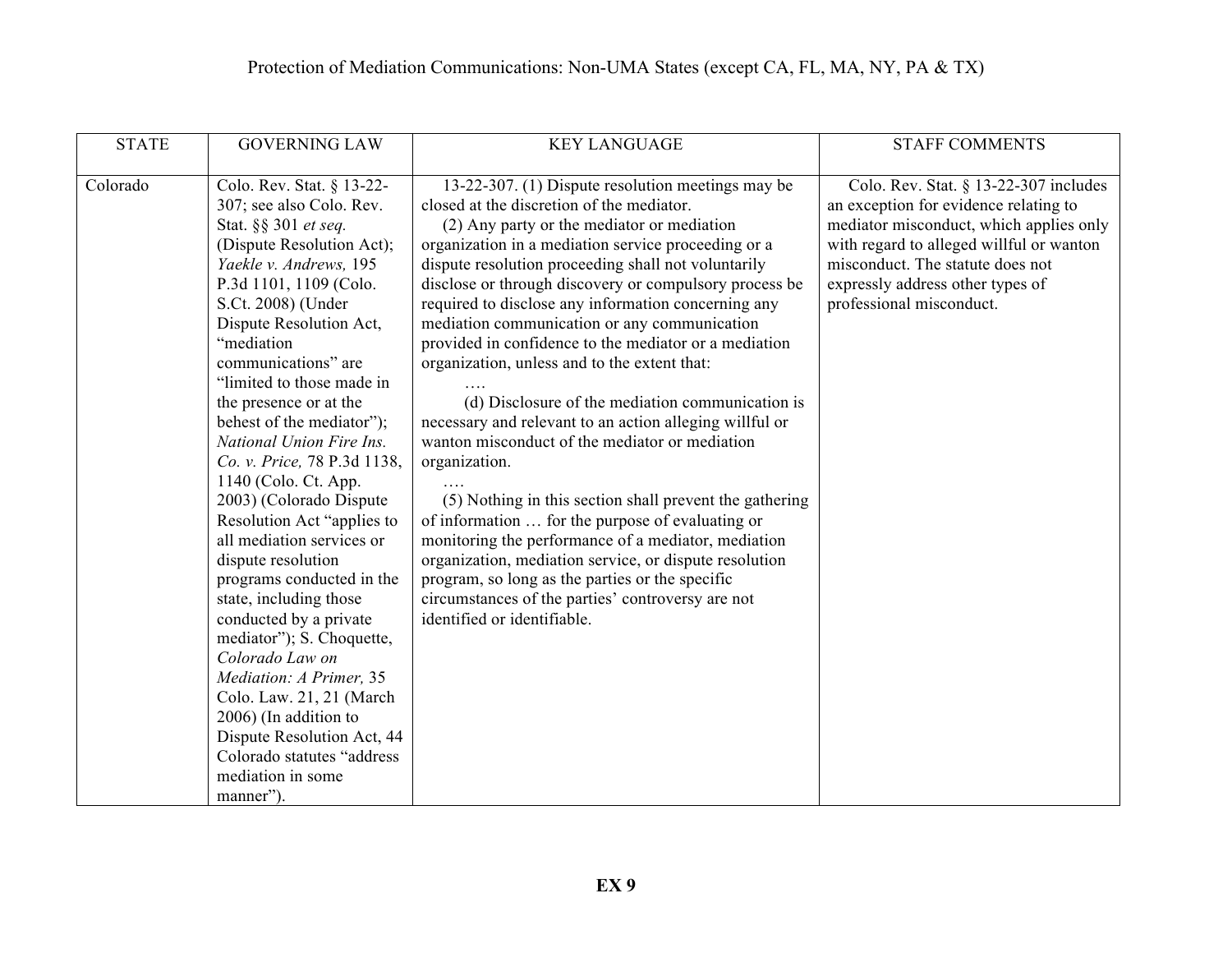# Protection of Mediation Communications: Non-UMA States (except CA, FL, MA, NY, PA & TX)

| STATE | GOVERNING LAW | KEY LANGUAGE | STAFF COMMENTS |
|---|---|---|---|
| Colorado | Colo. Rev. Stat. § 13-22-307; see also Colo. Rev. Stat. §§ 301 *et seq.* (Dispute Resolution Act); *Yaekle v. Andrews,* 195 P.3d 1101, 1109 (Colo. S.Ct. 2008) (Under Dispute Resolution Act, "mediation communications" are "limited to those made in the presence or at the behest of the mediator"); *National Union Fire Ins. Co. v. Price,* 78 P.3d 1138, 1140 (Colo. Ct. App. 2003) (Colorado Dispute Resolution Act "applies to all mediation services or dispute resolution programs conducted in the state, including those conducted by a private mediator"); S. Choquette, *Colorado Law on Mediation: A Primer,* 35 Colo. Law. 21, 21 (March 2006) (In addition to Dispute Resolution Act, 44 Colorado statutes "address mediation in some manner"). | 13-22-307. (1) Dispute resolution meetings may be closed at the discretion of the mediator.<br>(2) Any party or the mediator or mediation organization in a mediation service proceeding or a dispute resolution proceeding shall not voluntarily disclose or through discovery or compulsory process be required to disclose any information concerning any mediation communication or any communication provided in confidence to the mediator or a mediation organization, unless and to the extent that:<br>….<br>(d) Disclosure of the mediation communication is necessary and relevant to an action alleging willful or wanton misconduct of the mediator or mediation organization.<br>….<br>(5) Nothing in this section shall prevent the gathering of information … for the purpose of evaluating or monitoring the performance of a mediator, mediation organization, mediation service, or dispute resolution program, so long as the parties or the specific circumstances of the parties' controversy are not identified or identifiable. | Colo. Rev. Stat. § 13-22-307 includes an exception for evidence relating to mediator misconduct, which applies only with regard to alleged willful or wanton misconduct. The statute does not expressly address other types of professional misconduct. |

**EX 9**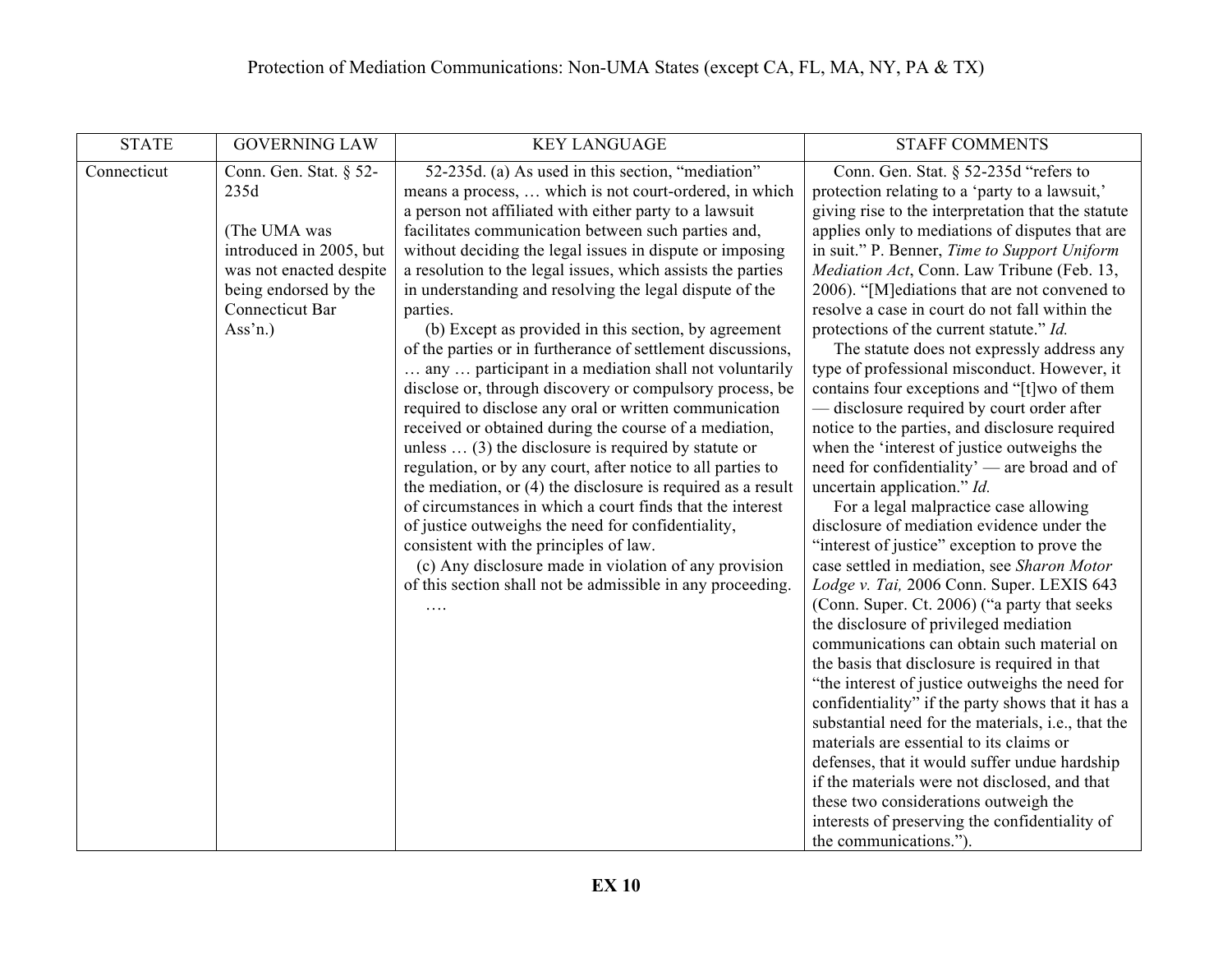# Protection of Mediation Communications: Non-UMA States (except CA, FL, MA, NY, PA & TX)

| STATE | GOVERNING LAW | KEY LANGUAGE | STAFF COMMENTS |
|---|---|---|---|
| Connecticut | Conn. Gen. Stat. § 52-235d<br><br>(The UMA was introduced in 2005, but was not enacted despite being endorsed by the Connecticut Bar Ass'n.) | 52-235d. (a) As used in this section, "mediation" means a process, … which is not court-ordered, in which a person not affiliated with either party to a lawsuit facilitates communication between such parties and, without deciding the legal issues in dispute or imposing a resolution to the legal issues, which assists the parties in understanding and resolving the legal dispute of the parties.<br>(b) Except as provided in this section, by agreement of the parties or in furtherance of settlement discussions, … any … participant in a mediation shall not voluntarily disclose or, through discovery or compulsory process, be required to disclose any oral or written communication received or obtained during the course of a mediation, unless … (3) the disclosure is required by statute or regulation, or by any court, after notice to all parties to the mediation, or (4) the disclosure is required as a result of circumstances in which a court finds that the interest of justice outweighs the need for confidentiality, consistent with the principles of law.<br>(c) Any disclosure made in violation of any provision of this section shall not be admissible in any proceeding.<br>…. | Conn. Gen. Stat. § 52-235d "refers to protection relating to a 'party to a lawsuit,' giving rise to the interpretation that the statute applies only to mediations of disputes that are in suit." P. Benner, *Time to Support Uniform Mediation Act*, Conn. Law Tribune (Feb. 13, 2006). "[M]ediations that are not convened to resolve a case in court do not fall within the protections of the current statute." *Id.*<br>The statute does not expressly address any type of professional misconduct. However, it contains four exceptions and "[t]wo of them — disclosure required by court order after notice to the parties, and disclosure required when the 'interest of justice outweighs the need for confidentiality' — are broad and of uncertain application." *Id.*<br>For a legal malpractice case allowing disclosure of mediation evidence under the "interest of justice" exception to prove the case settled in mediation, see *Sharon Motor Lodge v. Tai,* 2006 Conn. Super. LEXIS 643 (Conn. Super. Ct. 2006) ("a party that seeks the disclosure of privileged mediation communications can obtain such material on the basis that disclosure is required in that "the interest of justice outweighs the need for confidentiality" if the party shows that it has a substantial need for the materials, i.e., that the materials are essential to its claims or defenses, that it would suffer undue hardship if the materials were not disclosed, and that these two considerations outweigh the interests of preserving the confidentiality of the communications."). |

**EX 10**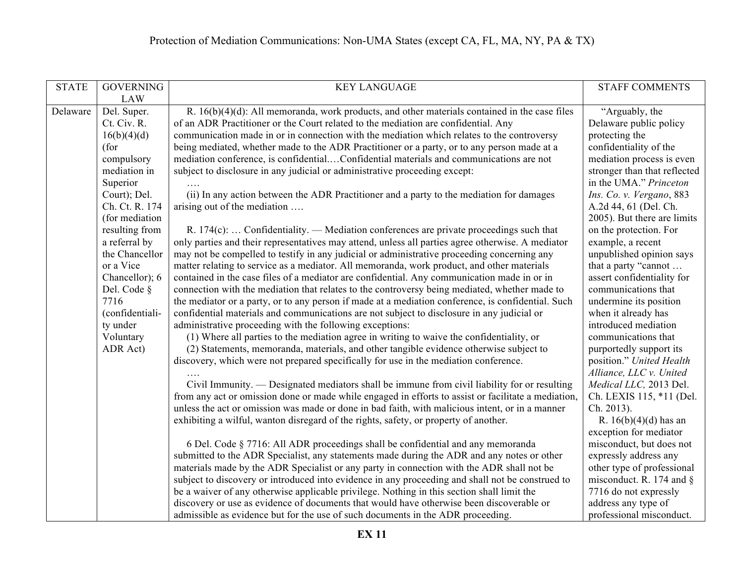Protection of Mediation Communications: Non-UMA States (except CA, FL, MA, NY, PA & TX)

| STATE | GOVERNING LAW | KEY LANGUAGE | STAFF COMMENTS |
|---|---|---|---|
| Delaware | Del. Super. Ct. Civ. R. 16(b)(4)(d) (for compulsory mediation in Superior Court); Del. Ch. Ct. R. 174 (for mediation resulting from a referral by the Chancellor or a Vice Chancellor); 6 Del. Code § 7716 (confidentiality under Voluntary ADR Act) | R. 16(b)(4)(d): All memoranda, work products, and other materials contained in the case files of an ADR Practitioner or the Court related to the mediation are confidential. Any communication made in or in connection with the mediation which relates to the controversy being mediated, whether made to the ADR Practitioner or a party, or to any person made at a mediation conference, is confidential.…Confidential materials and communications are not subject to disclosure in any judicial or administrative proceeding except:<br>….<br>(ii) In any action between the ADR Practitioner and a party to the mediation for damages arising out of the mediation ….<br><br>R. 174(c): … Confidentiality. — Mediation conferences are private proceedings such that only parties and their representatives may attend, unless all parties agree otherwise. A mediator may not be compelled to testify in any judicial or administrative proceeding concerning any matter relating to service as a mediator. All memoranda, work product, and other materials contained in the case files of a mediator are confidential. Any communication made in or in connection with the mediation that relates to the controversy being mediated, whether made to the mediator or a party, or to any person if made at a mediation conference, is confidential. Such confidential materials and communications are not subject to disclosure in any judicial or administrative proceeding with the following exceptions:<br>(1) Where all parties to the mediation agree in writing to waive the confidentiality, or<br>(2) Statements, memoranda, materials, and other tangible evidence otherwise subject to discovery, which were not prepared specifically for use in the mediation conference.<br>….<br>Civil Immunity. — Designated mediators shall be immune from civil liability for or resulting from any act or omission done or made while engaged in efforts to assist or facilitate a mediation, unless the act or omission was made or done in bad faith, with malicious intent, or in a manner exhibiting a wilful, wanton disregard of the rights, safety, or property of another.<br><br>6 Del. Code § 7716: All ADR proceedings shall be confidential and any memoranda submitted to the ADR Specialist, any statements made during the ADR and any notes or other materials made by the ADR Specialist or any party in connection with the ADR shall not be subject to discovery or introduced into evidence in any proceeding and shall not be construed to be a waiver of any otherwise applicable privilege. Nothing in this section shall limit the discovery or use as evidence of documents that would have otherwise been discoverable or admissible as evidence but for the use of such documents in the ADR proceeding. | "Arguably, the Delaware public policy protecting the confidentiality of the mediation process is even stronger than that reflected in the UMA." *Princeton Ins. Co. v. Vergano*, 883 A.2d 44, 61 (Del. Ch. 2005). But there are limits on the protection. For example, a recent unpublished opinion says that a party "cannot … assert confidentiality for communications that undermine its position when it already has introduced mediation communications that purportedly support its position." *United Health Alliance, LLC v. United Medical LLC,* 2013 Del. Ch. LEXIS 115, *11 (Del. Ch. 2013).<br>R. 16(b)(4)(d) has an exception for mediator misconduct, but does not expressly address any other type of professional misconduct. R. 174 and § 7716 do not expressly address any type of professional misconduct. |

**EX 11**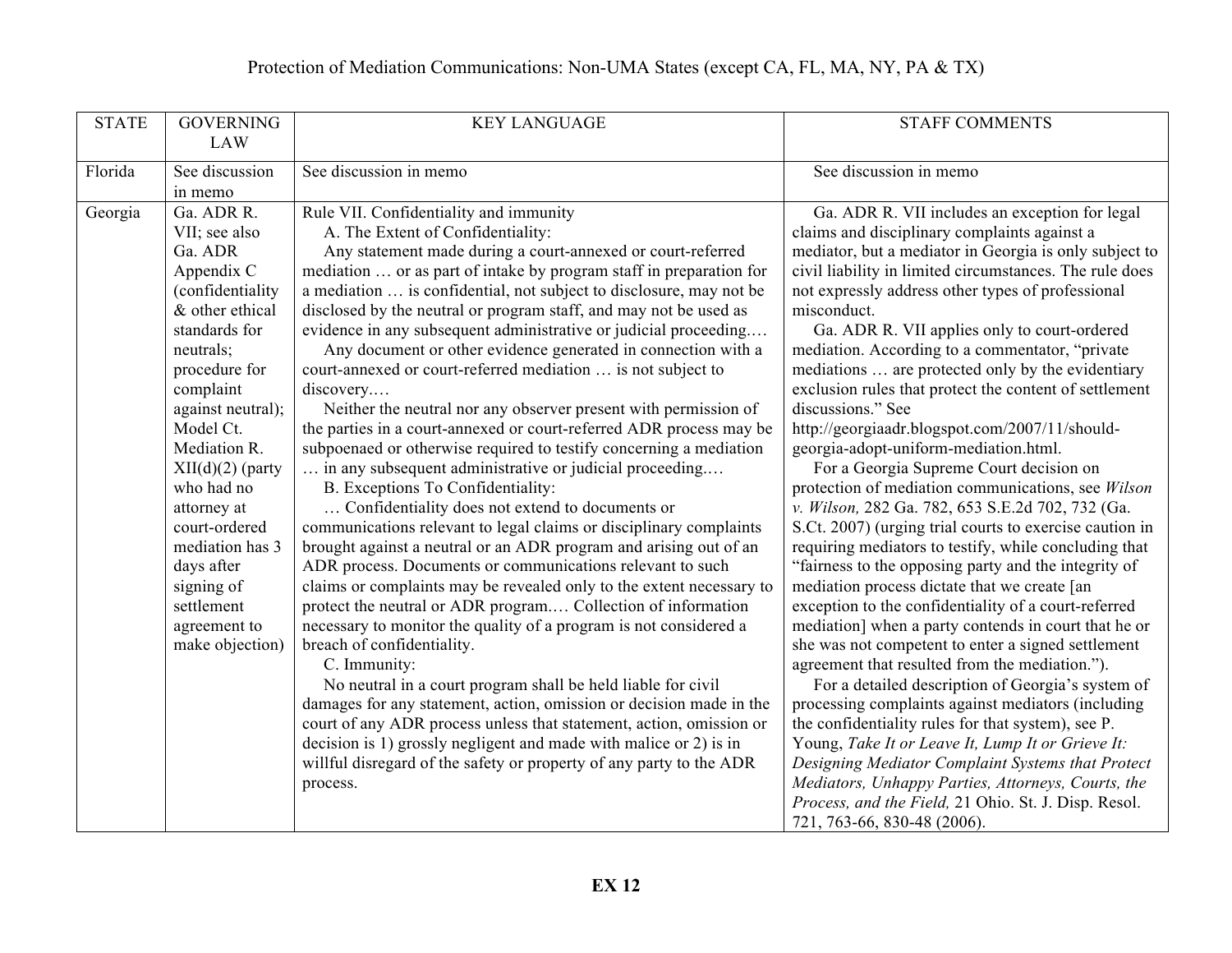# Protection of Mediation Communications: Non-UMA States (except CA, FL, MA, NY, PA & TX)

| STATE | GOVERNING LAW | KEY LANGUAGE | STAFF COMMENTS |
|---|---|---|---|
| Florida | See discussion in memo | See discussion in memo | See discussion in memo |
| Georgia | Ga. ADR R. VII; see also Ga. ADR Appendix C (confidentiality & other ethical standards for neutrals; procedure for complaint against neutral); Model Ct. Mediation R. XII(d)(2) (party who had no attorney at court-ordered mediation has 3 days after signing of settlement agreement to make objection) | Rule VII. Confidentiality and immunity<br>A. The Extent of Confidentiality:<br>Any statement made during a court-annexed or court-referred mediation … or as part of intake by program staff in preparation for a mediation … is confidential, not subject to disclosure, may not be disclosed by the neutral or program staff, and may not be used as evidence in any subsequent administrative or judicial proceeding.…<br>Any document or other evidence generated in connection with a court-annexed or court-referred mediation … is not subject to discovery.…<br>Neither the neutral nor any observer present with permission of the parties in a court-annexed or court-referred ADR process may be subpoenaed or otherwise required to testify concerning a mediation … in any subsequent administrative or judicial proceeding.…<br>B. Exceptions To Confidentiality:<br>… Confidentiality does not extend to documents or communications relevant to legal claims or disciplinary complaints brought against a neutral or an ADR program and arising out of an ADR process. Documents or communications relevant to such claims or complaints may be revealed only to the extent necessary to protect the neutral or ADR program.… Collection of information necessary to monitor the quality of a program is not considered a breach of confidentiality.<br>C. Immunity:<br>No neutral in a court program shall be held liable for civil damages for any statement, action, omission or decision made in the court of any ADR process unless that statement, action, omission or decision is 1) grossly negligent and made with malice or 2) is in willful disregard of the safety or property of any party to the ADR process. | Ga. ADR R. VII includes an exception for legal claims and disciplinary complaints against a mediator, but a mediator in Georgia is only subject to civil liability in limited circumstances. The rule does not expressly address other types of professional misconduct.<br>Ga. ADR R. VII applies only to court-ordered mediation. According to a commentator, "private mediations … are protected only by the evidentiary exclusion rules that protect the content of settlement discussions." See http://georgiaadr.blogspot.com/2007/11/should-georgia-adopt-uniform-mediation.html.<br>For a Georgia Supreme Court decision on protection of mediation communications, see *Wilson v. Wilson,* 282 Ga. 782, 653 S.E.2d 702, 732 (Ga. S.Ct. 2007) (urging trial courts to exercise caution in requiring mediators to testify, while concluding that "fairness to the opposing party and the integrity of mediation process dictate that we create [an exception to the confidentiality of a court-referred mediation] when a party contends in court that he or she was not competent to enter a signed settlement agreement that resulted from the mediation.").<br>For a detailed description of Georgia's system of processing complaints against mediators (including the confidentiality rules for that system), see P. Young, *Take It or Leave It, Lump It or Grieve It: Designing Mediator Complaint Systems that Protect Mediators, Unhappy Parties, Attorneys, Courts, the Process, and the Field,* 21 Ohio. St. J. Disp. Resol. 721, 763-66, 830-48 (2006). |

**EX 12**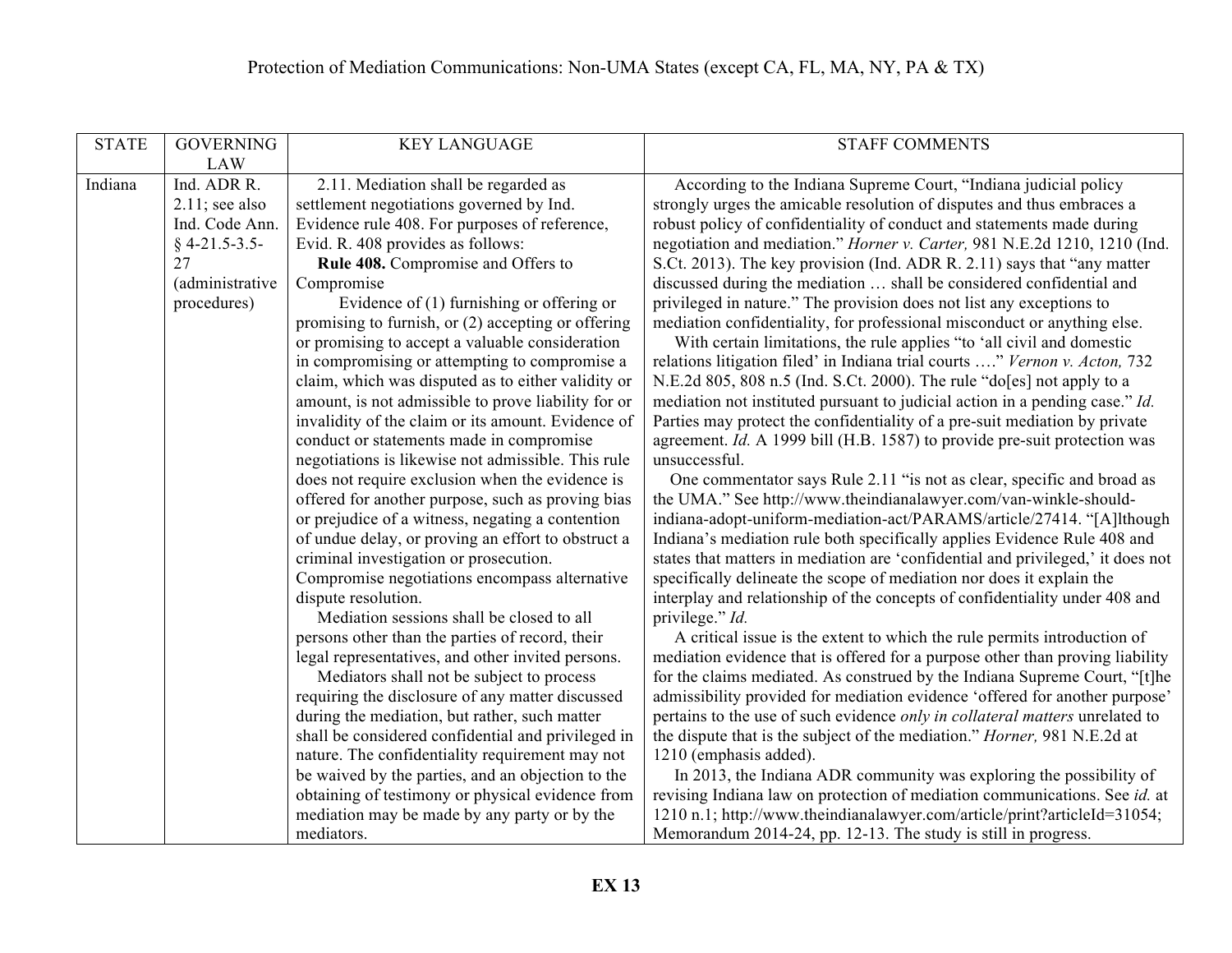Protection of Mediation Communications: Non-UMA States (except CA, FL, MA, NY, PA & TX)

| STATE | GOVERNING LAW | KEY LANGUAGE | STAFF COMMENTS |
|---|---|---|---|
| Indiana | Ind. ADR R. 2.11; see also Ind. Code Ann. § 4-21.5-3.5-27 (administrative procedures) | 2.11. Mediation shall be regarded as settlement negotiations governed by Ind. Evidence rule 408. For purposes of reference, Evid. R. 408 provides as follows: **Rule 408.** Compromise and Offers to Compromise Evidence of (1) furnishing or offering or promising to furnish, or (2) accepting or offering or promising to accept a valuable consideration in compromising or attempting to compromise a claim, which was disputed as to either validity or amount, is not admissible to prove liability for or invalidity of the claim or its amount. Evidence of conduct or statements made in compromise negotiations is likewise not admissible. This rule does not require exclusion when the evidence is offered for another purpose, such as proving bias or prejudice of a witness, negating a contention of undue delay, or proving an effort to obstruct a criminal investigation or prosecution. Compromise negotiations encompass alternative dispute resolution. Mediation sessions shall be closed to all persons other than the parties of record, their legal representatives, and other invited persons. Mediators shall not be subject to process requiring the disclosure of any matter discussed during the mediation, but rather, such matter shall be considered confidential and privileged in nature. The confidentiality requirement may not be waived by the parties, and an objection to the obtaining of testimony or physical evidence from mediation may be made by any party or by the mediators. | According to the Indiana Supreme Court, "Indiana judicial policy strongly urges the amicable resolution of disputes and thus embraces a robust policy of confidentiality of conduct and statements made during negotiation and mediation." *Horner v. Carter,* 981 N.E.2d 1210, 1210 (Ind. S.Ct. 2013). The key provision (Ind. ADR R. 2.11) says that "any matter discussed during the mediation … shall be considered confidential and privileged in nature." The provision does not list any exceptions to mediation confidentiality, for professional misconduct or anything else. With certain limitations, the rule applies "to 'all civil and domestic relations litigation filed' in Indiana trial courts …." *Vernon v. Acton,* 732 N.E.2d 805, 808 n.5 (Ind. S.Ct. 2000). The rule "do[es] not apply to a mediation not instituted pursuant to judicial action in a pending case." *Id.* Parties may protect the confidentiality of a pre-suit mediation by private agreement. *Id.* A 1999 bill (H.B. 1587) to provide pre-suit protection was unsuccessful. One commentator says Rule 2.11 "is not as clear, specific and broad as the UMA." See http://www.theindianalawyer.com/van-winkle-should-indiana-adopt-uniform-mediation-act/PARAMS/article/27414. "[A]lthough Indiana's mediation rule both specifically applies Evidence Rule 408 and states that matters in mediation are 'confidential and privileged,' it does not specifically delineate the scope of mediation nor does it explain the interplay and relationship of the concepts of confidentiality under 408 and privilege." *Id.* A critical issue is the extent to which the rule permits introduction of mediation evidence that is offered for a purpose other than proving liability for the claims mediated. As construed by the Indiana Supreme Court, "[t]he admissibility provided for mediation evidence 'offered for another purpose' pertains to the use of such evidence *only in collateral matters* unrelated to the dispute that is the subject of the mediation." *Horner,* 981 N.E.2d at 1210 (emphasis added). In 2013, the Indiana ADR community was exploring the possibility of revising Indiana law on protection of mediation communications. See *id.* at 1210 n.1; http://www.theindianalawyer.com/article/print?articleId=31054; Memorandum 2014-24, pp. 12-13. The study is still in progress. |

**EX 13**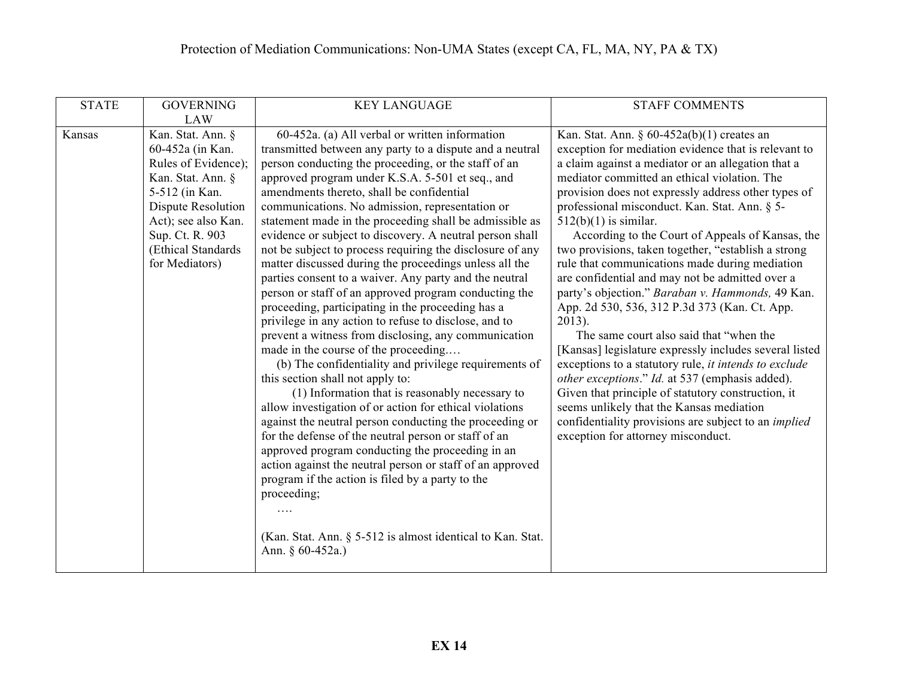Protection of Mediation Communications: Non-UMA States (except CA, FL, MA, NY, PA & TX)

| STATE | GOVERNING LAW | KEY LANGUAGE | STAFF COMMENTS |
| --- | --- | --- | --- |
| Kansas | Kan. Stat. Ann. § 60-452a (in Kan. Rules of Evidence); Kan. Stat. Ann. § 5-512 (in Kan. Dispute Resolution Act); see also Kan. Sup. Ct. R. 903 (Ethical Standards for Mediators) | 60-452a. (a) All verbal or written information transmitted between any party to a dispute and a neutral person conducting the proceeding, or the staff of an approved program under K.S.A. 5-501 et seq., and amendments thereto, shall be confidential communications. No admission, representation or statement made in the proceeding shall be admissible as evidence or subject to discovery. A neutral person shall not be subject to process requiring the disclosure of any matter discussed during the proceedings unless all the parties consent to a waiver. Any party and the neutral person or staff of an approved program conducting the proceeding, participating in the proceeding has a privilege in any action to refuse to disclose, and to prevent a witness from disclosing, any communication made in the course of the proceeding.…<br>(b) The confidentiality and privilege requirements of this section shall not apply to:<br>(1) Information that is reasonably necessary to allow investigation of or action for ethical violations against the neutral person conducting the proceeding or for the defense of the neutral person or staff of an approved program conducting the proceeding in an action against the neutral person or staff of an approved program if the action is filed by a party to the proceeding;<br>….<br><br>(Kan. Stat. Ann. § 5-512 is almost identical to Kan. Stat. Ann. § 60-452a.) | Kan. Stat. Ann. § 60-452a(b)(1) creates an exception for mediation evidence that is relevant to a claim against a mediator or an allegation that a mediator committed an ethical violation. The provision does not expressly address other types of professional misconduct. Kan. Stat. Ann. § 5-512(b)(1) is similar.<br>According to the Court of Appeals of Kansas, the two provisions, taken together, "establish a strong rule that communications made during mediation are confidential and may not be admitted over a party's objection." *Baraban v. Hammonds,* 49 Kan. App. 2d 530, 536, 312 P.3d 373 (Kan. Ct. App. 2013).<br>The same court also said that "when the [Kansas] legislature expressly includes several listed exceptions to a statutory rule, *it intends to exclude other exceptions*." *Id.* at 537 (emphasis added). Given that principle of statutory construction, it seems unlikely that the Kansas mediation confidentiality provisions are subject to an *implied* exception for attorney misconduct. |

**EX 14**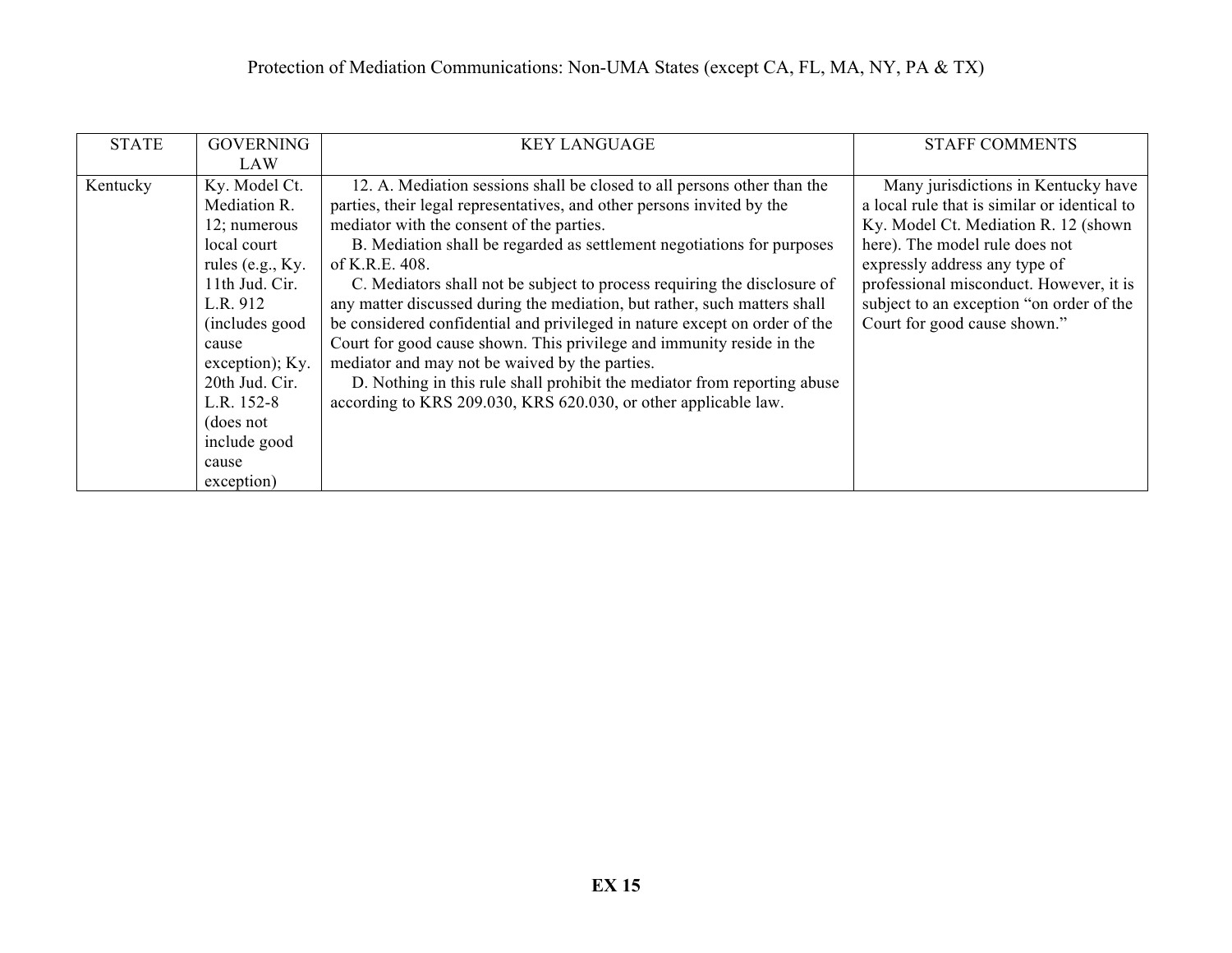Protection of Mediation Communications: Non-UMA States (except CA, FL, MA, NY, PA & TX)

| STATE | GOVERNING LAW | KEY LANGUAGE | STAFF COMMENTS |
|---|---|---|---|
| Kentucky | Ky. Model Ct. Mediation R. 12; numerous local court rules (e.g., Ky. 11th Jud. Cir. L.R. 912 (includes good cause exception); Ky. 20th Jud. Cir. L.R. 152-8 (does not include good cause exception) | 12. A. Mediation sessions shall be closed to all persons other than the parties, their legal representatives, and other persons invited by the mediator with the consent of the parties.<br>B. Mediation shall be regarded as settlement negotiations for purposes of K.R.E. 408.<br>C. Mediators shall not be subject to process requiring the disclosure of any matter discussed during the mediation, but rather, such matters shall be considered confidential and privileged in nature except on order of the Court for good cause shown. This privilege and immunity reside in the mediator and may not be waived by the parties.<br>D. Nothing in this rule shall prohibit the mediator from reporting abuse according to KRS 209.030, KRS 620.030, or other applicable law. | Many jurisdictions in Kentucky have a local rule that is similar or identical to Ky. Model Ct. Mediation R. 12 (shown here). The model rule does not expressly address any type of professional misconduct. However, it is subject to an exception "on order of the Court for good cause shown." |

**EX 15**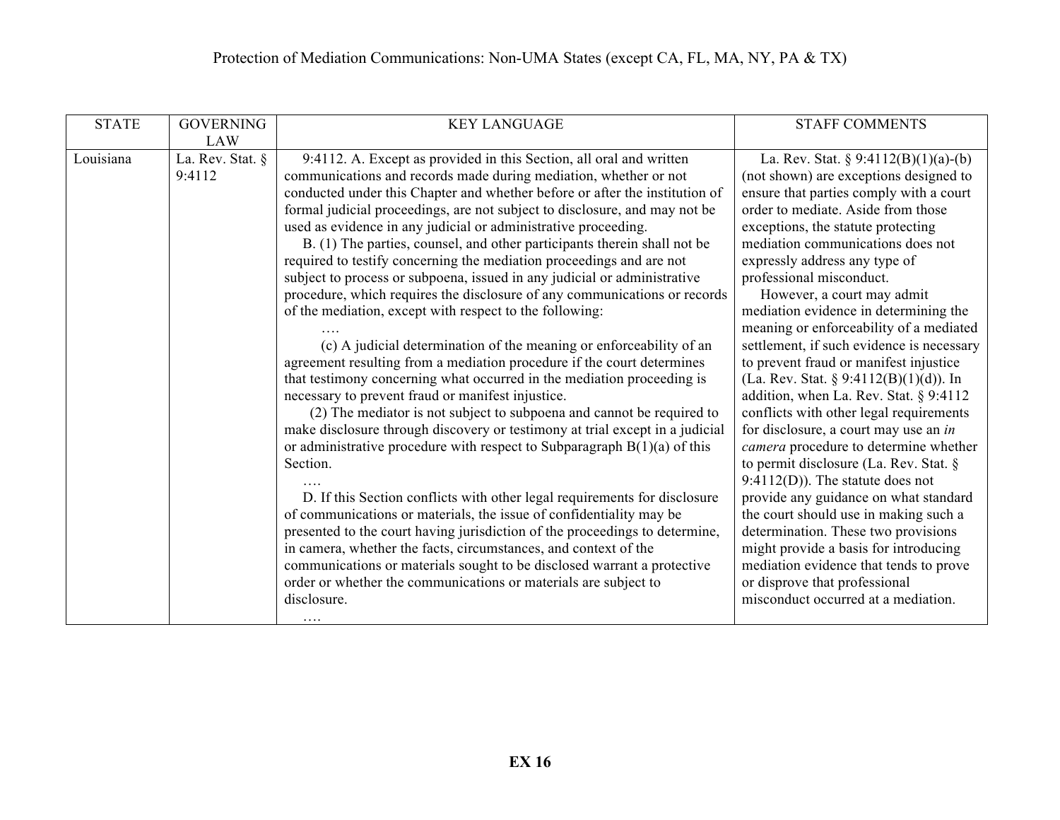Protection of Mediation Communications: Non-UMA States (except CA, FL, MA, NY, PA & TX)

| STATE | GOVERNING LAW | KEY LANGUAGE | STAFF COMMENTS |
| --- | --- | --- | --- |
| Louisiana | La. Rev. Stat. § 9:4112 | 9:4112. A. Except as provided in this Section, all oral and written communications and records made during mediation, whether or not conducted under this Chapter and whether before or after the institution of formal judicial proceedings, are not subject to disclosure, and may not be used as evidence in any judicial or administrative proceeding.<br>B. (1) The parties, counsel, and other participants therein shall not be required to testify concerning the mediation proceedings and are not subject to process or subpoena, issued in any judicial or administrative procedure, which requires the disclosure of any communications or records of the mediation, except with respect to the following:<br>….<br>(c) A judicial determination of the meaning or enforceability of an agreement resulting from a mediation procedure if the court determines that testimony concerning what occurred in the mediation proceeding is necessary to prevent fraud or manifest injustice.<br>(2) The mediator is not subject to subpoena and cannot be required to make disclosure through discovery or testimony at trial except in a judicial or administrative procedure with respect to Subparagraph B(1)(a) of this Section.<br>….<br>D. If this Section conflicts with other legal requirements for disclosure of communications or materials, the issue of confidentiality may be presented to the court having jurisdiction of the proceedings to determine, in camera, whether the facts, circumstances, and context of the communications or materials sought to be disclosed warrant a protective order or whether the communications or materials are subject to disclosure.<br>…. | La. Rev. Stat. § 9:4112(B)(1)(a)-(b) (not shown) are exceptions designed to ensure that parties comply with a court order to mediate. Aside from those exceptions, the statute protecting mediation communications does not expressly address any type of professional misconduct.<br>However, a court may admit mediation evidence in determining the meaning or enforceability of a mediated settlement, if such evidence is necessary to prevent fraud or manifest injustice (La. Rev. Stat. § 9:4112(B)(1)(d)). In addition, when La. Rev. Stat. § 9:4112 conflicts with other legal requirements for disclosure, a court may use an *in camera* procedure to determine whether to permit disclosure (La. Rev. Stat. § 9:4112(D)). The statute does not provide any guidance on what standard the court should use in making such a determination. These two provisions might provide a basis for introducing mediation evidence that tends to prove or disprove that professional misconduct occurred at a mediation. |

**EX 16**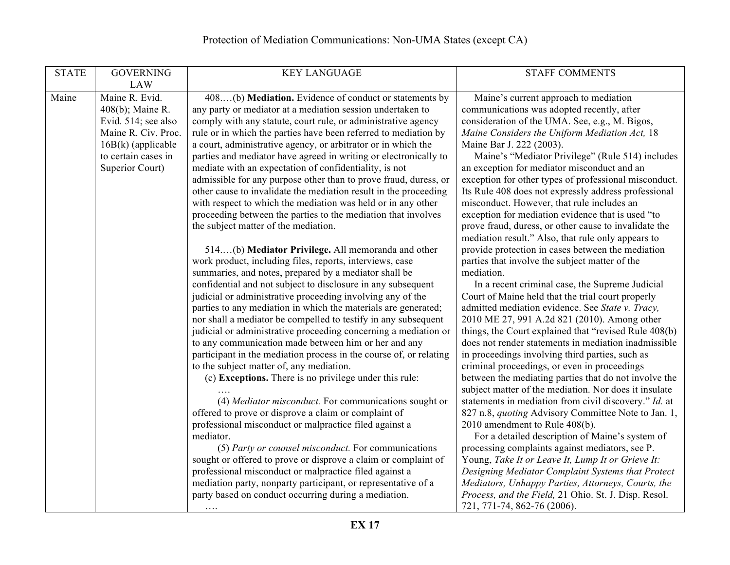# Protection of Mediation Communications: Non-UMA States (except CA)

| STATE | GOVERNING LAW | KEY LANGUAGE | STAFF COMMENTS |
|---|---|---|---|
| Maine | Maine R. Evid. 408(b); Maine R. Evid. 514; see also Maine R. Civ. Proc. 16B(k) (applicable to certain cases in Superior Court) | 408.…(b) **Mediation.** Evidence of conduct or statements by any party or mediator at a mediation session undertaken to comply with any statute, court rule, or administrative agency rule or in which the parties have been referred to mediation by a court, administrative agency, or arbitrator or in which the parties and mediator have agreed in writing or electronically to mediate with an expectation of confidentiality, is not admissible for any purpose other than to prove fraud, duress, or other cause to invalidate the mediation result in the proceeding with respect to which the mediation was held or in any other proceeding between the parties to the mediation that involves the subject matter of the mediation.<br><br>514.…(b) **Mediator Privilege.** All memoranda and other work product, including files, reports, interviews, case summaries, and notes, prepared by a mediator shall be confidential and not subject to disclosure in any subsequent judicial or administrative proceeding involving any of the parties to any mediation in which the materials are generated; nor shall a mediator be compelled to testify in any subsequent judicial or administrative proceeding concerning a mediation or to any communication made between him or her and any participant in the mediation process in the course of, or relating to the subject matter of, any mediation.<br>(c) **Exceptions.** There is no privilege under this rule:<br>….<br>(4) *Mediator misconduct.* For communications sought or offered to prove or disprove a claim or complaint of professional misconduct or malpractice filed against a mediator.<br>(5) *Party or counsel misconduct.* For communications sought or offered to prove or disprove a claim or complaint of professional misconduct or malpractice filed against a mediation party, nonparty participant, or representative of a party based on conduct occurring during a mediation.<br>…. | Maine's current approach to mediation communications was adopted recently, after consideration of the UMA. See, e.g., M. Bigos, *Maine Considers the Uniform Mediation Act,* 18 Maine Bar J. 222 (2003).<br>Maine's "Mediator Privilege" (Rule 514) includes an exception for mediator misconduct and an exception for other types of professional misconduct. Its Rule 408 does not expressly address professional misconduct. However, that rule includes an exception for mediation evidence that is used "to prove fraud, duress, or other cause to invalidate the mediation result." Also, that rule only appears to provide protection in cases between the mediation parties that involve the subject matter of the mediation.<br>In a recent criminal case, the Supreme Judicial Court of Maine held that the trial court properly admitted mediation evidence. See *State v. Tracy,* 2010 ME 27, 991 A.2d 821 (2010). Among other things, the Court explained that "revised Rule 408(b) does not render statements in mediation inadmissible in proceedings involving third parties, such as criminal proceedings, or even in proceedings between the mediating parties that do not involve the subject matter of the mediation. Nor does it insulate statements in mediation from civil discovery." *Id.* at 827 n.8, *quoting* Advisory Committee Note to Jan. 1, 2010 amendment to Rule 408(b).<br>For a detailed description of Maine's system of processing complaints against mediators, see P. Young, *Take It or Leave It, Lump It or Grieve It: Designing Mediator Complaint Systems that Protect Mediators, Unhappy Parties, Attorneys, Courts, the Process, and the Field,* 21 Ohio. St. J. Disp. Resol. 721, 771-74, 862-76 (2006). |

**EX 17**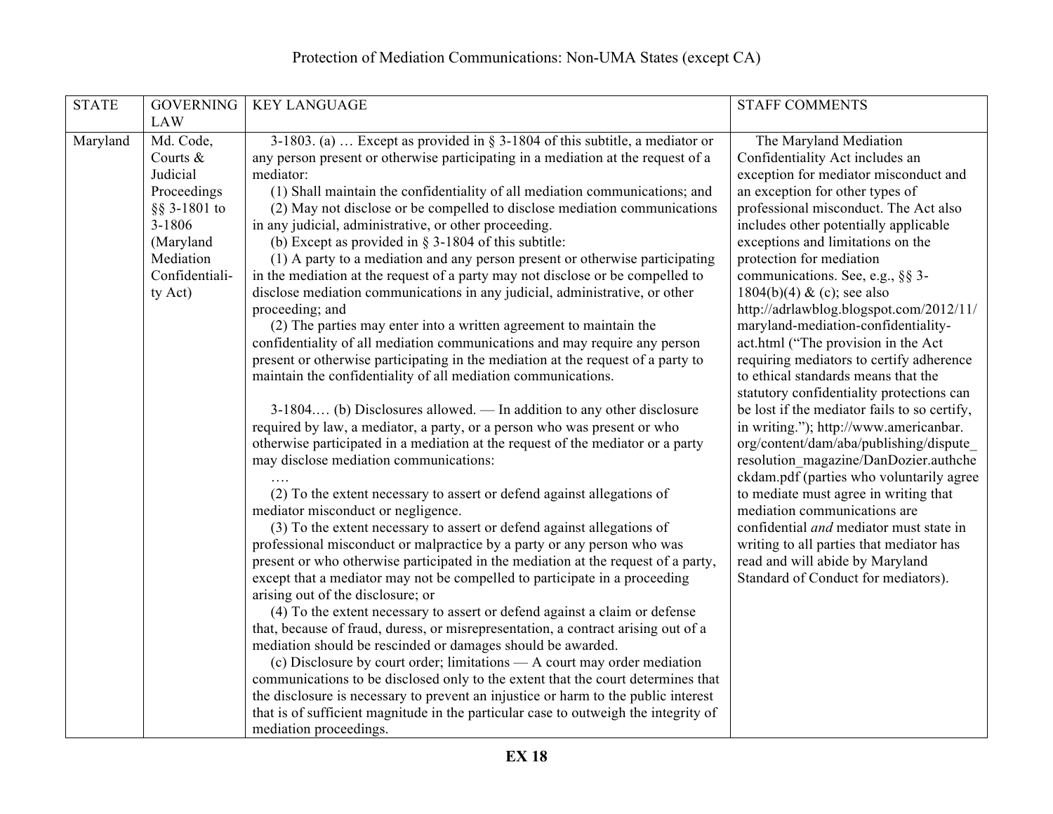Protection of Mediation Communications: Non-UMA States (except CA)

| STATE | GOVERNING LAW | KEY LANGUAGE | STAFF COMMENTS |
|---|---|---|---|
| Maryland | Md. Code, Courts & Judicial Proceedings §§ 3-1801 to 3-1806 (Maryland Mediation Confidentiality Act) | 3-1803. (a) … Except as provided in § 3-1804 of this subtitle, a mediator or any person present or otherwise participating in a mediation at the request of a mediator:<br>(1) Shall maintain the confidentiality of all mediation communications; and<br>(2) May not disclose or be compelled to disclose mediation communications in any judicial, administrative, or other proceeding.<br>(b) Except as provided in § 3-1804 of this subtitle:<br>(1) A party to a mediation and any person present or otherwise participating in the mediation at the request of a party may not disclose or be compelled to disclose mediation communications in any judicial, administrative, or other proceeding; and<br>(2) The parties may enter into a written agreement to maintain the confidentiality of all mediation communications and may require any person present or otherwise participating in the mediation at the request of a party to maintain the confidentiality of all mediation communications.<br><br>3-1804.… (b) Disclosures allowed. — In addition to any other disclosure required by law, a mediator, a party, or a person who was present or who otherwise participated in a mediation at the request of the mediator or a party may disclose mediation communications:<br>….<br>(2) To the extent necessary to assert or defend against allegations of mediator misconduct or negligence.<br>(3) To the extent necessary to assert or defend against allegations of professional misconduct or malpractice by a party or any person who was present or who otherwise participated in the mediation at the request of a party, except that a mediator may not be compelled to participate in a proceeding arising out of the disclosure; or<br>(4) To the extent necessary to assert or defend against a claim or defense that, because of fraud, duress, or misrepresentation, a contract arising out of a mediation should be rescinded or damages should be awarded.<br>(c) Disclosure by court order; limitations — A court may order mediation communications to be disclosed only to the extent that the court determines that the disclosure is necessary to prevent an injustice or harm to the public interest that is of sufficient magnitude in the particular case to outweigh the integrity of mediation proceedings. | The Maryland Mediation Confidentiality Act includes an exception for mediator misconduct and an exception for other types of professional misconduct. The Act also includes other potentially applicable exceptions and limitations on the protection for mediation communications. See, e.g., §§ 3-1804(b)(4) & (c); see also http://adrlawblog.blogspot.com/2012/11/maryland-mediation-confidentiality-act.html ("The provision in the Act requiring mediators to certify adherence to ethical standards means that the statutory confidentiality protections can be lost if the mediator fails to so certify, in writing."); http://www.americanbar.org/content/dam/aba/publishing/dispute_resolution_magazine/DanDozier.authcheckdam.pdf (parties who voluntarily agree to mediate must agree in writing that mediation communications are confidential *and* mediator must state in writing to all parties that mediator has read and will abide by Maryland Standard of Conduct for mediators). |

**EX 18**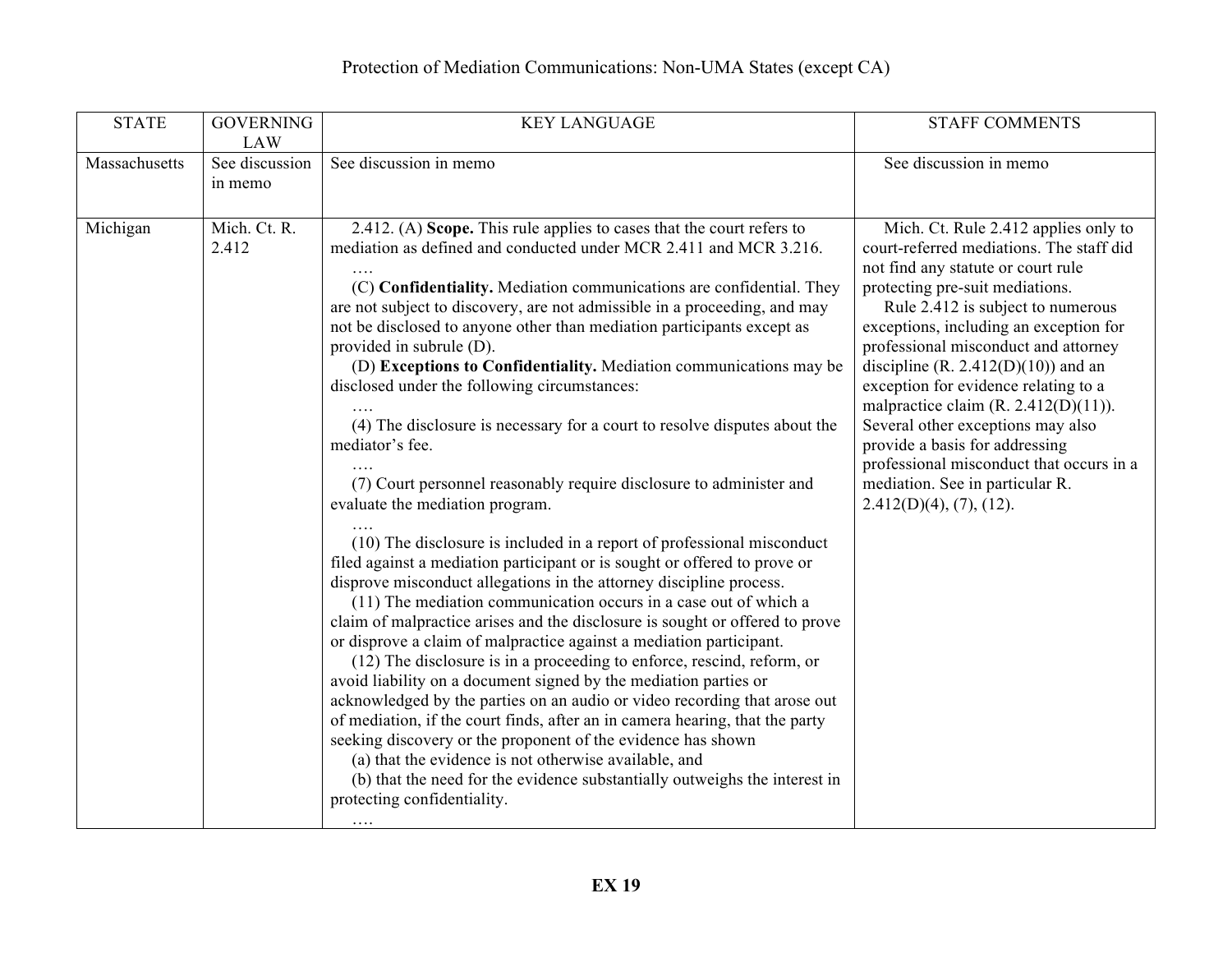# Protection of Mediation Communications: Non-UMA States (except CA)

| STATE | GOVERNING LAW | KEY LANGUAGE | STAFF COMMENTS |
|---|---|---|---|
| Massachusetts | See discussion in memo | See discussion in memo | See discussion in memo |
| Michigan | Mich. Ct. R. 2.412 | 2.412. (A) **Scope.** This rule applies to cases that the court refers to mediation as defined and conducted under MCR 2.411 and MCR 3.216.<br>….<br>(C) **Confidentiality.** Mediation communications are confidential. They are not subject to discovery, are not admissible in a proceeding, and may not be disclosed to anyone other than mediation participants except as provided in subrule (D).<br>(D) **Exceptions to Confidentiality.** Mediation communications may be disclosed under the following circumstances:<br>….<br>(4) The disclosure is necessary for a court to resolve disputes about the mediator's fee.<br>….<br>(7) Court personnel reasonably require disclosure to administer and evaluate the mediation program.<br>….<br>(10) The disclosure is included in a report of professional misconduct filed against a mediation participant or is sought or offered to prove or disprove misconduct allegations in the attorney discipline process.<br>(11) The mediation communication occurs in a case out of which a claim of malpractice arises and the disclosure is sought or offered to prove or disprove a claim of malpractice against a mediation participant.<br>(12) The disclosure is in a proceeding to enforce, rescind, reform, or avoid liability on a document signed by the mediation parties or acknowledged by the parties on an audio or video recording that arose out of mediation, if the court finds, after an in camera hearing, that the party seeking discovery or the proponent of the evidence has shown<br>(a) that the evidence is not otherwise available, and<br>(b) that the need for the evidence substantially outweighs the interest in protecting confidentiality.<br>…. | Mich. Ct. Rule 2.412 applies only to court-referred mediations. The staff did not find any statute or court rule protecting pre-suit mediations.<br>Rule 2.412 is subject to numerous exceptions, including an exception for professional misconduct and attorney discipline (R. 2.412(D)(10)) and an exception for evidence relating to a malpractice claim (R. 2.412(D)(11)). Several other exceptions may also provide a basis for addressing professional misconduct that occurs in a mediation. See in particular R. 2.412(D)(4), (7), (12). |

**EX 19**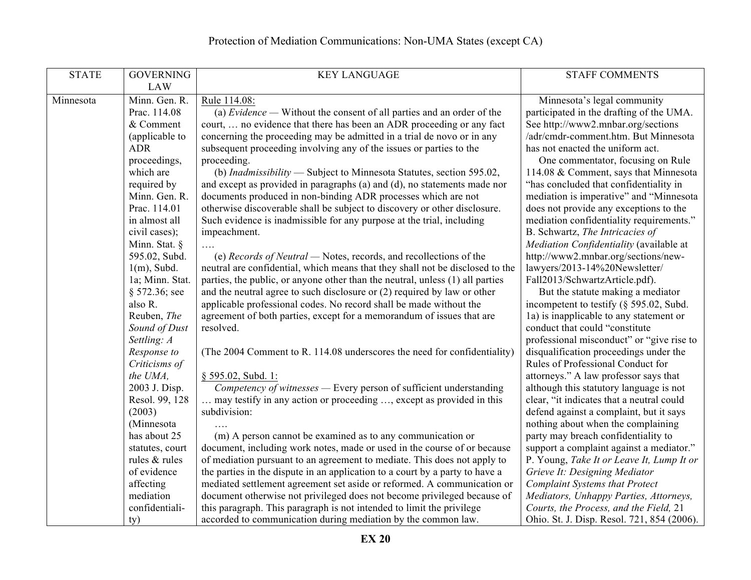# Protection of Mediation Communications: Non-UMA States (except CA)

| STATE | GOVERNING LAW | KEY LANGUAGE | STAFF COMMENTS |
|---|---|---|---|
| Minnesota | Minn. Gen. R. Prac. 114.08 & Comment (applicable to ADR proceedings, which are required by Minn. Gen. R. Prac. 114.01 in almost all civil cases); Minn. Stat. § 595.02, Subd. 1(m), Subd. 1a; Minn. Stat. § 572.36; see also R. Reuben, *The Sound of Dust Settling: A Response to Criticisms of the UMA,* 2003 J. Disp. Resol. 99, 128 (2003) (Minnesota has about 25 statutes, court rules & rules of evidence affecting mediation confidentiality) | <u>Rule 114.08:</u><br>(a) *Evidence* — Without the consent of all parties and an order of the court, … no evidence that there has been an ADR proceeding or any fact concerning the proceeding may be admitted in a trial de novo or in any subsequent proceeding involving any of the issues or parties to the proceeding.<br>(b) *Inadmissibility* — Subject to Minnesota Statutes, section 595.02, and except as provided in paragraphs (a) and (d), no statements made nor documents produced in non-binding ADR processes which are not otherwise discoverable shall be subject to discovery or other disclosure. Such evidence is inadmissible for any purpose at the trial, including impeachment.<br>….<br>(e) *Records of Neutral* — Notes, records, and recollections of the neutral are confidential, which means that they shall not be disclosed to the parties, the public, or anyone other than the neutral, unless (1) all parties and the neutral agree to such disclosure or (2) required by law or other applicable professional codes. No record shall be made without the agreement of both parties, except for a memorandum of issues that are resolved.<br><br>(The 2004 Comment to R. 114.08 underscores the need for confidentiality)<br><br><u>§ 595.02, Subd. 1:</u><br>*Competency of witnesses* — Every person of sufficient understanding … may testify in any action or proceeding …, except as provided in this subdivision:<br>….<br>(m) A person cannot be examined as to any communication or document, including work notes, made or used in the course of or because of mediation pursuant to an agreement to mediate. This does not apply to the parties in the dispute in an application to a court by a party to have a mediated settlement agreement set aside or reformed. A communication or document otherwise not privileged does not become privileged because of this paragraph. This paragraph is not intended to limit the privilege accorded to communication during mediation by the common law. | Minnesota's legal community participated in the drafting of the UMA. See http://www2.mnbar.org/sections/adr/cmdr-comment.htm. But Minnesota has not enacted the uniform act.<br>One commentator, focusing on Rule 114.08 & Comment, says that Minnesota "has concluded that confidentiality in mediation is imperative" and "Minnesota does not provide any exceptions to the mediation confidentiality requirements." B. Schwartz, *The Intricacies of Mediation Confidentiality* (available at http://www2.mnbar.org/sections/new-lawyers/2013-14%20Newsletter/Fall2013/SchwartzArticle.pdf).<br>But the statute making a mediator incompetent to testify (§ 595.02, Subd. 1a) is inapplicable to any statement or conduct that could "constitute professional misconduct" or "give rise to disqualification proceedings under the Rules of Professional Conduct for attorneys." A law professor says that although this statutory language is not clear, "it indicates that a neutral could defend against a complaint, but it says nothing about when the complaining party may breach confidentiality to support a complaint against a mediator." P. Young, *Take It or Leave It, Lump It or Grieve It: Designing Mediator Complaint Systems that Protect Mediators, Unhappy Parties, Attorneys, Courts, the Process, and the Field,* 21 Ohio. St. J. Disp. Resol. 721, 854 (2006). |

**EX 20**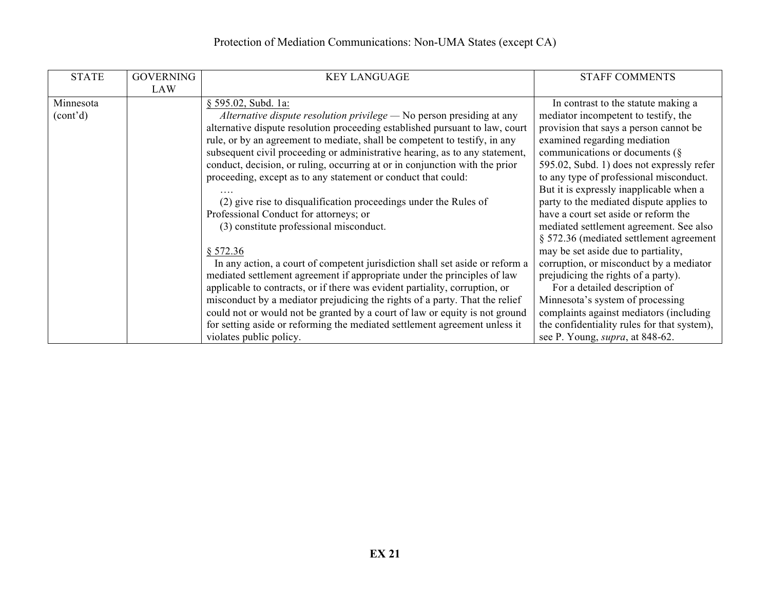Protection of Mediation Communications: Non-UMA States (except CA)

| STATE | GOVERNING LAW | KEY LANGUAGE | STAFF COMMENTS |
|---|---|---|---|
| Minnesota (cont'd) | | § 595.02, Subd. 1a:<br>*Alternative dispute resolution privilege* — No person presiding at any alternative dispute resolution proceeding established pursuant to law, court rule, or by an agreement to mediate, shall be competent to testify, in any subsequent civil proceeding or administrative hearing, as to any statement, conduct, decision, or ruling, occurring at or in conjunction with the prior proceeding, except as to any statement or conduct that could:<br>….<br>(2) give rise to disqualification proceedings under the Rules of Professional Conduct for attorneys; or<br>(3) constitute professional misconduct.<br><br>§ 572.36<br>In any action, a court of competent jurisdiction shall set aside or reform a mediated settlement agreement if appropriate under the principles of law applicable to contracts, or if there was evident partiality, corruption, or misconduct by a mediator prejudicing the rights of a party. That the relief could not or would not be granted by a court of law or equity is not ground for setting aside or reforming the mediated settlement agreement unless it violates public policy. | In contrast to the statute making a mediator incompetent to testify, the provision that says a person cannot be examined regarding mediation communications or documents (§ 595.02, Subd. 1) does not expressly refer to any type of professional misconduct. But it is expressly inapplicable when a party to the mediated dispute applies to have a court set aside or reform the mediated settlement agreement. See also § 572.36 (mediated settlement agreement may be set aside due to partiality, corruption, or misconduct by a mediator prejudicing the rights of a party).<br>For a detailed description of Minnesota's system of processing complaints against mediators (including the confidentiality rules for that system), see P. Young, *supra*, at 848-62. |

**EX 21**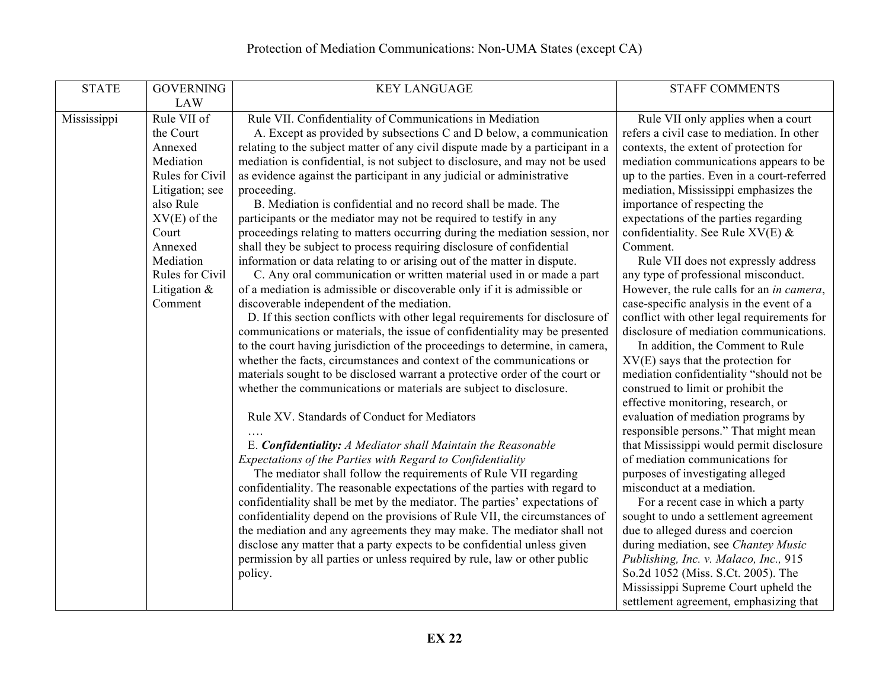Protection of Mediation Communications: Non-UMA States (except CA)

| STATE | GOVERNING LAW | KEY LANGUAGE | STAFF COMMENTS |
|---|---|---|---|
| Mississippi | Rule VII of the Court Annexed Mediation Rules for Civil Litigation; see also Rule XV(E) of the Court Annexed Mediation Rules for Civil Litigation & Comment | Rule VII. Confidentiality of Communications in Mediation<br>A. Except as provided by subsections C and D below, a communication relating to the subject matter of any civil dispute made by a participant in a mediation is confidential, is not subject to disclosure, and may not be used as evidence against the participant in any judicial or administrative proceeding.<br>B. Mediation is confidential and no record shall be made. The participants or the mediator may not be required to testify in any proceedings relating to matters occurring during the mediation session, nor shall they be subject to process requiring disclosure of confidential information or data relating to or arising out of the matter in dispute.<br>C. Any oral communication or written material used in or made a part of a mediation is admissible or discoverable only if it is admissible or discoverable independent of the mediation.<br>D. If this section conflicts with other legal requirements for disclosure of communications or materials, the issue of confidentiality may be presented to the court having jurisdiction of the proceedings to determine, in camera, whether the facts, circumstances and context of the communications or materials sought to be disclosed warrant a protective order of the court or whether the communications or materials are subject to disclosure.<br><br>Rule XV. Standards of Conduct for Mediators<br>….<br>E. ***Confidentiality:*** *A Mediator shall Maintain the Reasonable Expectations of the Parties with Regard to Confidentiality*<br>The mediator shall follow the requirements of Rule VII regarding confidentiality. The reasonable expectations of the parties with regard to confidentiality shall be met by the mediator. The parties' expectations of confidentiality depend on the provisions of Rule VII, the circumstances of the mediation and any agreements they may make. The mediator shall not disclose any matter that a party expects to be confidential unless given permission by all parties or unless required by rule, law or other public policy. | Rule VII only applies when a court refers a civil case to mediation. In other contexts, the extent of protection for mediation communications appears to be up to the parties. Even in a court-referred mediation, Mississippi emphasizes the importance of respecting the expectations of the parties regarding confidentiality. See Rule XV(E) & Comment.<br>Rule VII does not expressly address any type of professional misconduct. However, the rule calls for an *in camera*, case-specific analysis in the event of a conflict with other legal requirements for disclosure of mediation communications.<br>In addition, the Comment to Rule XV(E) says that the protection for mediation confidentiality "should not be construed to limit or prohibit the effective monitoring, research, or evaluation of mediation programs by responsible persons." That might mean that Mississippi would permit disclosure of mediation communications for purposes of investigating alleged misconduct at a mediation.<br>For a recent case in which a party sought to undo a settlement agreement due to alleged duress and coercion during mediation, see *Chantey Music Publishing, Inc. v. Malaco, Inc.,* 915 So.2d 1052 (Miss. S.Ct. 2005). The Mississippi Supreme Court upheld the settlement agreement, emphasizing that |

**EX 22**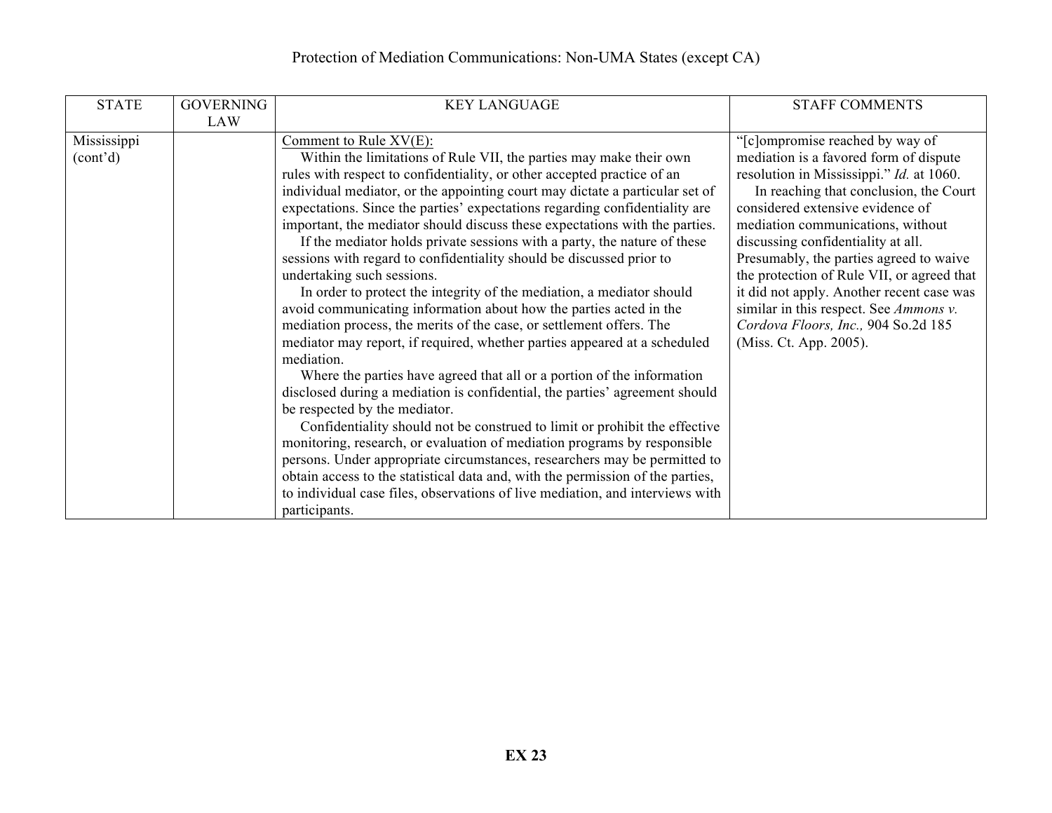# Protection of Mediation Communications: Non-UMA States (except CA)

| STATE | GOVERNING LAW | KEY LANGUAGE | STAFF COMMENTS |
|---|---|---|---|
| Mississippi (cont'd) | | <u>Comment to Rule XV(E):</u><br>Within the limitations of Rule VII, the parties may make their own rules with respect to confidentiality, or other accepted practice of an individual mediator, or the appointing court may dictate a particular set of expectations. Since the parties' expectations regarding confidentiality are important, the mediator should discuss these expectations with the parties.<br>If the mediator holds private sessions with a party, the nature of these sessions with regard to confidentiality should be discussed prior to undertaking such sessions.<br>In order to protect the integrity of the mediation, a mediator should avoid communicating information about how the parties acted in the mediation process, the merits of the case, or settlement offers. The mediator may report, if required, whether parties appeared at a scheduled mediation.<br>Where the parties have agreed that all or a portion of the information disclosed during a mediation is confidential, the parties' agreement should be respected by the mediator.<br>Confidentiality should not be construed to limit or prohibit the effective monitoring, research, or evaluation of mediation programs by responsible persons. Under appropriate circumstances, researchers may be permitted to obtain access to the statistical data and, with the permission of the parties, to individual case files, observations of live mediation, and interviews with participants. | "[c]ompromise reached by way of mediation is a favored form of dispute resolution in Mississippi." *Id.* at 1060.<br>In reaching that conclusion, the Court considered extensive evidence of mediation communications, without discussing confidentiality at all. Presumably, the parties agreed to waive the protection of Rule VII, or agreed that it did not apply. Another recent case was similar in this respect. See *Ammons v. Cordova Floors, Inc.,* 904 So.2d 185 (Miss. Ct. App. 2005). |

**EX 23**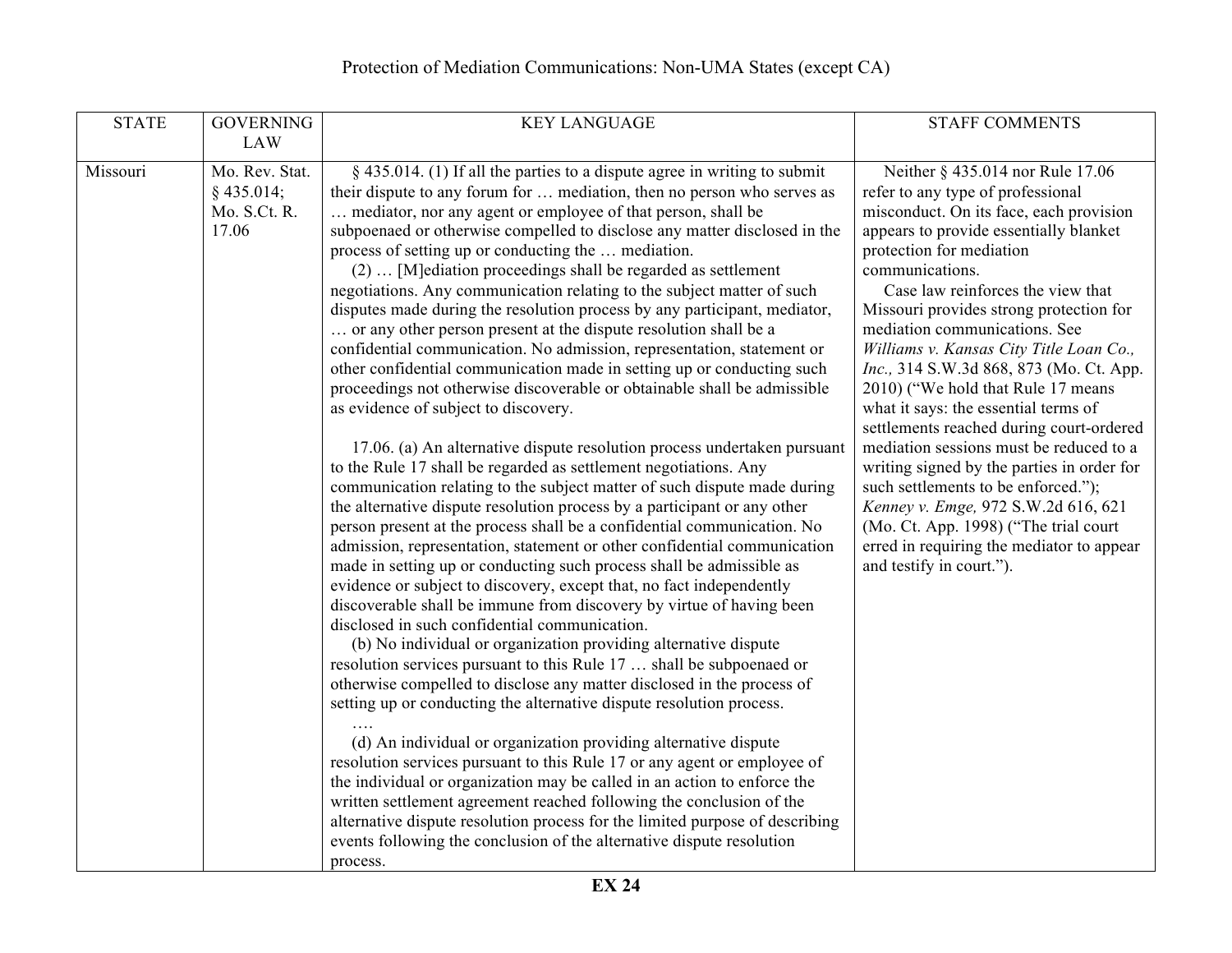# Protection of Mediation Communications: Non-UMA States (except CA)

| STATE | GOVERNING LAW | KEY LANGUAGE | STAFF COMMENTS |
|---|---|---|---|
| Missouri | Mo. Rev. Stat. § 435.014; Mo. S.Ct. R. 17.06 | § 435.014. (1) If all the parties to a dispute agree in writing to submit their dispute to any forum for … mediation, then no person who serves as … mediator, nor any agent or employee of that person, shall be subpoenaed or otherwise compelled to disclose any matter disclosed in the process of setting up or conducting the … mediation.<br>(2) … [M]ediation proceedings shall be regarded as settlement negotiations. Any communication relating to the subject matter of such disputes made during the resolution process by any participant, mediator, … or any other person present at the dispute resolution shall be a confidential communication. No admission, representation, statement or other confidential communication made in setting up or conducting such proceedings not otherwise discoverable or obtainable shall be admissible as evidence of subject to discovery.<br><br>17.06. (a) An alternative dispute resolution process undertaken pursuant to the Rule 17 shall be regarded as settlement negotiations. Any communication relating to the subject matter of such dispute made during the alternative dispute resolution process by a participant or any other person present at the process shall be a confidential communication. No admission, representation, statement or other confidential communication made in setting up or conducting such process shall be admissible as evidence or subject to discovery, except that, no fact independently discoverable shall be immune from discovery by virtue of having been disclosed in such confidential communication.<br>(b) No individual or organization providing alternative dispute resolution services pursuant to this Rule 17 … shall be subpoenaed or otherwise compelled to disclose any matter disclosed in the process of setting up or conducting the alternative dispute resolution process.<br>….<br>(d) An individual or organization providing alternative dispute resolution services pursuant to this Rule 17 or any agent or employee of the individual or organization may be called in an action to enforce the written settlement agreement reached following the conclusion of the alternative dispute resolution process for the limited purpose of describing events following the conclusion of the alternative dispute resolution process. | Neither § 435.014 nor Rule 17.06 refer to any type of professional misconduct. On its face, each provision appears to provide essentially blanket protection for mediation communications.<br>Case law reinforces the view that Missouri provides strong protection for mediation communications. See *Williams v. Kansas City Title Loan Co., Inc.,* 314 S.W.3d 868, 873 (Mo. Ct. App. 2010) ("We hold that Rule 17 means what it says: the essential terms of settlements reached during court-ordered mediation sessions must be reduced to a writing signed by the parties in order for such settlements to be enforced."); *Kenney v. Emge,* 972 S.W.2d 616, 621 (Mo. Ct. App. 1998) ("The trial court erred in requiring the mediator to appear and testify in court."). |

**EX 24**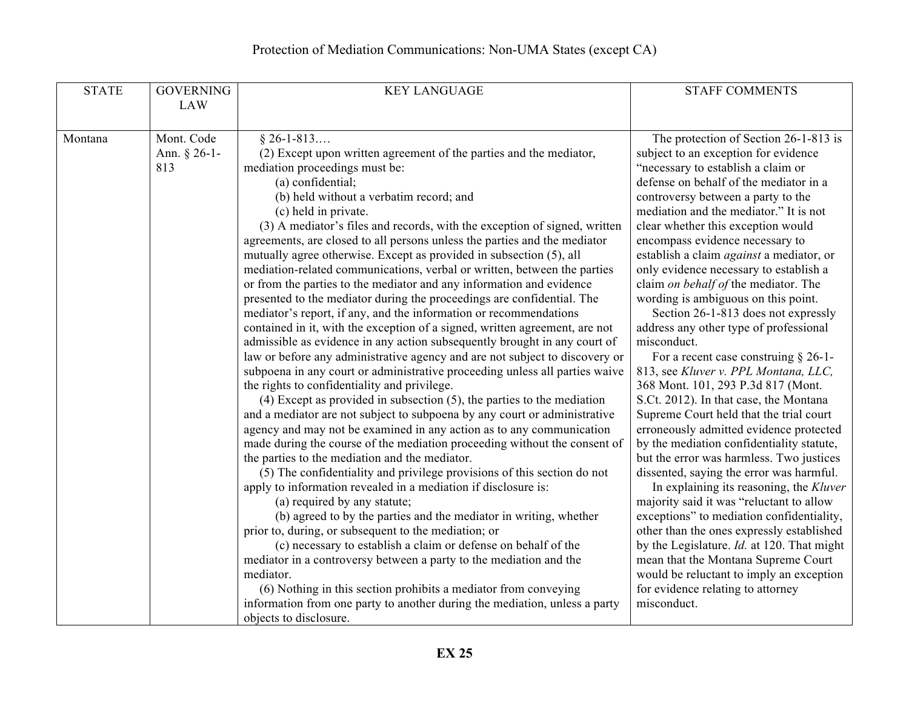Protection of Mediation Communications: Non-UMA States (except CA)

| STATE | GOVERNING LAW | KEY LANGUAGE | STAFF COMMENTS |
|---|---|---|---|
| Montana | Mont. Code Ann. § 26-1-813 | § 26-1-813.… <br>(2) Except upon written agreement of the parties and the mediator, mediation proceedings must be: <br>(a) confidential; <br>(b) held without a verbatim record; and <br>(c) held in private. <br>(3) A mediator's files and records, with the exception of signed, written agreements, are closed to all persons unless the parties and the mediator mutually agree otherwise. Except as provided in subsection (5), all mediation-related communications, verbal or written, between the parties or from the parties to the mediator and any information and evidence presented to the mediator during the proceedings are confidential. The mediator's report, if any, and the information or recommendations contained in it, with the exception of a signed, written agreement, are not admissible as evidence in any action subsequently brought in any court of law or before any administrative agency and are not subject to discovery or subpoena in any court or administrative proceeding unless all parties waive the rights to confidentiality and privilege. <br>(4) Except as provided in subsection (5), the parties to the mediation and a mediator are not subject to subpoena by any court or administrative agency and may not be examined in any action as to any communication made during the course of the mediation proceeding without the consent of the parties to the mediation and the mediator. <br>(5) The confidentiality and privilege provisions of this section do not apply to information revealed in a mediation if disclosure is: <br>(a) required by any statute; <br>(b) agreed to by the parties and the mediator in writing, whether prior to, during, or subsequent to the mediation; or <br>(c) necessary to establish a claim or defense on behalf of the mediator in a controversy between a party to the mediation and the mediator. <br>(6) Nothing in this section prohibits a mediator from conveying information from one party to another during the mediation, unless a party objects to disclosure. | The protection of Section 26-1-813 is subject to an exception for evidence "necessary to establish a claim or defense on behalf of the mediator in a controversy between a party to the mediation and the mediator." It is not clear whether this exception would encompass evidence necessary to establish a claim *against* a mediator, or only evidence necessary to establish a claim *on behalf of* the mediator. The wording is ambiguous on this point. <br>Section 26-1-813 does not expressly address any other type of professional misconduct. <br>For a recent case construing § 26-1-813, see *Kluver v. PPL Montana, LLC,* 368 Mont. 101, 293 P.3d 817 (Mont. S.Ct. 2012). In that case, the Montana Supreme Court held that the trial court erroneously admitted evidence protected by the mediation confidentiality statute, but the error was harmless. Two justices dissented, saying the error was harmful. <br>In explaining its reasoning, the *Kluver* majority said it was "reluctant to allow exceptions" to mediation confidentiality, other than the ones expressly established by the Legislature. *Id.* at 120. That might mean that the Montana Supreme Court would be reluctant to imply an exception for evidence relating to attorney misconduct. |

**EX 25**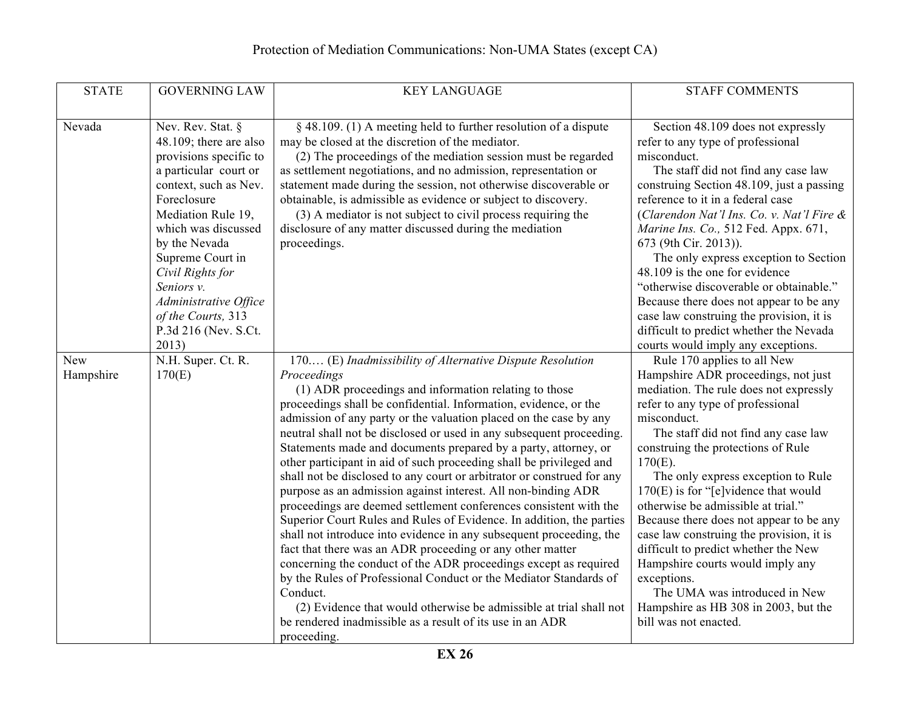Protection of Mediation Communications: Non-UMA States (except CA)

| STATE | GOVERNING LAW | KEY LANGUAGE | STAFF COMMENTS |
|---|---|---|---|
| Nevada | Nev. Rev. Stat. § 48.109; there are also provisions specific to a particular court or context, such as Nev. Foreclosure Mediation Rule 19, which was discussed by the Nevada Supreme Court in *Civil Rights for Seniors v. Administrative Office of the Courts,* 313 P.3d 216 (Nev. S.Ct. 2013) | § 48.109. (1) A meeting held to further resolution of a dispute may be closed at the discretion of the mediator.<br>(2) The proceedings of the mediation session must be regarded as settlement negotiations, and no admission, representation or statement made during the session, not otherwise discoverable or obtainable, is admissible as evidence or subject to discovery.<br>(3) A mediator is not subject to civil process requiring the disclosure of any matter discussed during the mediation proceedings. | Section 48.109 does not expressly refer to any type of professional misconduct.<br>The staff did not find any case law construing Section 48.109, just a passing reference to it in a federal case (*Clarendon Nat'l Ins. Co. v. Nat'l Fire & Marine Ins. Co.,* 512 Fed. Appx. 671, 673 (9th Cir. 2013)).<br>The only express exception to Section 48.109 is the one for evidence "otherwise discoverable or obtainable." Because there does not appear to be any case law construing the provision, it is difficult to predict whether the Nevada courts would imply any exceptions. |
| New Hampshire | N.H. Super. Ct. R. 170(E) | 170.… (E) *Inadmissibility of Alternative Dispute Resolution Proceedings*<br>(1) ADR proceedings and information relating to those proceedings shall be confidential. Information, evidence, or the admission of any party or the valuation placed on the case by any neutral shall not be disclosed or used in any subsequent proceeding. Statements made and documents prepared by a party, attorney, or other participant in aid of such proceeding shall be privileged and shall not be disclosed to any court or arbitrator or construed for any purpose as an admission against interest. All non-binding ADR proceedings are deemed settlement conferences consistent with the Superior Court Rules and Rules of Evidence. In addition, the parties shall not introduce into evidence in any subsequent proceeding, the fact that there was an ADR proceeding or any other matter concerning the conduct of the ADR proceedings except as required by the Rules of Professional Conduct or the Mediator Standards of Conduct.<br>(2) Evidence that would otherwise be admissible at trial shall not be rendered inadmissible as a result of its use in an ADR proceeding. | Rule 170 applies to all New Hampshire ADR proceedings, not just mediation. The rule does not expressly refer to any type of professional misconduct.<br>The staff did not find any case law construing the protections of Rule 170(E).<br>The only express exception to Rule 170(E) is for "[e]vidence that would otherwise be admissible at trial." Because there does not appear to be any case law construing the provision, it is difficult to predict whether the New Hampshire courts would imply any exceptions.<br>The UMA was introduced in New Hampshire as HB 308 in 2003, but the bill was not enacted. |

**EX 26**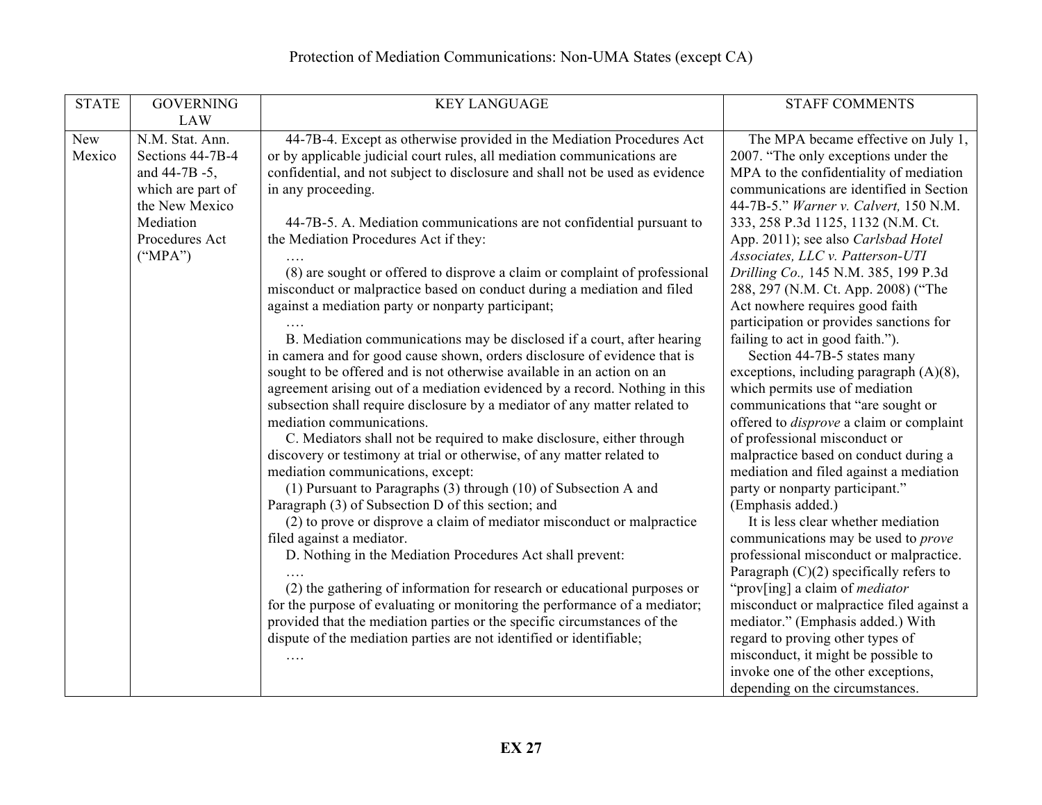Protection of Mediation Communications: Non-UMA States (except CA)

| STATE | GOVERNING LAW | KEY LANGUAGE | STAFF COMMENTS |
|---|---|---|---|
| New Mexico | N.M. Stat. Ann. Sections 44-7B-4 and 44-7B -5, which are part of the New Mexico Mediation Procedures Act ("MPA") | 44-7B-4. Except as otherwise provided in the Mediation Procedures Act or by applicable judicial court rules, all mediation communications are confidential, and not subject to disclosure and shall not be used as evidence in any proceeding.<br><br>44-7B-5. A. Mediation communications are not confidential pursuant to the Mediation Procedures Act if they:<br>….<br>(8) are sought or offered to disprove a claim or complaint of professional misconduct or malpractice based on conduct during a mediation and filed against a mediation party or nonparty participant;<br>….<br>B. Mediation communications may be disclosed if a court, after hearing in camera and for good cause shown, orders disclosure of evidence that is sought to be offered and is not otherwise available in an action on an agreement arising out of a mediation evidenced by a record. Nothing in this subsection shall require disclosure by a mediator of any matter related to mediation communications.<br>C. Mediators shall not be required to make disclosure, either through discovery or testimony at trial or otherwise, of any matter related to mediation communications, except:<br>(1) Pursuant to Paragraphs (3) through (10) of Subsection A and Paragraph (3) of Subsection D of this section; and<br>(2) to prove or disprove a claim of mediator misconduct or malpractice filed against a mediator.<br>D. Nothing in the Mediation Procedures Act shall prevent:<br>….<br>(2) the gathering of information for research or educational purposes or for the purpose of evaluating or monitoring the performance of a mediator; provided that the mediation parties or the specific circumstances of the dispute of the mediation parties are not identified or identifiable;<br>…. | The MPA became effective on July 1, 2007. "The only exceptions under the MPA to the confidentiality of mediation communications are identified in Section 44-7B-5." *Warner v. Calvert,* 150 N.M. 333, 258 P.3d 1125, 1132 (N.M. Ct. App. 2011); see also *Carlsbad Hotel Associates, LLC v. Patterson-UTI Drilling Co.,* 145 N.M. 385, 199 P.3d 288, 297 (N.M. Ct. App. 2008) ("The Act nowhere requires good faith participation or provides sanctions for failing to act in good faith.").<br>Section 44-7B-5 states many exceptions, including paragraph (A)(8), which permits use of mediation communications that "are sought or offered to *disprove* a claim or complaint of professional misconduct or malpractice based on conduct during a mediation and filed against a mediation party or nonparty participant." (Emphasis added.)<br>It is less clear whether mediation communications may be used to *prove* professional misconduct or malpractice. Paragraph (C)(2) specifically refers to "prov[ing] a claim of *mediator* misconduct or malpractice filed against a mediator." (Emphasis added.) With regard to proving other types of misconduct, it might be possible to invoke one of the other exceptions, depending on the circumstances. |

**EX 27**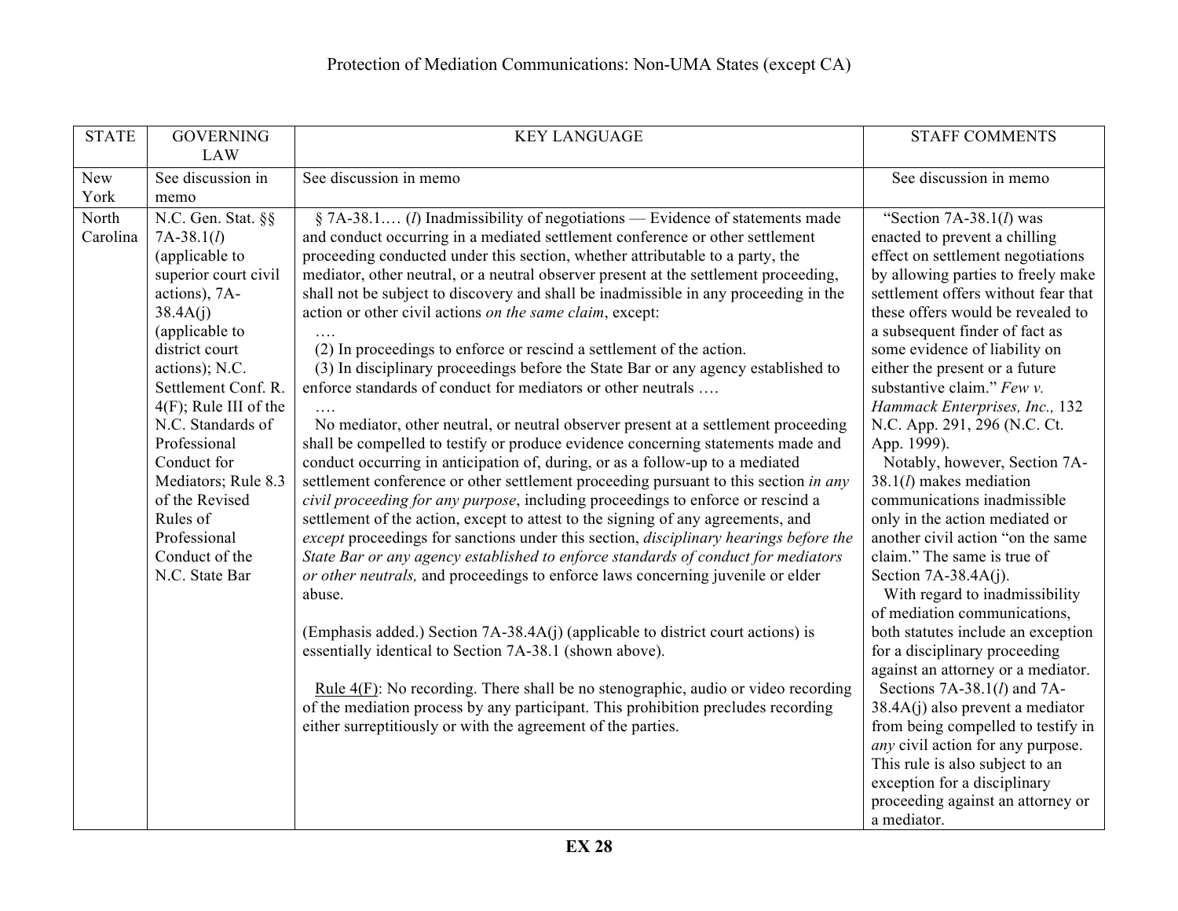Protection of Mediation Communications: Non-UMA States (except CA)

| STATE | GOVERNING LAW | KEY LANGUAGE | STAFF COMMENTS |
|---|---|---|---|
| New York | See discussion in memo | See discussion in memo | See discussion in memo |
| North Carolina | N.C. Gen. Stat. §§ 7A-38.1(*l*) (applicable to superior court civil actions), 7A-38.4A(j) (applicable to district court actions); N.C. Settlement Conf. R. 4(F); Rule III of the N.C. Standards of Professional Conduct for Mediators; Rule 8.3 of the Revised Rules of Professional Conduct of the N.C. State Bar | § 7A-38.1…. (*l*) Inadmissibility of negotiations — Evidence of statements made and conduct occurring in a mediated settlement conference or other settlement proceeding conducted under this section, whether attributable to a party, the mediator, other neutral, or a neutral observer present at the settlement proceeding, shall not be subject to discovery and shall be inadmissible in any proceeding in the action or other civil actions *on the same claim*, except:<br>….<br>(2) In proceedings to enforce or rescind a settlement of the action.<br>(3) In disciplinary proceedings before the State Bar or any agency established to enforce standards of conduct for mediators or other neutrals ….<br>….<br>No mediator, other neutral, or neutral observer present at a settlement proceeding shall be compelled to testify or produce evidence concerning statements made and conduct occurring in anticipation of, during, or as a follow-up to a mediated settlement conference or other settlement proceeding pursuant to this section *in any civil proceeding for any purpose*, including proceedings to enforce or rescind a settlement of the action, except to attest to the signing of any agreements, and *except* proceedings for sanctions under this section, *disciplinary hearings before the State Bar or any agency established to enforce standards of conduct for mediators or other neutrals,* and proceedings to enforce laws concerning juvenile or elder abuse.<br><br>(Emphasis added.) Section 7A-38.4A(j) (applicable to district court actions) is essentially identical to Section 7A-38.1 (shown above).<br><br>Rule 4(F): No recording. There shall be no stenographic, audio or video recording of the mediation process by any participant. This prohibition precludes recording either surreptitiously or with the agreement of the parties. | "Section 7A-38.1(*l*) was enacted to prevent a chilling effect on settlement negotiations by allowing parties to freely make settlement offers without fear that these offers would be revealed to a subsequent finder of fact as some evidence of liability on either the present or a future substantive claim." *Few v. Hammack Enterprises, Inc.,* 132 N.C. App. 291, 296 (N.C. Ct. App. 1999).<br>Notably, however, Section 7A-38.1(*l*) makes mediation communications inadmissible only in the action mediated or another civil action "on the same claim." The same is true of Section 7A-38.4A(j).<br>With regard to inadmissibility of mediation communications, both statutes include an exception for a disciplinary proceeding against an attorney or a mediator.<br>Sections 7A-38.1(*l*) and 7A-38.4A(j) also prevent a mediator from being compelled to testify in *any* civil action for any purpose. This rule is also subject to an exception for a disciplinary proceeding against an attorney or a mediator. |

**EX 28**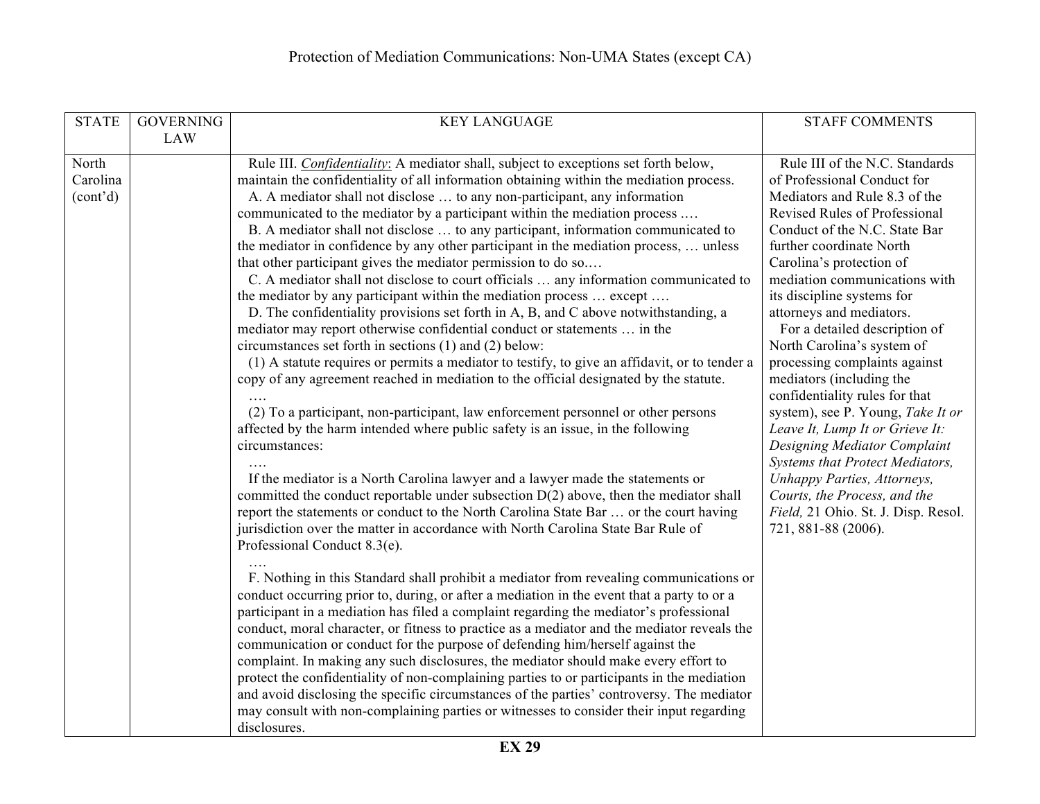# Protection of Mediation Communications: Non-UMA States (except CA)

| STATE | GOVERNING LAW | KEY LANGUAGE | STAFF COMMENTS |
|---|---|---|---|
| North Carolina (cont'd) | | Rule III. *Confidentiality*: A mediator shall, subject to exceptions set forth below, maintain the confidentiality of all information obtaining within the mediation process.<br>A. A mediator shall not disclose … to any non-participant, any information communicated to the mediator by a participant within the mediation process ….<br>B. A mediator shall not disclose … to any participant, information communicated to the mediator in confidence by any other participant in the mediation process, … unless that other participant gives the mediator permission to do so.…<br>C. A mediator shall not disclose to court officials … any information communicated to the mediator by any participant within the mediation process … except ….<br>D. The confidentiality provisions set forth in A, B, and C above notwithstanding, a mediator may report otherwise confidential conduct or statements … in the circumstances set forth in sections (1) and (2) below:<br>(1) A statute requires or permits a mediator to testify, to give an affidavit, or to tender a copy of any agreement reached in mediation to the official designated by the statute.<br>….<br>(2) To a participant, non-participant, law enforcement personnel or other persons affected by the harm intended where public safety is an issue, in the following circumstances:<br>….<br>If the mediator is a North Carolina lawyer and a lawyer made the statements or committed the conduct reportable under subsection D(2) above, then the mediator shall report the statements or conduct to the North Carolina State Bar … or the court having jurisdiction over the matter in accordance with North Carolina State Bar Rule of Professional Conduct 8.3(e).<br>….<br>F. Nothing in this Standard shall prohibit a mediator from revealing communications or conduct occurring prior to, during, or after a mediation in the event that a party to or a participant in a mediation has filed a complaint regarding the mediator's professional conduct, moral character, or fitness to practice as a mediator and the mediator reveals the communication or conduct for the purpose of defending him/herself against the complaint. In making any such disclosures, the mediator should make every effort to protect the confidentiality of non-complaining parties to or participants in the mediation and avoid disclosing the specific circumstances of the parties' controversy. The mediator may consult with non-complaining parties or witnesses to consider their input regarding disclosures. | Rule III of the N.C. Standards of Professional Conduct for Mediators and Rule 8.3 of the Revised Rules of Professional Conduct of the N.C. State Bar further coordinate North Carolina's protection of mediation communications with its discipline systems for attorneys and mediators.<br>For a detailed description of North Carolina's system of processing complaints against mediators (including the confidentiality rules for that system), see P. Young, *Take It or Leave It, Lump It or Grieve It: Designing Mediator Complaint Systems that Protect Mediators, Unhappy Parties, Attorneys, Courts, the Process, and the Field,* 21 Ohio. St. J. Disp. Resol. 721, 881-88 (2006). |

**EX 29**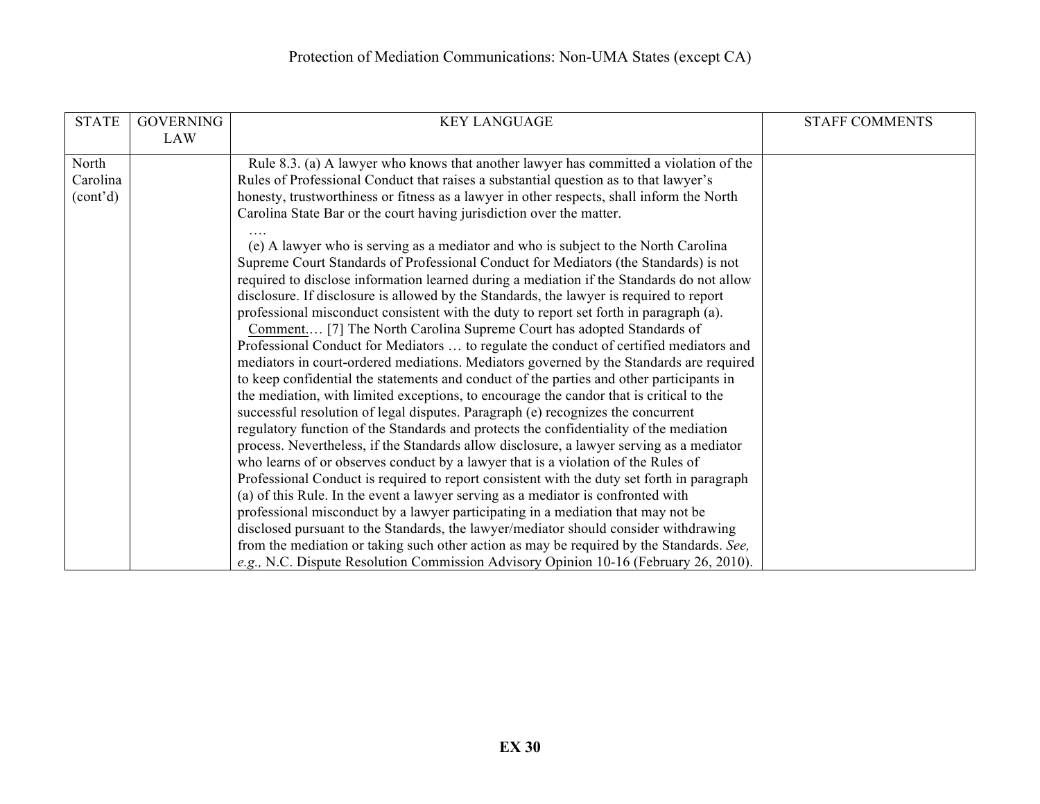Protection of Mediation Communications: Non-UMA States (except CA)

| STATE | GOVERNING LAW | KEY LANGUAGE | STAFF COMMENTS |
|---|---|---|---|
| North Carolina (cont'd) | | Rule 8.3. (a) A lawyer who knows that another lawyer has committed a violation of the Rules of Professional Conduct that raises a substantial question as to that lawyer's honesty, trustworthiness or fitness as a lawyer in other respects, shall inform the North Carolina State Bar or the court having jurisdiction over the matter.<br>….<br>(e) A lawyer who is serving as a mediator and who is subject to the North Carolina Supreme Court Standards of Professional Conduct for Mediators (the Standards) is not required to disclose information learned during a mediation if the Standards do not allow disclosure. If disclosure is allowed by the Standards, the lawyer is required to report professional misconduct consistent with the duty to report set forth in paragraph (a).<br><u>Comment.</u>… [7] The North Carolina Supreme Court has adopted Standards of Professional Conduct for Mediators … to regulate the conduct of certified mediators and mediators in court-ordered mediations. Mediators governed by the Standards are required to keep confidential the statements and conduct of the parties and other participants in the mediation, with limited exceptions, to encourage the candor that is critical to the successful resolution of legal disputes. Paragraph (e) recognizes the concurrent regulatory function of the Standards and protects the confidentiality of the mediation process. Nevertheless, if the Standards allow disclosure, a lawyer serving as a mediator who learns of or observes conduct by a lawyer that is a violation of the Rules of Professional Conduct is required to report consistent with the duty set forth in paragraph (a) of this Rule. In the event a lawyer serving as a mediator is confronted with professional misconduct by a lawyer participating in a mediation that may not be disclosed pursuant to the Standards, the lawyer/mediator should consider withdrawing from the mediation or taking such other action as may be required by the Standards. *See, e.g.,* N.C. Dispute Resolution Commission Advisory Opinion 10-16 (February 26, 2010). | |

**EX 30**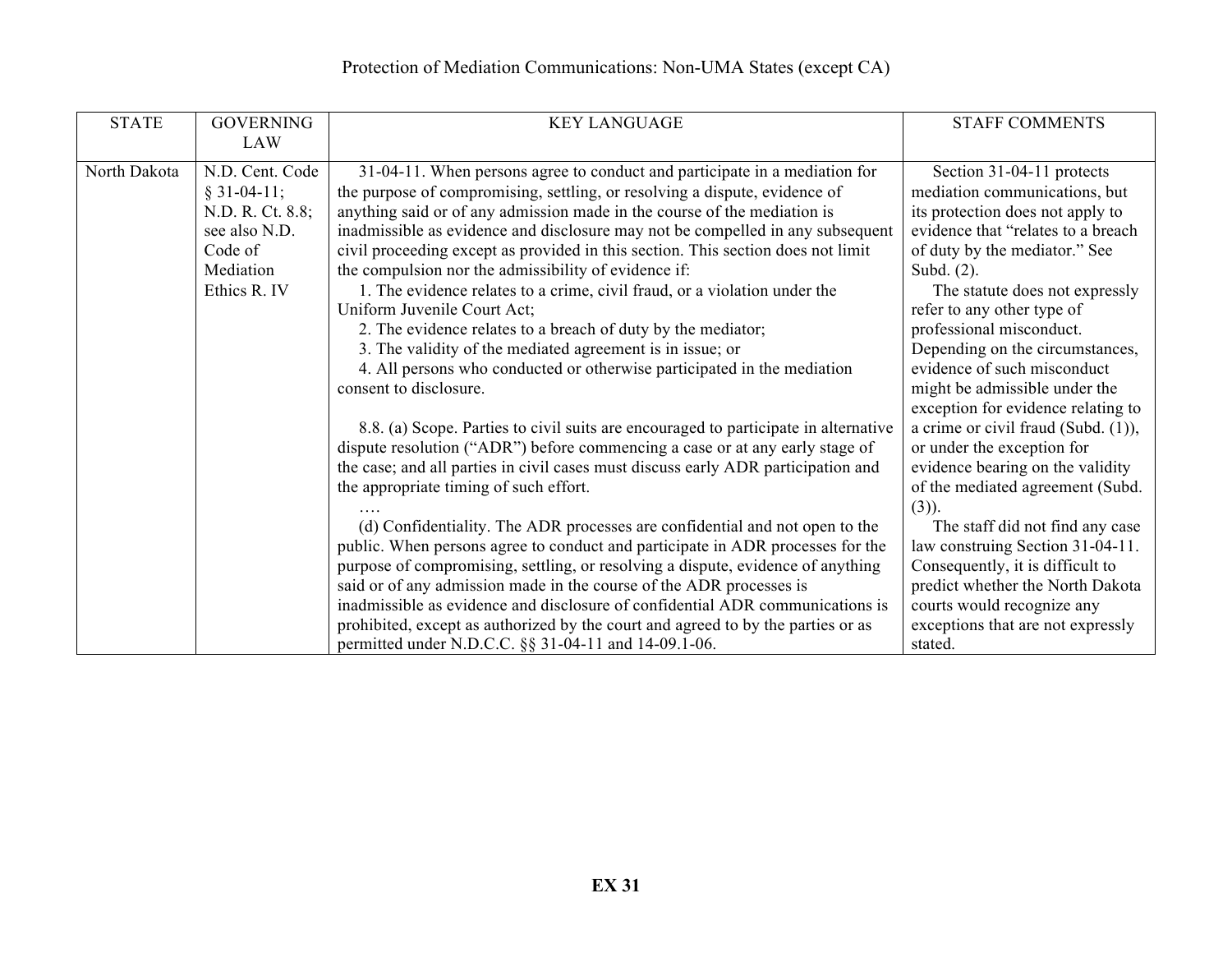Protection of Mediation Communications: Non-UMA States (except CA)

| STATE | GOVERNING LAW | KEY LANGUAGE | STAFF COMMENTS |
|---|---|---|---|
| North Dakota | N.D. Cent. Code § 31-04-11; N.D. R. Ct. 8.8; see also N.D. Code of Mediation Ethics R. IV | 31-04-11. When persons agree to conduct and participate in a mediation for the purpose of compromising, settling, or resolving a dispute, evidence of anything said or of any admission made in the course of the mediation is inadmissible as evidence and disclosure may not be compelled in any subsequent civil proceeding except as provided in this section. This section does not limit the compulsion nor the admissibility of evidence if:<br>1. The evidence relates to a crime, civil fraud, or a violation under the Uniform Juvenile Court Act;<br>2. The evidence relates to a breach of duty by the mediator;<br>3. The validity of the mediated agreement is in issue; or<br>4. All persons who conducted or otherwise participated in the mediation consent to disclosure.<br><br>8.8. (a) Scope. Parties to civil suits are encouraged to participate in alternative dispute resolution ("ADR") before commencing a case or at any early stage of the case; and all parties in civil cases must discuss early ADR participation and the appropriate timing of such effort.<br>….<br>(d) Confidentiality. The ADR processes are confidential and not open to the public. When persons agree to conduct and participate in ADR processes for the purpose of compromising, settling, or resolving a dispute, evidence of anything said or of any admission made in the course of the ADR processes is inadmissible as evidence and disclosure of confidential ADR communications is prohibited, except as authorized by the court and agreed to by the parties or as permitted under N.D.C.C. §§ 31-04-11 and 14-09.1-06. | Section 31-04-11 protects mediation communications, but its protection does not apply to evidence that "relates to a breach of duty by the mediator." See Subd. (2).<br>The statute does not expressly refer to any other type of professional misconduct. Depending on the circumstances, evidence of such misconduct might be admissible under the exception for evidence relating to a crime or civil fraud (Subd. (1)), or under the exception for evidence bearing on the validity of the mediated agreement (Subd. (3)).<br>The staff did not find any case law construing Section 31-04-11. Consequently, it is difficult to predict whether the North Dakota courts would recognize any exceptions that are not expressly stated. |

**EX 31**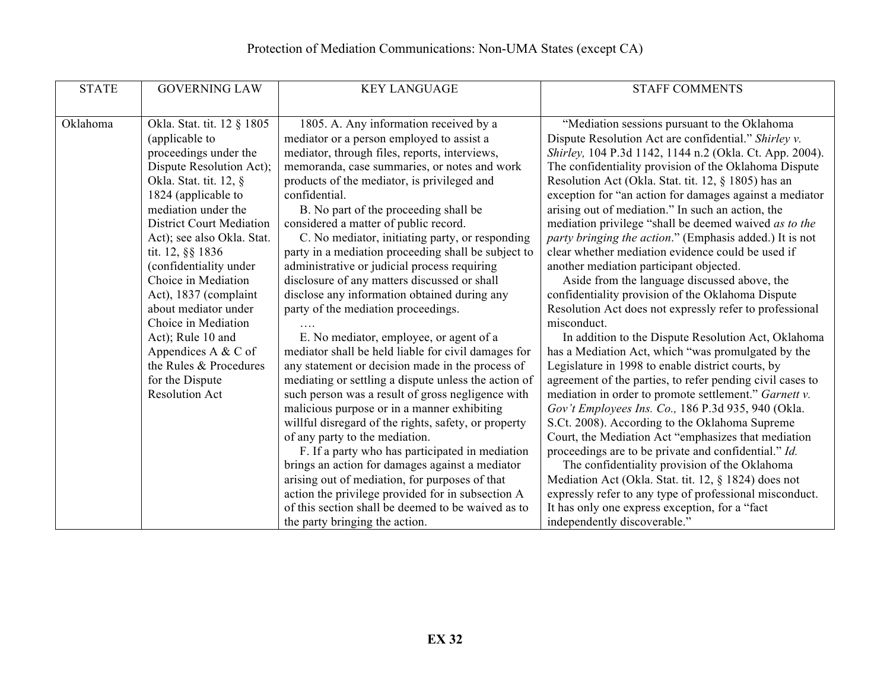Protection of Mediation Communications: Non-UMA States (except CA)

| STATE | GOVERNING LAW | KEY LANGUAGE | STAFF COMMENTS |
|---|---|---|---|
| Oklahoma | Okla. Stat. tit. 12 § 1805 (applicable to proceedings under the Dispute Resolution Act); Okla. Stat. tit. 12, § 1824 (applicable to mediation under the District Court Mediation Act); see also Okla. Stat. tit. 12, §§ 1836 (confidentiality under Choice in Mediation Act), 1837 (complaint about mediator under Choice in Mediation Act); Rule 10 and Appendices A & C of the Rules & Procedures for the Dispute Resolution Act | 1805. A. Any information received by a mediator or a person employed to assist a mediator, through files, reports, interviews, memoranda, case summaries, or notes and work products of the mediator, is privileged and confidential.<br>B. No part of the proceeding shall be considered a matter of public record.<br>C. No mediator, initiating party, or responding party in a mediation proceeding shall be subject to administrative or judicial process requiring disclosure of any matters discussed or shall disclose any information obtained during any party of the mediation proceedings.<br>….<br>E. No mediator, employee, or agent of a mediator shall be held liable for civil damages for any statement or decision made in the process of mediating or settling a dispute unless the action of such person was a result of gross negligence with malicious purpose or in a manner exhibiting willful disregard of the rights, safety, or property of any party to the mediation.<br>F. If a party who has participated in mediation brings an action for damages against a mediator arising out of mediation, for purposes of that action the privilege provided for in subsection A of this section shall be deemed to be waived as to the party bringing the action. | "Mediation sessions pursuant to the Oklahoma Dispute Resolution Act are confidential." *Shirley v. Shirley,* 104 P.3d 1142, 1144 n.2 (Okla. Ct. App. 2004). The confidentiality provision of the Oklahoma Dispute Resolution Act (Okla. Stat. tit. 12, § 1805) has an exception for "an action for damages against a mediator arising out of mediation." In such an action, the mediation privilege "shall be deemed waived *as to the party bringing the action*." (Emphasis added.) It is not clear whether mediation evidence could be used if another mediation participant objected.<br>Aside from the language discussed above, the confidentiality provision of the Oklahoma Dispute Resolution Act does not expressly refer to professional misconduct.<br>In addition to the Dispute Resolution Act, Oklahoma has a Mediation Act, which "was promulgated by the Legislature in 1998 to enable district courts, by agreement of the parties, to refer pending civil cases to mediation in order to promote settlement." *Garnett v. Gov't Employees Ins. Co.,* 186 P.3d 935, 940 (Okla. S.Ct. 2008). According to the Oklahoma Supreme Court, the Mediation Act "emphasizes that mediation proceedings are to be private and confidential." *Id.*<br>The confidentiality provision of the Oklahoma Mediation Act (Okla. Stat. tit. 12, § 1824) does not expressly refer to any type of professional misconduct. It has only one express exception, for a "fact independently discoverable." |

**EX 32**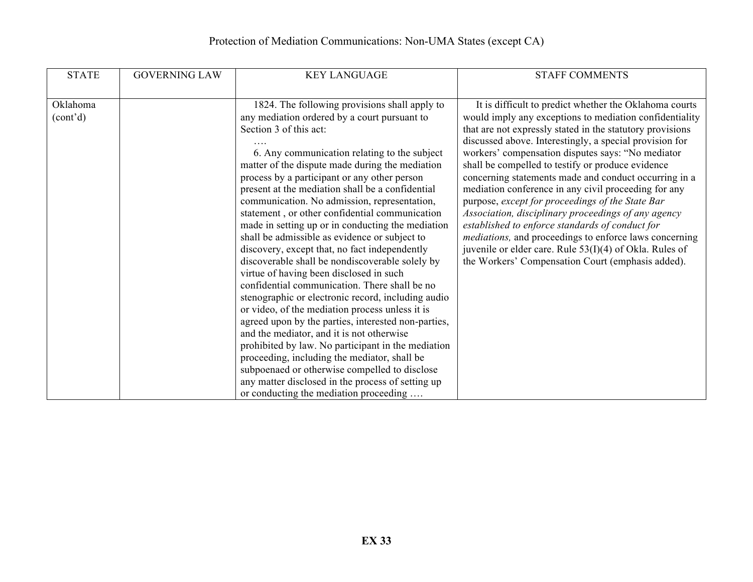Protection of Mediation Communications: Non-UMA States (except CA)

| STATE | GOVERNING LAW | KEY LANGUAGE | STAFF COMMENTS |
|---|---|---|---|
| Oklahoma (cont'd) | | 1824. The following provisions shall apply to any mediation ordered by a court pursuant to Section 3 of this act:<br>….<br>6. Any communication relating to the subject matter of the dispute made during the mediation process by a participant or any other person present at the mediation shall be a confidential communication. No admission, representation, statement , or other confidential communication made in setting up or in conducting the mediation shall be admissible as evidence or subject to discovery, except that, no fact independently discoverable shall be nondiscoverable solely by virtue of having been disclosed in such confidential communication. There shall be no stenographic or electronic record, including audio or video, of the mediation process unless it is agreed upon by the parties, interested non-parties, and the mediator, and it is not otherwise prohibited by law. No participant in the mediation proceeding, including the mediator, shall be subpoenaed or otherwise compelled to disclose any matter disclosed in the process of setting up or conducting the mediation proceeding …. | It is difficult to predict whether the Oklahoma courts would imply any exceptions to mediation confidentiality that are not expressly stated in the statutory provisions discussed above. Interestingly, a special provision for workers' compensation disputes says: "No mediator shall be compelled to testify or produce evidence concerning statements made and conduct occurring in a mediation conference in any civil proceeding for any purpose, *except for proceedings of the State Bar Association, disciplinary proceedings of any agency established to enforce standards of conduct for mediations,* and proceedings to enforce laws concerning juvenile or elder care. Rule 53(I)(4) of Okla. Rules of the Workers' Compensation Court (emphasis added). |

**EX 33**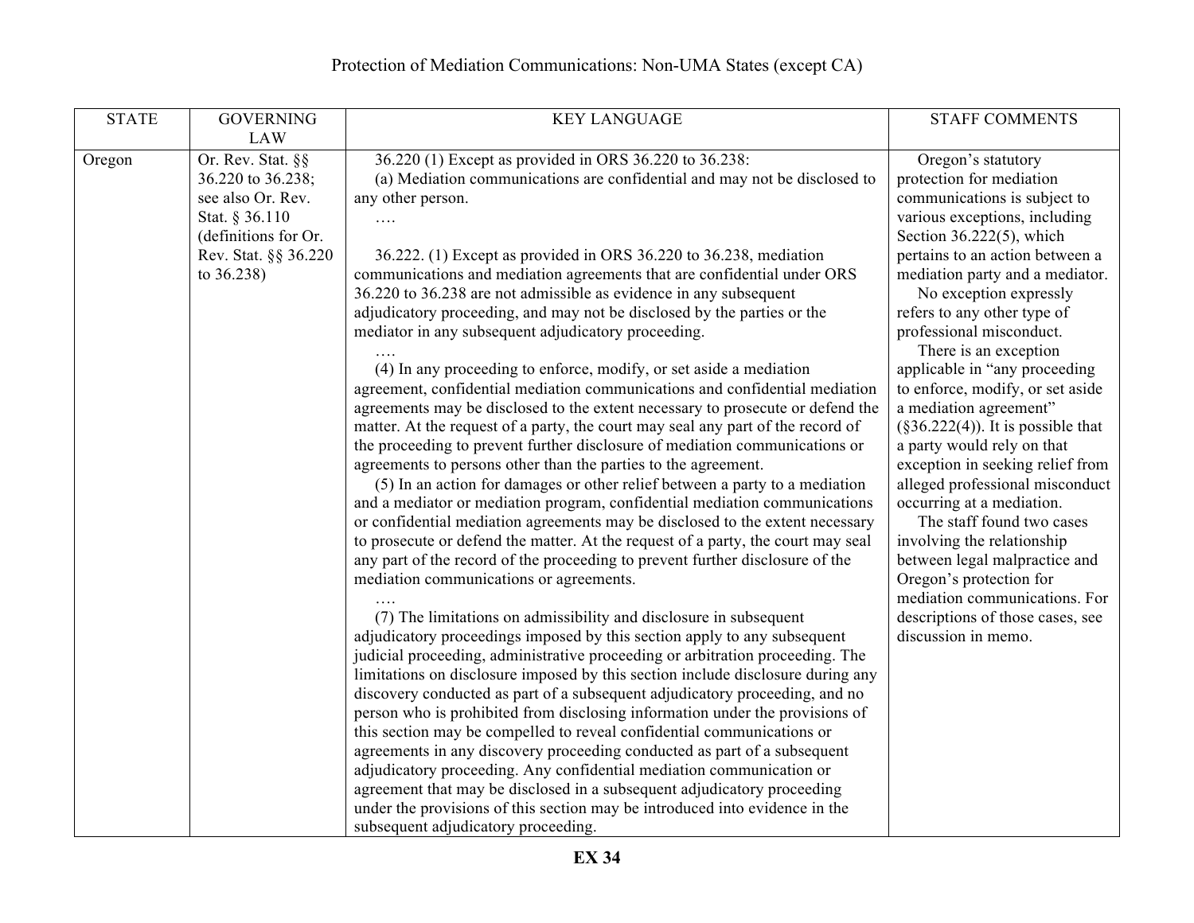# Protection of Mediation Communications: Non-UMA States (except CA)

| STATE | GOVERNING LAW | KEY LANGUAGE | STAFF COMMENTS |
|---|---|---|---|
| Oregon | Or. Rev. Stat. §§ 36.220 to 36.238; see also Or. Rev. Stat. § 36.110 (definitions for Or. Rev. Stat. §§ 36.220 to 36.238) | 36.220 (1) Except as provided in ORS 36.220 to 36.238:<br>(a) Mediation communications are confidential and may not be disclosed to any other person.<br>….<br><br>36.222. (1) Except as provided in ORS 36.220 to 36.238, mediation communications and mediation agreements that are confidential under ORS 36.220 to 36.238 are not admissible as evidence in any subsequent adjudicatory proceeding, and may not be disclosed by the parties or the mediator in any subsequent adjudicatory proceeding.<br>….<br>(4) In any proceeding to enforce, modify, or set aside a mediation agreement, confidential mediation communications and confidential mediation agreements may be disclosed to the extent necessary to prosecute or defend the matter. At the request of a party, the court may seal any part of the record of the proceeding to prevent further disclosure of mediation communications or agreements to persons other than the parties to the agreement.<br>(5) In an action for damages or other relief between a party to a mediation and a mediator or mediation program, confidential mediation communications or confidential mediation agreements may be disclosed to the extent necessary to prosecute or defend the matter. At the request of a party, the court may seal any part of the record of the proceeding to prevent further disclosure of the mediation communications or agreements.<br>….<br>(7) The limitations on admissibility and disclosure in subsequent adjudicatory proceedings imposed by this section apply to any subsequent judicial proceeding, administrative proceeding or arbitration proceeding. The limitations on disclosure imposed by this section include disclosure during any discovery conducted as part of a subsequent adjudicatory proceeding, and no person who is prohibited from disclosing information under the provisions of this section may be compelled to reveal confidential communications or agreements in any discovery proceeding conducted as part of a subsequent adjudicatory proceeding. Any confidential mediation communication or agreement that may be disclosed in a subsequent adjudicatory proceeding under the provisions of this section may be introduced into evidence in the subsequent adjudicatory proceeding. | Oregon's statutory protection for mediation communications is subject to various exceptions, including Section 36.222(5), which pertains to an action between a mediation party and a mediator.<br>No exception expressly refers to any other type of professional misconduct.<br>There is an exception applicable in "any proceeding to enforce, modify, or set aside a mediation agreement" (§36.222(4)). It is possible that a party would rely on that exception in seeking relief from alleged professional misconduct occurring at a mediation.<br>The staff found two cases involving the relationship between legal malpractice and Oregon's protection for mediation communications. For descriptions of those cases, see discussion in memo. |

**EX 34**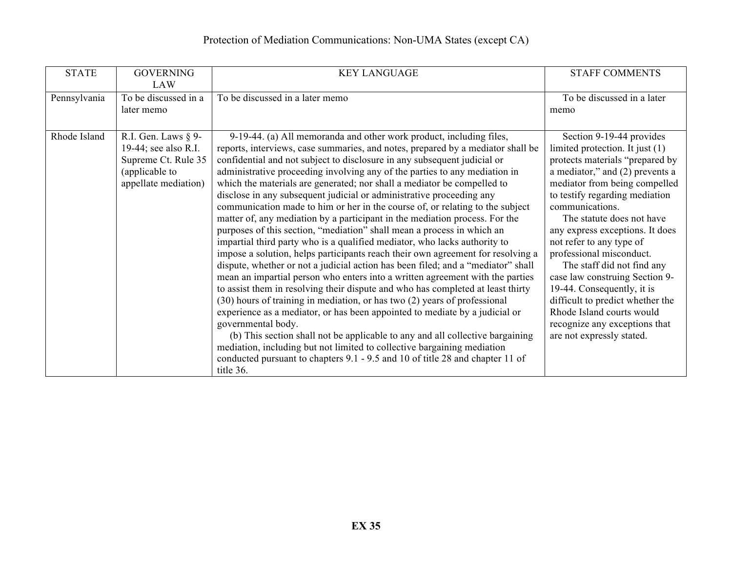Protection of Mediation Communications: Non-UMA States (except CA)

| STATE | GOVERNING LAW | KEY LANGUAGE | STAFF COMMENTS |
|---|---|---|---|
| Pennsylvania | To be discussed in a later memo | To be discussed in a later memo | To be discussed in a later memo |
| Rhode Island | R.I. Gen. Laws § 9-19-44; see also R.I. Supreme Ct. Rule 35 (applicable to appellate mediation) | 9-19-44. (a) All memoranda and other work product, including files, reports, interviews, case summaries, and notes, prepared by a mediator shall be confidential and not subject to disclosure in any subsequent judicial or administrative proceeding involving any of the parties to any mediation in which the materials are generated; nor shall a mediator be compelled to disclose in any subsequent judicial or administrative proceeding any communication made to him or her in the course of, or relating to the subject matter of, any mediation by a participant in the mediation process. For the purposes of this section, "mediation" shall mean a process in which an impartial third party who is a qualified mediator, who lacks authority to impose a solution, helps participants reach their own agreement for resolving a dispute, whether or not a judicial action has been filed; and a "mediator" shall mean an impartial person who enters into a written agreement with the parties to assist them in resolving their dispute and who has completed at least thirty (30) hours of training in mediation, or has two (2) years of professional experience as a mediator, or has been appointed to mediate by a judicial or governmental body.<br><br>(b) This section shall not be applicable to any and all collective bargaining mediation, including but not limited to collective bargaining mediation conducted pursuant to chapters 9.1 - 9.5 and 10 of title 28 and chapter 11 of title 36. | Section 9-19-44 provides limited protection. It just (1) protects materials "prepared by a mediator," and (2) prevents a mediator from being compelled to testify regarding mediation communications.<br><br>The statute does not have any express exceptions. It does not refer to any type of professional misconduct.<br><br>The staff did not find any case law construing Section 9-19-44. Consequently, it is difficult to predict whether the Rhode Island courts would recognize any exceptions that are not expressly stated. |

**EX 35**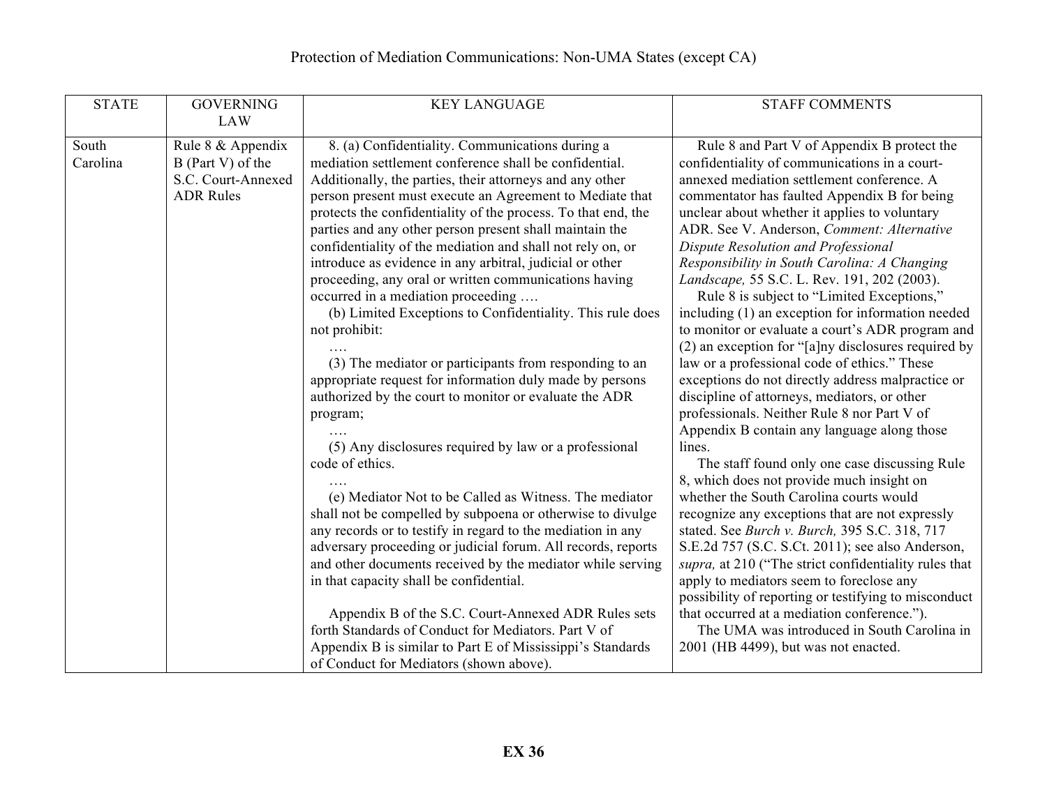# Protection of Mediation Communications: Non-UMA States (except CA)

| STATE | GOVERNING LAW | KEY LANGUAGE | STAFF COMMENTS |
|---|---|---|---|
| South Carolina | Rule 8 & Appendix B (Part V) of the S.C. Court-Annexed ADR Rules | 8. (a) Confidentiality. Communications during a mediation settlement conference shall be confidential. Additionally, the parties, their attorneys and any other person present must execute an Agreement to Mediate that protects the confidentiality of the process. To that end, the parties and any other person present shall maintain the confidentiality of the mediation and shall not rely on, or introduce as evidence in any arbitral, judicial or other proceeding, any oral or written communications having occurred in a mediation proceeding ….<br><br>(b) Limited Exceptions to Confidentiality. This rule does not prohibit:<br><br>….<br><br>(3) The mediator or participants from responding to an appropriate request for information duly made by persons authorized by the court to monitor or evaluate the ADR program;<br><br>….<br><br>(5) Any disclosures required by law or a professional code of ethics.<br><br>….<br><br>(e) Mediator Not to be Called as Witness. The mediator shall not be compelled by subpoena or otherwise to divulge any records or to testify in regard to the mediation in any adversary proceeding or judicial forum. All records, reports and other documents received by the mediator while serving in that capacity shall be confidential.<br><br>Appendix B of the S.C. Court-Annexed ADR Rules sets forth Standards of Conduct for Mediators. Part V of Appendix B is similar to Part E of Mississippi's Standards of Conduct for Mediators (shown above). | Rule 8 and Part V of Appendix B protect the confidentiality of communications in a court-annexed mediation settlement conference. A commentator has faulted Appendix B for being unclear about whether it applies to voluntary ADR. See V. Anderson, *Comment: Alternative Dispute Resolution and Professional Responsibility in South Carolina: A Changing Landscape,* 55 S.C. L. Rev. 191, 202 (2003).<br><br>Rule 8 is subject to "Limited Exceptions," including (1) an exception for information needed to monitor or evaluate a court's ADR program and (2) an exception for "[a]ny disclosures required by law or a professional code of ethics." These exceptions do not directly address malpractice or discipline of attorneys, mediators, or other professionals. Neither Rule 8 nor Part V of Appendix B contain any language along those lines.<br><br>The staff found only one case discussing Rule 8, which does not provide much insight on whether the South Carolina courts would recognize any exceptions that are not expressly stated. See *Burch v. Burch,* 395 S.C. 318, 717 S.E.2d 757 (S.C. S.Ct. 2011); see also Anderson, *supra,* at 210 ("The strict confidentiality rules that apply to mediators seem to foreclose any possibility of reporting or testifying to misconduct that occurred at a mediation conference.").<br><br>The UMA was introduced in South Carolina in 2001 (HB 4499), but was not enacted. |

**EX 36**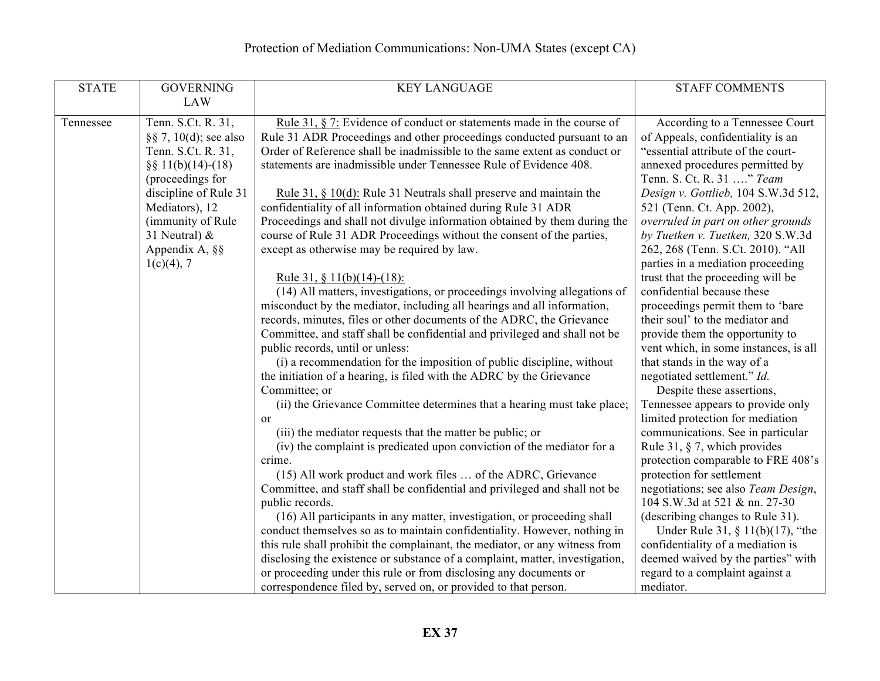# Protection of Mediation Communications: Non-UMA States (except CA)

| STATE | GOVERNING LAW | KEY LANGUAGE | STAFF COMMENTS |
|---|---|---|---|
| Tennessee | Tenn. S.Ct. R. 31, §§ 7, 10(d); see also Tenn. S.Ct. R. 31, §§ 11(b)(14)-(18) (proceedings for discipline of Rule 31 Mediators), 12 (immunity of Rule 31 Neutral) & Appendix A, §§ 1(c)(4), 7 | <u>Rule 31, § 7:</u> Evidence of conduct or statements made in the course of Rule 31 ADR Proceedings and other proceedings conducted pursuant to an Order of Reference shall be inadmissible to the same extent as conduct or statements are inadmissible under Tennessee Rule of Evidence 408.<br><br><u>Rule 31, § 10(d):</u> Rule 31 Neutrals shall preserve and maintain the confidentiality of all information obtained during Rule 31 ADR Proceedings and shall not divulge information obtained by them during the course of Rule 31 ADR Proceedings without the consent of the parties, except as otherwise may be required by law.<br><br><u>Rule 31, § 11(b)(14)-(18):</u><br>(14) All matters, investigations, or proceedings involving allegations of misconduct by the mediator, including all hearings and all information, records, minutes, files or other documents of the ADRC, the Grievance Committee, and staff shall be confidential and privileged and shall not be public records, until or unless:<br>(i) a recommendation for the imposition of public discipline, without the initiation of a hearing, is filed with the ADRC by the Grievance Committee; or<br>(ii) the Grievance Committee determines that a hearing must take place; or<br>(iii) the mediator requests that the matter be public; or<br>(iv) the complaint is predicated upon conviction of the mediator for a crime.<br>(15) All work product and work files … of the ADRC, Grievance Committee, and staff shall be confidential and privileged and shall not be public records.<br>(16) All participants in any matter, investigation, or proceeding shall conduct themselves so as to maintain confidentiality. However, nothing in this rule shall prohibit the complainant, the mediator, or any witness from disclosing the existence or substance of a complaint, matter, investigation, or proceeding under this rule or from disclosing any documents or correspondence filed by, served on, or provided to that person. | According to a Tennessee Court of Appeals, confidentiality is an "essential attribute of the court-annexed procedures permitted by Tenn. S. Ct. R. 31 …." *Team Design v. Gottlieb,* 104 S.W.3d 512, 521 (Tenn. Ct. App. 2002), *overruled in part on other grounds by Tuetken v. Tuetken,* 320 S.W.3d 262, 268 (Tenn. S.Ct. 2010). "All parties in a mediation proceeding trust that the proceeding will be confidential because these proceedings permit them to 'bare their soul' to the mediator and provide them the opportunity to vent which, in some instances, is all that stands in the way of a negotiated settlement." *Id.*<br>Despite these assertions, Tennessee appears to provide only limited protection for mediation communications. See in particular Rule 31, § 7, which provides protection comparable to FRE 408's protection for settlement negotiations; see also *Team Design*, 104 S.W.3d at 521 & nn. 27-30 (describing changes to Rule 31).<br>Under Rule 31, § 11(b)(17), "the confidentiality of a mediation is deemed waived by the parties" with regard to a complaint against a mediator. |

**EX 37**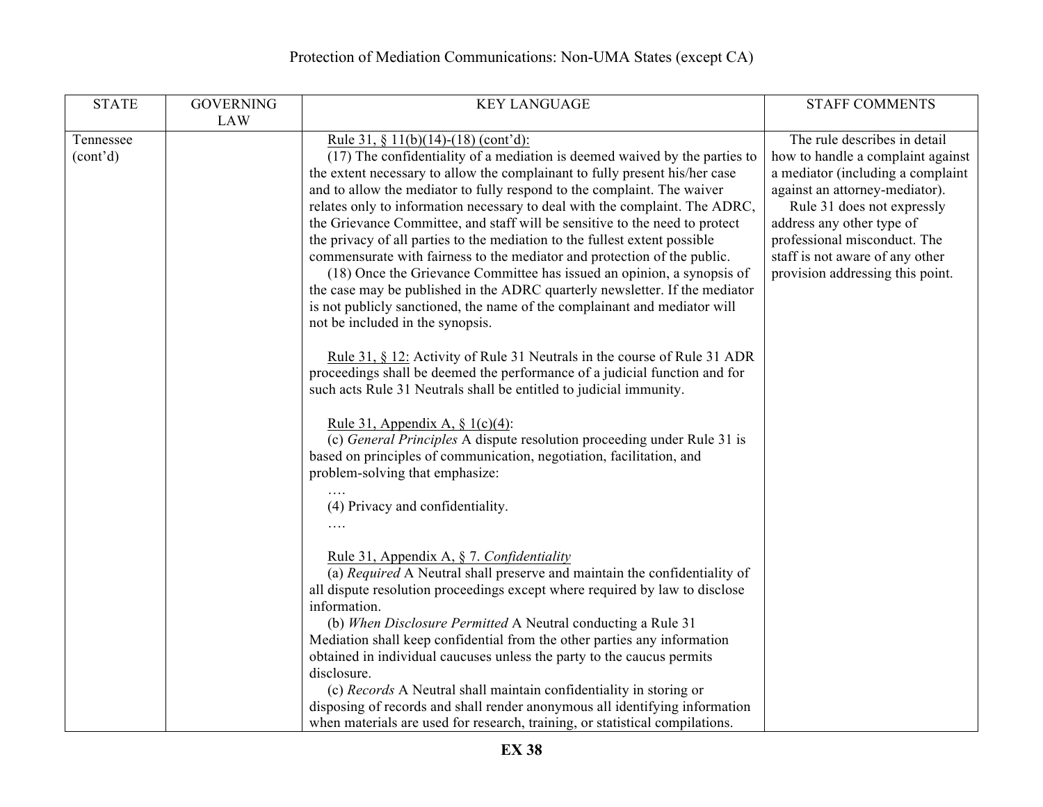Protection of Mediation Communications: Non-UMA States (except CA)

| STATE | GOVERNING LAW | KEY LANGUAGE | STAFF COMMENTS |
|---|---|---|---|
| Tennessee (cont'd) | | <u>Rule 31, § 11(b)(14)-(18) (cont'd):</u><br>(17) The confidentiality of a mediation is deemed waived by the parties to the extent necessary to allow the complainant to fully present his/her case and to allow the mediator to fully respond to the complaint. The waiver relates only to information necessary to deal with the complaint. The ADRC, the Grievance Committee, and staff will be sensitive to the need to protect the privacy of all parties to the mediation to the fullest extent possible commensurate with fairness to the mediator and protection of the public.<br>(18) Once the Grievance Committee has issued an opinion, a synopsis of the case may be published in the ADRC quarterly newsletter. If the mediator is not publicly sanctioned, the name of the complainant and mediator will not be included in the synopsis.<br><br><u>Rule 31, § 12:</u> Activity of Rule 31 Neutrals in the course of Rule 31 ADR proceedings shall be deemed the performance of a judicial function and for such acts Rule 31 Neutrals shall be entitled to judicial immunity.<br><br><u>Rule 31, Appendix A, § 1(c)(4)</u>:<br>(c) *General Principles* A dispute resolution proceeding under Rule 31 is based on principles of communication, negotiation, facilitation, and problem-solving that emphasize:<br>….<br>(4) Privacy and confidentiality.<br>….<br><br><u>Rule 31, Appendix A, § 7. *Confidentiality*</u><br>(a) *Required* A Neutral shall preserve and maintain the confidentiality of all dispute resolution proceedings except where required by law to disclose information.<br>(b) *When Disclosure Permitted* A Neutral conducting a Rule 31 Mediation shall keep confidential from the other parties any information obtained in individual caucuses unless the party to the caucus permits disclosure.<br>(c) *Records* A Neutral shall maintain confidentiality in storing or disposing of records and shall render anonymous all identifying information when materials are used for research, training, or statistical compilations. | The rule describes in detail how to handle a complaint against a mediator (including a complaint against an attorney-mediator).<br>Rule 31 does not expressly address any other type of professional misconduct. The staff is not aware of any other provision addressing this point. |

**EX 38**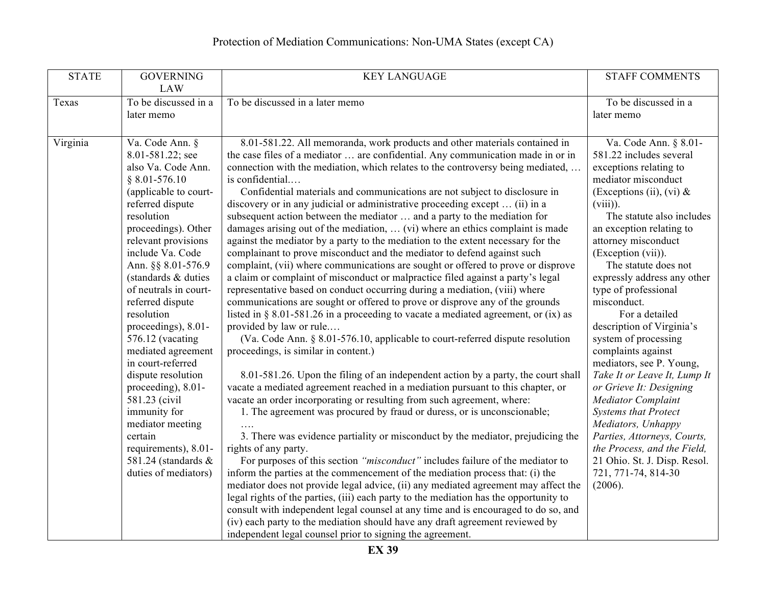# Protection of Mediation Communications: Non-UMA States (except CA)

| STATE | GOVERNING LAW | KEY LANGUAGE | STAFF COMMENTS |
|---|---|---|---|
| Texas | To be discussed in a later memo | To be discussed in a later memo | To be discussed in a later memo |
| Virginia | Va. Code Ann. § 8.01-581.22; see also Va. Code Ann. § 8.01-576.10 (applicable to court-referred dispute resolution proceedings). Other relevant provisions include Va. Code Ann. §§ 8.01-576.9 (standards & duties of neutrals in court-referred dispute resolution proceedings), 8.01-576.12 (vacating mediated agreement in court-referred dispute resolution proceeding), 8.01-581.23 (civil immunity for mediator meeting certain requirements), 8.01-581.24 (standards & duties of mediators) | 8.01-581.22. All memoranda, work products and other materials contained in the case files of a mediator … are confidential. Any communication made in or in connection with the mediation, which relates to the controversy being mediated, … is confidential.… <br> Confidential materials and communications are not subject to disclosure in discovery or in any judicial or administrative proceeding except … (ii) in a subsequent action between the mediator … and a party to the mediation for damages arising out of the mediation, … (vi) where an ethics complaint is made against the mediator by a party to the mediation to the extent necessary for the complainant to prove misconduct and the mediator to defend against such complaint, (vii) where communications are sought or offered to prove or disprove a claim or complaint of misconduct or malpractice filed against a party's legal representative based on conduct occurring during a mediation, (viii) where communications are sought or offered to prove or disprove any of the grounds listed in § 8.01-581.26 in a proceeding to vacate a mediated agreement, or (ix) as provided by law or rule.… <br> (Va. Code Ann. § 8.01-576.10, applicable to court-referred dispute resolution proceedings, is similar in content.) <br><br> 8.01-581.26. Upon the filing of an independent action by a party, the court shall vacate a mediated agreement reached in a mediation pursuant to this chapter, or vacate an order incorporating or resulting from such agreement, where: <br> 1. The agreement was procured by fraud or duress, or is unconscionable; <br> …. <br> 3. There was evidence partiality or misconduct by the mediator, prejudicing the rights of any party. <br> For purposes of this section *"misconduct"* includes failure of the mediator to inform the parties at the commencement of the mediation process that: (i) the mediator does not provide legal advice, (ii) any mediated agreement may affect the legal rights of the parties, (iii) each party to the mediation has the opportunity to consult with independent legal counsel at any time and is encouraged to do so, and (iv) each party to the mediation should have any draft agreement reviewed by independent legal counsel prior to signing the agreement. | Va. Code Ann. § 8.01-581.22 includes several exceptions relating to mediator misconduct (Exceptions (ii), (vi) & (viii)). <br> The statute also includes an exception relating to attorney misconduct (Exception (vii)). <br> The statute does not expressly address any other type of professional misconduct. <br> For a detailed description of Virginia's system of processing complaints against mediators, see P. Young, *Take It or Leave It, Lump It or Grieve It: Designing Mediator Complaint Systems that Protect Mediators, Unhappy Parties, Attorneys, Courts, the Process, and the Field,* 21 Ohio. St. J. Disp. Resol. 721, 771-74, 814-30 (2006). |

**EX 39**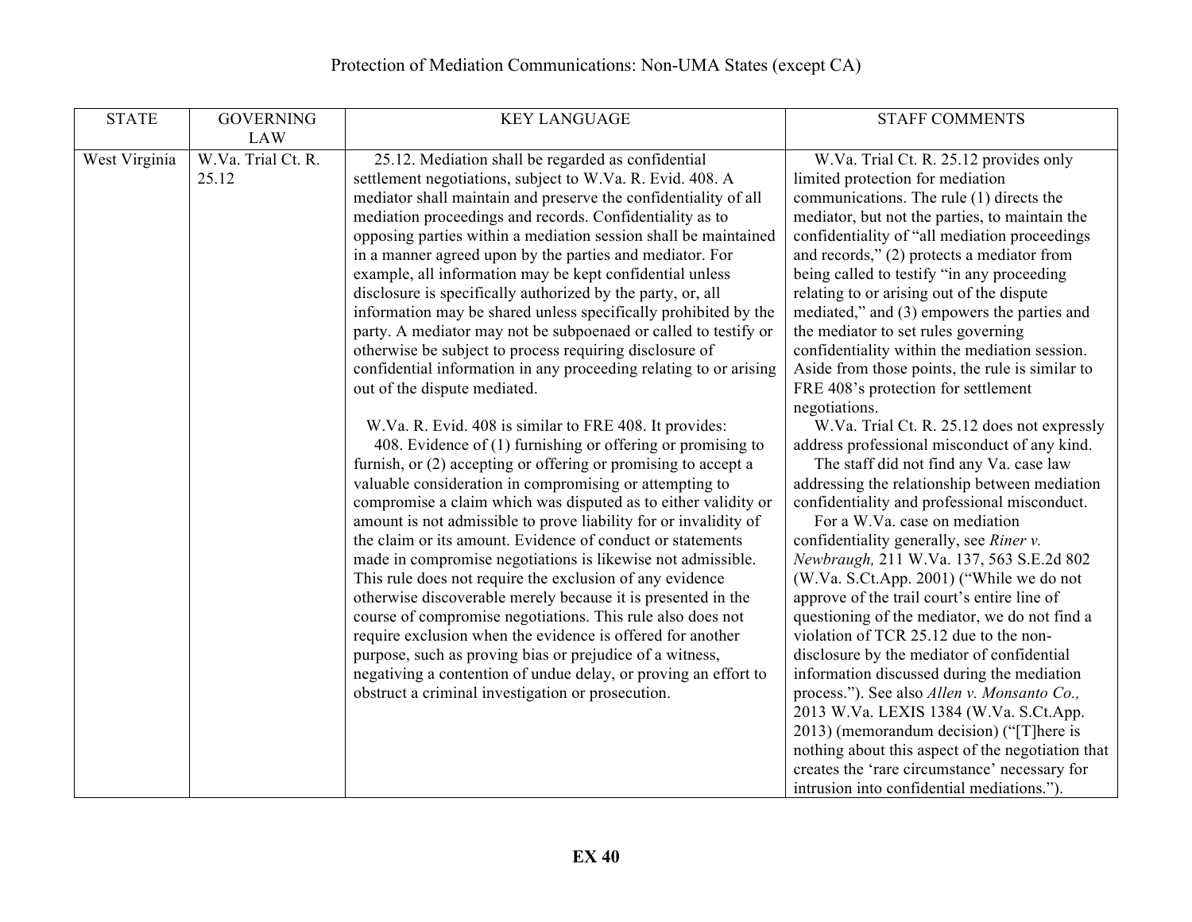# Protection of Mediation Communications: Non-UMA States (except CA)

| STATE | GOVERNING LAW | KEY LANGUAGE | STAFF COMMENTS |
|---|---|---|---|
| West Virginia | W.Va. Trial Ct. R. 25.12 | 25.12. Mediation shall be regarded as confidential settlement negotiations, subject to W.Va. R. Evid. 408. A mediator shall maintain and preserve the confidentiality of all mediation proceedings and records. Confidentiality as to opposing parties within a mediation session shall be maintained in a manner agreed upon by the parties and mediator. For example, all information may be kept confidential unless disclosure is specifically authorized by the party, or, all information may be shared unless specifically prohibited by the party. A mediator may not be subpoenaed or called to testify or otherwise be subject to process requiring disclosure of confidential information in any proceeding relating to or arising out of the dispute mediated.<br><br>W.Va. R. Evid. 408 is similar to FRE 408. It provides:<br>408. Evidence of (1) furnishing or offering or promising to furnish, or (2) accepting or offering or promising to accept a valuable consideration in compromising or attempting to compromise a claim which was disputed as to either validity or amount is not admissible to prove liability for or invalidity of the claim or its amount. Evidence of conduct or statements made in compromise negotiations is likewise not admissible. This rule does not require the exclusion of any evidence otherwise discoverable merely because it is presented in the course of compromise negotiations. This rule also does not require exclusion when the evidence is offered for another purpose, such as proving bias or prejudice of a witness, negativing a contention of undue delay, or proving an effort to obstruct a criminal investigation or prosecution. | W.Va. Trial Ct. R. 25.12 provides only limited protection for mediation communications. The rule (1) directs the mediator, but not the parties, to maintain the confidentiality of "all mediation proceedings and records," (2) protects a mediator from being called to testify "in any proceeding relating to or arising out of the dispute mediated," and (3) empowers the parties and the mediator to set rules governing confidentiality within the mediation session. Aside from those points, the rule is similar to FRE 408's protection for settlement negotiations.<br>W.Va. Trial Ct. R. 25.12 does not expressly address professional misconduct of any kind.<br>The staff did not find any Va. case law addressing the relationship between mediation confidentiality and professional misconduct.<br>For a W.Va. case on mediation confidentiality generally, see *Riner v. Newbraugh,* 211 W.Va. 137, 563 S.E.2d 802 (W.Va. S.Ct.App. 2001) ("While we do not approve of the trail court's entire line of questioning of the mediator, we do not find a violation of TCR 25.12 due to the non-disclosure by the mediator of confidential information discussed during the mediation process."). See also *Allen v. Monsanto Co.,* 2013 W.Va. LEXIS 1384 (W.Va. S.Ct.App. 2013) (memorandum decision) ("[T]here is nothing about this aspect of the negotiation that creates the 'rare circumstance' necessary for intrusion into confidential mediations."). |

**EX 40**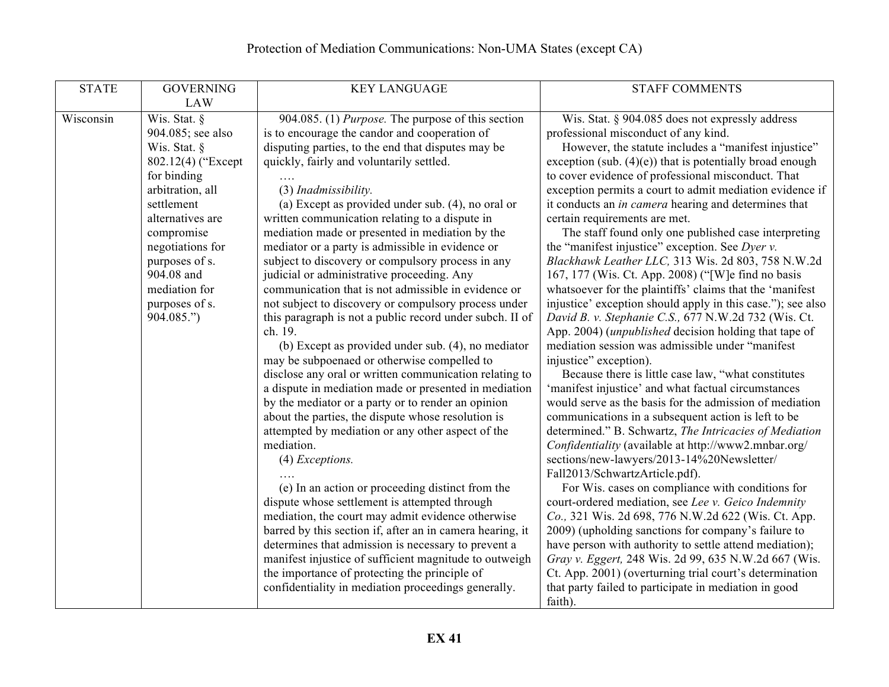# Protection of Mediation Communications: Non-UMA States (except CA)

| STATE | GOVERNING LAW | KEY LANGUAGE | STAFF COMMENTS |
|---|---|---|---|
| Wisconsin | Wis. Stat. § 904.085; see also Wis. Stat. § 802.12(4) ("Except for binding arbitration, all settlement alternatives are compromise negotiations for purposes of s. 904.08 and mediation for purposes of s. 904.085.") | 904.085. (1) *Purpose.* The purpose of this section is to encourage the candor and cooperation of disputing parties, to the end that disputes may be quickly, fairly and voluntarily settled.<br>….<br>(3) *Inadmissibility.*<br>(a) Except as provided under sub. (4), no oral or written communication relating to a dispute in mediation made or presented in mediation by the mediator or a party is admissible in evidence or subject to discovery or compulsory process in any judicial or administrative proceeding. Any communication that is not admissible in evidence or not subject to discovery or compulsory process under this paragraph is not a public record under subch. II of ch. 19.<br>(b) Except as provided under sub. (4), no mediator may be subpoenaed or otherwise compelled to disclose any oral or written communication relating to a dispute in mediation made or presented in mediation by the mediator or a party or to render an opinion about the parties, the dispute whose resolution is attempted by mediation or any other aspect of the mediation.<br>(4) *Exceptions.*<br>….<br>(e) In an action or proceeding distinct from the dispute whose settlement is attempted through mediation, the court may admit evidence otherwise barred by this section if, after an in camera hearing, it determines that admission is necessary to prevent a manifest injustice of sufficient magnitude to outweigh the importance of protecting the principle of confidentiality in mediation proceedings generally. | Wis. Stat. § 904.085 does not expressly address professional misconduct of any kind.<br>However, the statute includes a "manifest injustice" exception (sub. (4)(e)) that is potentially broad enough to cover evidence of professional misconduct. That exception permits a court to admit mediation evidence if it conducts an *in camera* hearing and determines that certain requirements are met.<br>The staff found only one published case interpreting the "manifest injustice" exception. See *Dyer v. Blackhawk Leather LLC,* 313 Wis. 2d 803, 758 N.W.2d 167, 177 (Wis. Ct. App. 2008) ("[W]e find no basis whatsoever for the plaintiffs' claims that the 'manifest injustice' exception should apply in this case."); see also *David B. v. Stephanie C.S.,* 677 N.W.2d 732 (Wis. Ct. App. 2004) (*unpublished* decision holding that tape of mediation session was admissible under "manifest injustice" exception).<br>Because there is little case law, "what constitutes 'manifest injustice' and what factual circumstances would serve as the basis for the admission of mediation communications in a subsequent action is left to be determined." B. Schwartz, *The Intricacies of Mediation Confidentiality* (available at http://www2.mnbar.org/sections/new-lawyers/2013-14%20Newsletter/Fall2013/SchwartzArticle.pdf).<br>For Wis. cases on compliance with conditions for court-ordered mediation, see *Lee v. Geico Indemnity Co.,* 321 Wis. 2d 698, 776 N.W.2d 622 (Wis. Ct. App. 2009) (upholding sanctions for company's failure to have person with authority to settle attend mediation); *Gray v. Eggert,* 248 Wis. 2d 99, 635 N.W.2d 667 (Wis. Ct. App. 2001) (overturning trial court's determination that party failed to participate in mediation in good faith). |

**EX 41**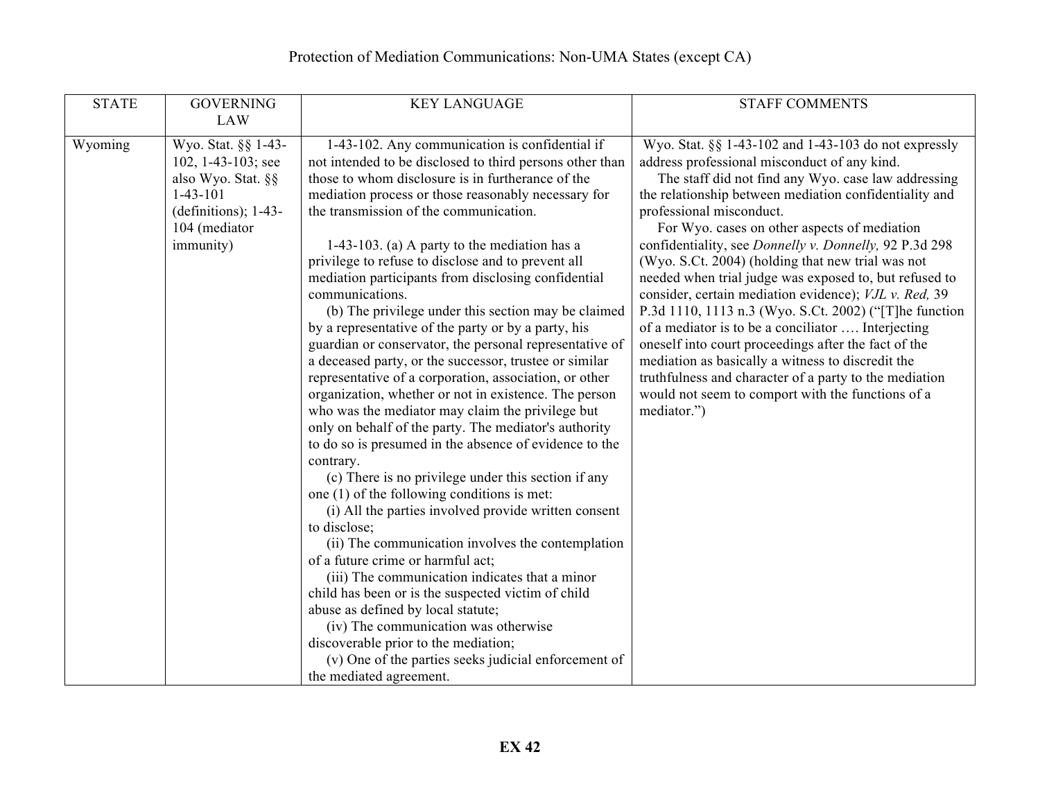# Protection of Mediation Communications: Non-UMA States (except CA)

| STATE | GOVERNING LAW | KEY LANGUAGE | STAFF COMMENTS |
|---|---|---|---|
| Wyoming | Wyo. Stat. §§ 1-43-102, 1-43-103; see also Wyo. Stat. §§ 1-43-101 (definitions); 1-43-104 (mediator immunity) | 1-43-102. Any communication is confidential if not intended to be disclosed to third persons other than those to whom disclosure is in furtherance of the mediation process or those reasonably necessary for the transmission of the communication.<br><br>1-43-103. (a) A party to the mediation has a privilege to refuse to disclose and to prevent all mediation participants from disclosing confidential communications.<br>(b) The privilege under this section may be claimed by a representative of the party or by a party, his guardian or conservator, the personal representative of a deceased party, or the successor, trustee or similar representative of a corporation, association, or other organization, whether or not in existence. The person who was the mediator may claim the privilege but only on behalf of the party. The mediator's authority to do so is presumed in the absence of evidence to the contrary.<br>(c) There is no privilege under this section if any one (1) of the following conditions is met:<br>(i) All the parties involved provide written consent to disclose;<br>(ii) The communication involves the contemplation of a future crime or harmful act;<br>(iii) The communication indicates that a minor child has been or is the suspected victim of child abuse as defined by local statute;<br>(iv) The communication was otherwise discoverable prior to the mediation;<br>(v) One of the parties seeks judicial enforcement of the mediated agreement. | Wyo. Stat. §§ 1-43-102 and 1-43-103 do not expressly address professional misconduct of any kind.<br>The staff did not find any Wyo. case law addressing the relationship between mediation confidentiality and professional misconduct.<br>For Wyo. cases on other aspects of mediation confidentiality, see *Donnelly v. Donnelly,* 92 P.3d 298 (Wyo. S.Ct. 2004) (holding that new trial was not needed when trial judge was exposed to, but refused to consider, certain mediation evidence); *VJL v. Red,* 39 P.3d 1110, 1113 n.3 (Wyo. S.Ct. 2002) ("[T]he function of a mediator is to be a conciliator …. Interjecting oneself into court proceedings after the fact of the mediation as basically a witness to discredit the truthfulness and character of a party to the mediation would not seem to comport with the functions of a mediator.") |

**EX 42**